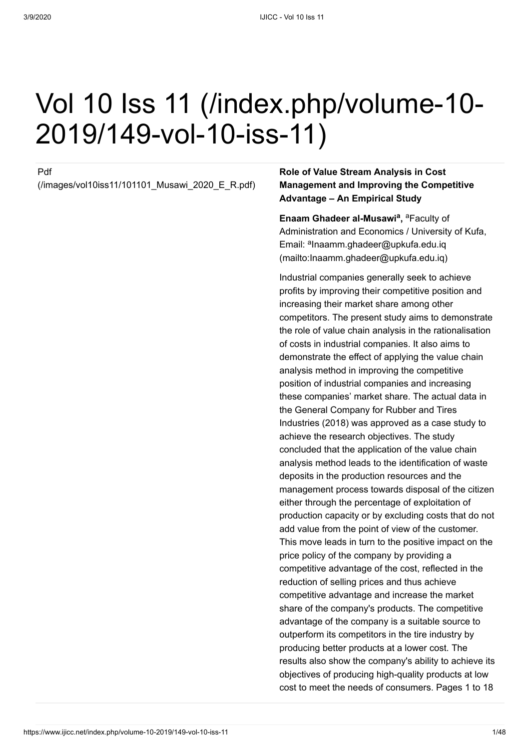# Vol 10 Iss 11 (/index.php/volume-10-2019/149-vol-10-iss-11)

Pdf (/images/vol10iss11/101101_Musawi_2020_E_R.pdf)

**Role of Value Stream Analysis in Cost Management and Improving the Competitive Advantage – An Empirical Study**

**Enaam Ghadeer al-Musawi[a],** [a]Faculty of Administration and Economics / University of Kufa, Email: [a]Inaamm.ghadeer@upkufa.edu.iq (mailto:Inaamm.ghadeer@upkufa.edu.iq)

Industrial companies generally seek to achieve profits by improving their competitive position and increasing their market share among other competitors. The present study aims to demonstrate the role of value chain analysis in the rationalisation of costs in industrial companies. It also aims to demonstrate the effect of applying the value chain analysis method in improving the competitive position of industrial companies and increasing these companies' market share. The actual data in the General Company for Rubber and Tires Industries (2018) was approved as a case study to achieve the research objectives. The study concluded that the application of the value chain analysis method leads to the identification of waste deposits in the production resources and the management process towards disposal of the citizen either through the percentage of exploitation of production capacity or by excluding costs that do not add value from the point of view of the customer. This move leads in turn to the positive impact on the price policy of the company by providing a competitive advantage of the cost, reflected in the reduction of selling prices and thus achieve competitive advantage and increase the market share of the company's products. The competitive advantage of the company is a suitable source to outperform its competitors in the tire industry by producing better products at a lower cost. The results also show the company's ability to achieve its objectives of producing high-quality products at low cost to meet the needs of consumers. Pages 1 to 18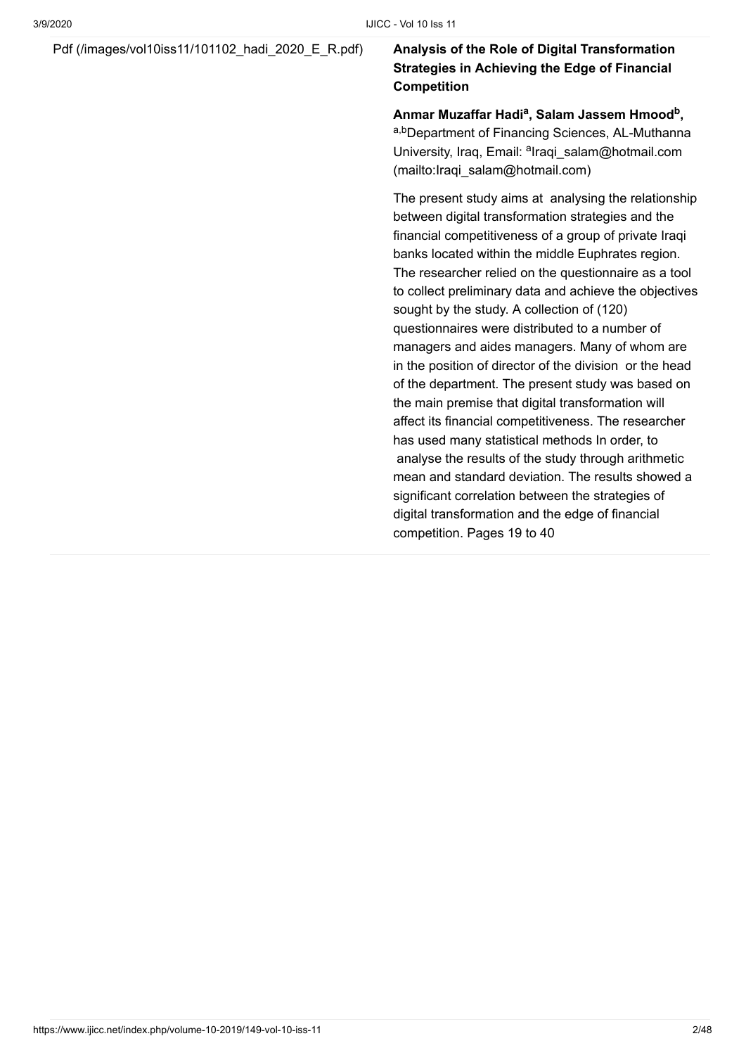Pdf (/images/vol10iss11/101102_hadi_2020_E_R.pdf)

**Analysis of the Role of Digital Transformation Strategies in Achieving the Edge of Financial Competition**

**Anmar Muzaffar Hadi[a], Salam Jassem Hmood[b],**
[a,b]Department of Financing Sciences, AL-Muthanna University, Iraq, Email: [a]Iraqi_salam@hotmail.com (mailto:Iraqi_salam@hotmail.com)

The present study aims at analysing the relationship between digital transformation strategies and the financial competitiveness of a group of private Iraqi banks located within the middle Euphrates region. The researcher relied on the questionnaire as a tool to collect preliminary data and achieve the objectives sought by the study. A collection of (120) questionnaires were distributed to a number of managers and aides managers. Many of whom are in the position of director of the division or the head of the department. The present study was based on the main premise that digital transformation will affect its financial competitiveness. The researcher has used many statistical methods In order, to analyse the results of the study through arithmetic mean and standard deviation. The results showed a significant correlation between the strategies of digital transformation and the edge of financial competition. Pages 19 to 40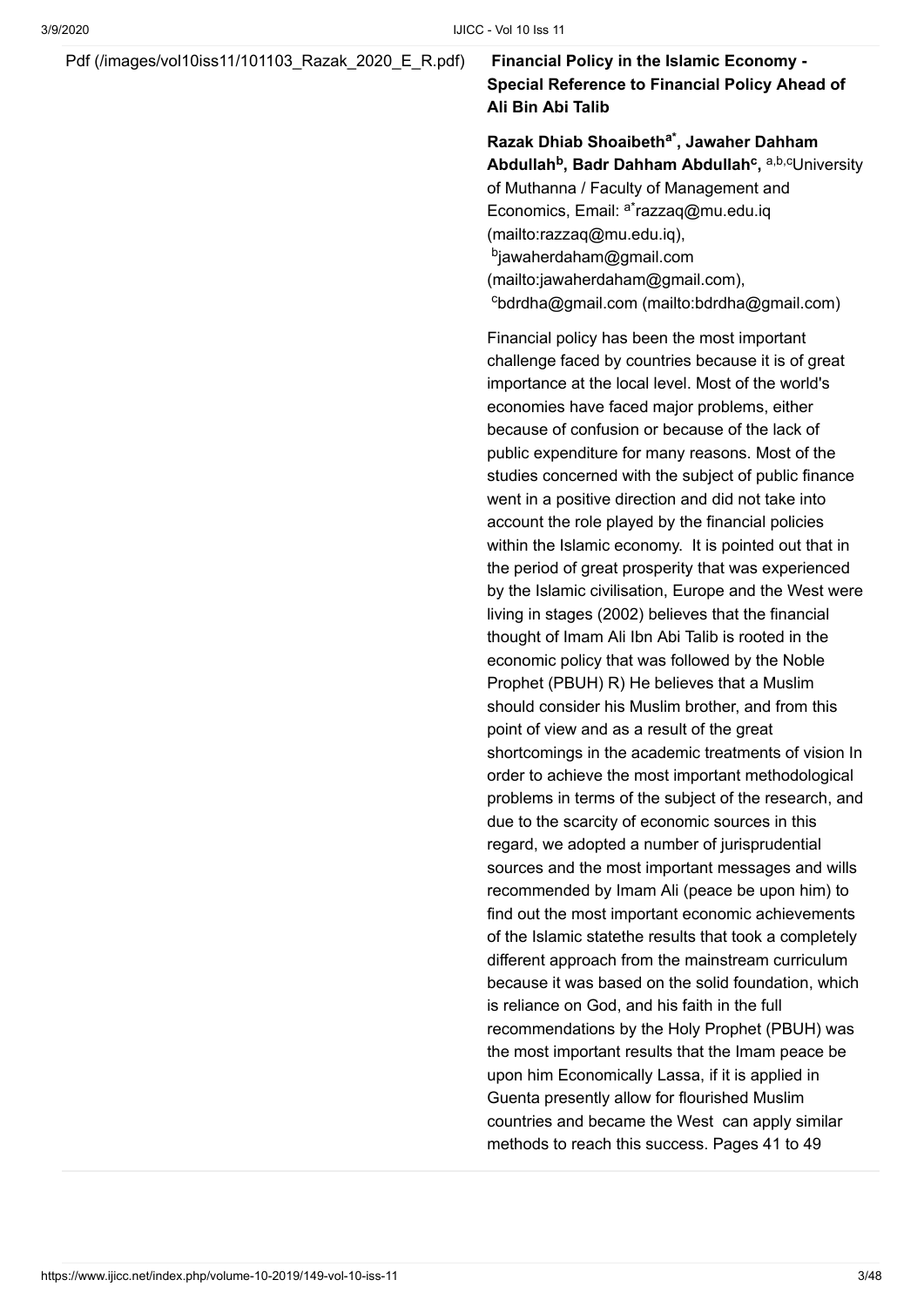Pdf (/images/vol10iss11/101103_Razak_2020_E_R.pdf)

**Financial Policy in the Islamic Economy - Special Reference to Financial Policy Ahead of Ali Bin Abi Talib**

**Razak Dhiab Shoaibeth[a*], Jawaher Dahham Abdullah[b], Badr Dahham Abdullah[c],** [a,b,c]University of Muthanna / Faculty of Management and Economics, Email: [a*]razzaq@mu.edu.iq (mailto:razzaq@mu.edu.iq), [b]jawaherdaham@gmail.com (mailto:jawaherdaham@gmail.com), [c]bdrdha@gmail.com (mailto:bdrdha@gmail.com)

Financial policy has been the most important challenge faced by countries because it is of great importance at the local level. Most of the world's economies have faced major problems, either because of confusion or because of the lack of public expenditure for many reasons. Most of the studies concerned with the subject of public finance went in a positive direction and did not take into account the role played by the financial policies within the Islamic economy. It is pointed out that in the period of great prosperity that was experienced by the Islamic civilisation, Europe and the West were living in stages (2002) believes that the financial thought of Imam Ali Ibn Abi Talib is rooted in the economic policy that was followed by the Noble Prophet (PBUH) R) He believes that a Muslim should consider his Muslim brother, and from this point of view and as a result of the great shortcomings in the academic treatments of vision In order to achieve the most important methodological problems in terms of the subject of the research, and due to the scarcity of economic sources in this regard, we adopted a number of jurisprudential sources and the most important messages and wills recommended by Imam Ali (peace be upon him) to find out the most important economic achievements of the Islamic statethe results that took a completely different approach from the mainstream curriculum because it was based on the solid foundation, which is reliance on God, and his faith in the full recommendations by the Holy Prophet (PBUH) was the most important results that the Imam peace be upon him Economically Lassa, if it is applied in Guenta presently allow for flourished Muslim countries and became the West can apply similar methods to reach this success. Pages 41 to 49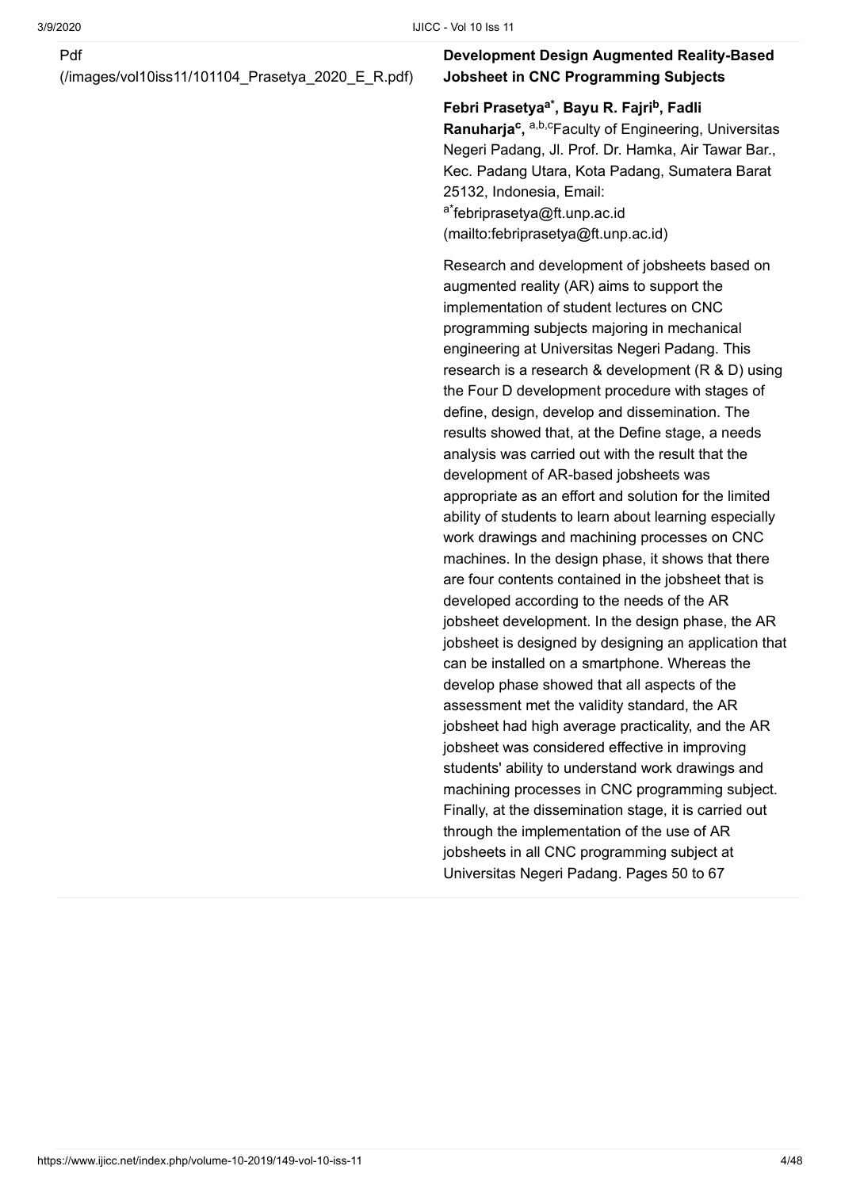Pdf
(/images/vol10iss11/101104_Prasetya_2020_E_R.pdf)

**Development Design Augmented Reality-Based Jobsheet in CNC Programming Subjects**

**Febri Prasetya[a*], Bayu R. Fajri[b], Fadli Ranuharja[c],** [a,b,c]Faculty of Engineering, Universitas Negeri Padang, Jl. Prof. Dr. Hamka, Air Tawar Bar., Kec. Padang Utara, Kota Padang, Sumatera Barat 25132, Indonesia, Email: [a*]febriprasetya@ft.unp.ac.id (mailto:febriprasetya@ft.unp.ac.id)

Research and development of jobsheets based on augmented reality (AR) aims to support the implementation of student lectures on CNC programming subjects majoring in mechanical engineering at Universitas Negeri Padang. This research is a research & development (R & D) using the Four D development procedure with stages of define, design, develop and dissemination. The results showed that, at the Define stage, a needs analysis was carried out with the result that the development of AR-based jobsheets was appropriate as an effort and solution for the limited ability of students to learn about learning especially work drawings and machining processes on CNC machines. In the design phase, it shows that there are four contents contained in the jobsheet that is developed according to the needs of the AR jobsheet development. In the design phase, the AR jobsheet is designed by designing an application that can be installed on a smartphone. Whereas the develop phase showed that all aspects of the assessment met the validity standard, the AR jobsheet had high average practicality, and the AR jobsheet was considered effective in improving students' ability to understand work drawings and machining processes in CNC programming subject. Finally, at the dissemination stage, it is carried out through the implementation of the use of AR jobsheets in all CNC programming subject at Universitas Negeri Padang. Pages 50 to 67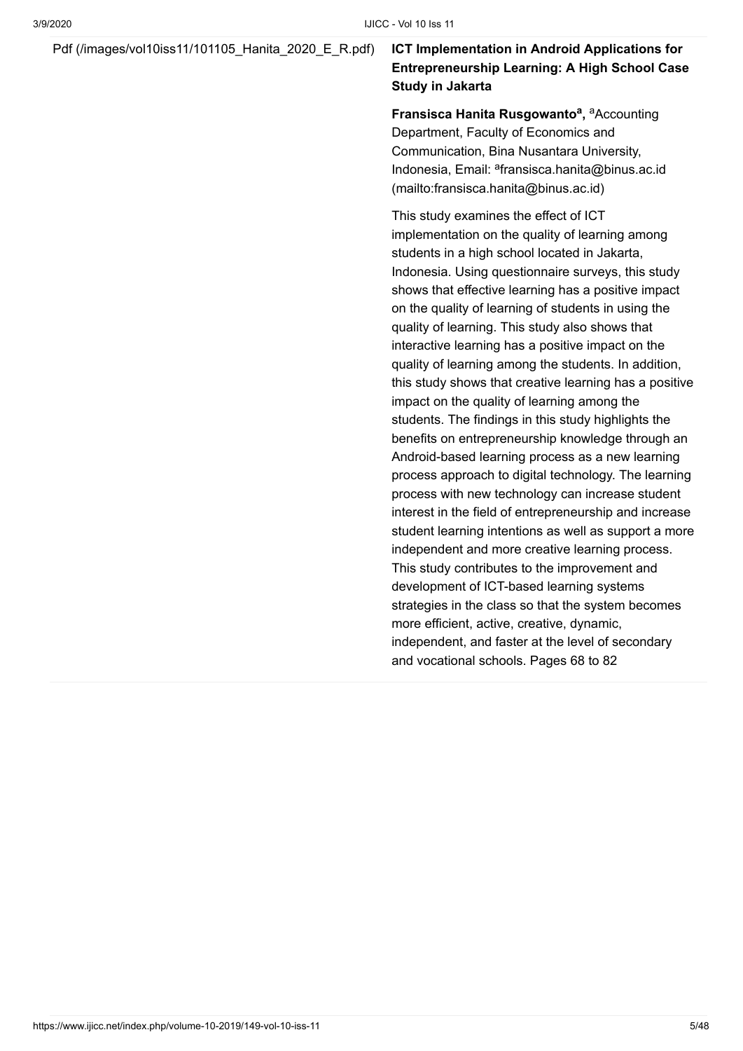Pdf (/images/vol10iss11/101105_Hanita_2020_E_R.pdf)

**ICT Implementation in Android Applications for Entrepreneurship Learning: A High School Case Study in Jakarta**

**Fransisca Hanita Rusgowanto[a],** [a]Accounting Department, Faculty of Economics and Communication, Bina Nusantara University, Indonesia, Email: [a]fransisca.hanita@binus.ac.id (mailto:fransisca.hanita@binus.ac.id)

This study examines the effect of ICT implementation on the quality of learning among students in a high school located in Jakarta, Indonesia. Using questionnaire surveys, this study shows that effective learning has a positive impact on the quality of learning of students in using the quality of learning. This study also shows that interactive learning has a positive impact on the quality of learning among the students. In addition, this study shows that creative learning has a positive impact on the quality of learning among the students. The findings in this study highlights the benefits on entrepreneurship knowledge through an Android-based learning process as a new learning process approach to digital technology. The learning process with new technology can increase student interest in the field of entrepreneurship and increase student learning intentions as well as support a more independent and more creative learning process. This study contributes to the improvement and development of ICT-based learning systems strategies in the class so that the system becomes more efficient, active, creative, dynamic, independent, and faster at the level of secondary and vocational schools. Pages 68 to 82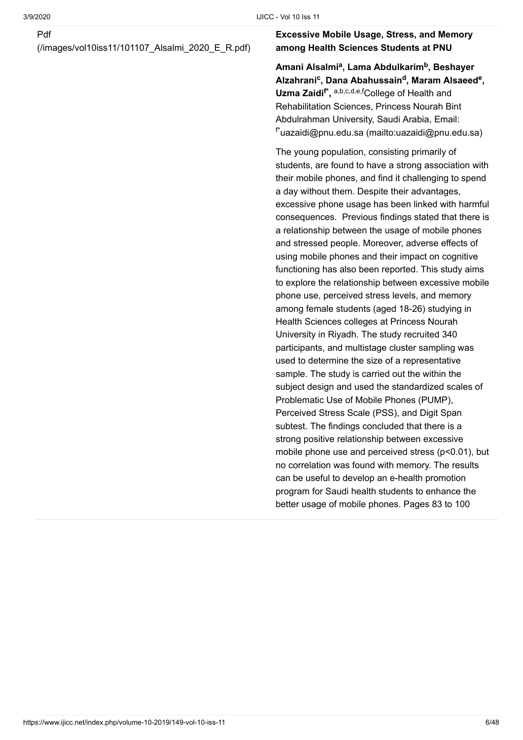Pdf
(/images/vol10iss11/101107_Alsalmi_2020_E_R.pdf)

**Excessive Mobile Usage, Stress, and Memory among Health Sciences Students at PNU**

**Amani Alsalmi[a], Lama Abdulkarim[b], Beshayer Alzahrani[c], Dana Abahussain[d], Maram Alsaeed[e], Uzma Zaidi[f*],** [a,b,c,d,e,f]College of Health and Rehabilitation Sciences, Princess Nourah Bint Abdulrahman University, Saudi Arabia, Email: [f*]uazaidi@pnu.edu.sa (mailto:uazaidi@pnu.edu.sa)

The young population, consisting primarily of students, are found to have a strong association with their mobile phones, and find it challenging to spend a day without them. Despite their advantages, excessive phone usage has been linked with harmful consequences. Previous findings stated that there is a relationship between the usage of mobile phones and stressed people. Moreover, adverse effects of using mobile phones and their impact on cognitive functioning has also been reported. This study aims to explore the relationship between excessive mobile phone use, perceived stress levels, and memory among female students (aged 18-26) studying in Health Sciences colleges at Princess Nourah University in Riyadh. The study recruited 340 participants, and multistage cluster sampling was used to determine the size of a representative sample. The study is carried out the within the subject design and used the standardized scales of Problematic Use of Mobile Phones (PUMP), Perceived Stress Scale (PSS), and Digit Span subtest. The findings concluded that there is a strong positive relationship between excessive mobile phone use and perceived stress ($p<0.01$), but no correlation was found with memory. The results can be useful to develop an e-health promotion program for Saudi health students to enhance the better usage of mobile phones. Pages 83 to 100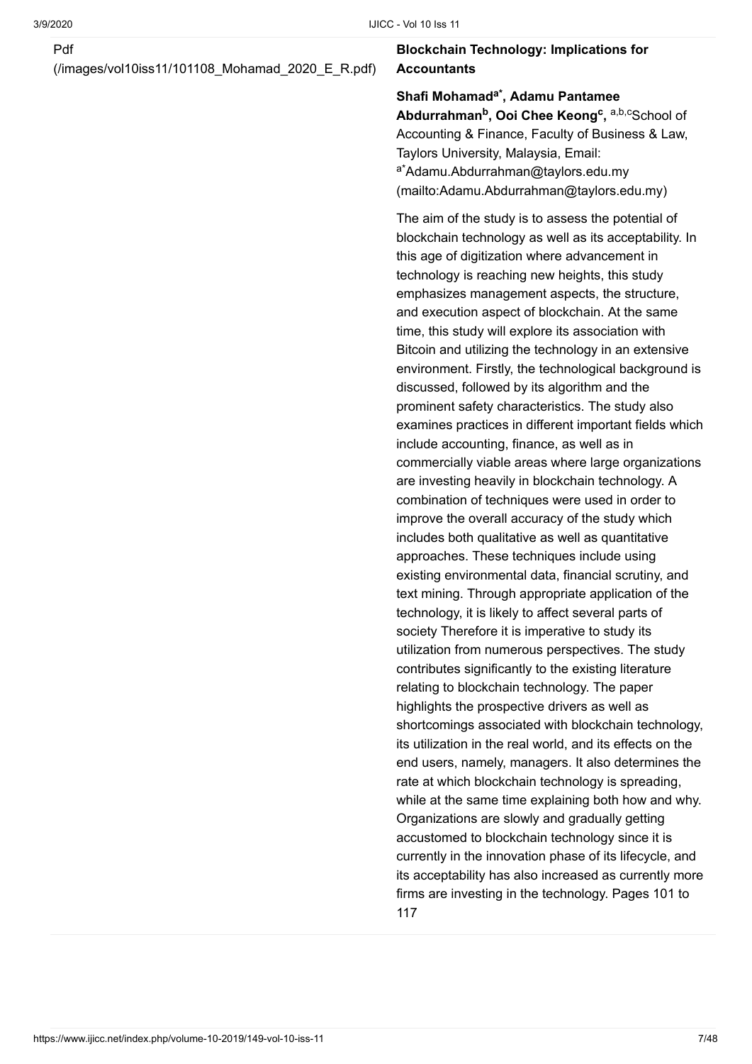Pdf
(/images/vol10iss11/101108_Mohamad_2020_E_R.pdf)

**Blockchain Technology: Implications for Accountants**

**Shafi Mohamad[a*], Adamu Pantamee Abdurrahman[b], Ooi Chee Keong[c],** [a,b,c]School of Accounting & Finance, Faculty of Business & Law, Taylors University, Malaysia, Email: [a*]Adamu.Abdurrahman@taylors.edu.my (mailto:Adamu.Abdurrahman@taylors.edu.my)

The aim of the study is to assess the potential of blockchain technology as well as its acceptability. In this age of digitization where advancement in technology is reaching new heights, this study emphasizes management aspects, the structure, and execution aspect of blockchain. At the same time, this study will explore its association with Bitcoin and utilizing the technology in an extensive environment. Firstly, the technological background is discussed, followed by its algorithm and the prominent safety characteristics. The study also examines practices in different important fields which include accounting, finance, as well as in commercially viable areas where large organizations are investing heavily in blockchain technology. A combination of techniques were used in order to improve the overall accuracy of the study which includes both qualitative as well as quantitative approaches. These techniques include using existing environmental data, financial scrutiny, and text mining. Through appropriate application of the technology, it is likely to affect several parts of society Therefore it is imperative to study its utilization from numerous perspectives. The study contributes significantly to the existing literature relating to blockchain technology. The paper highlights the prospective drivers as well as shortcomings associated with blockchain technology, its utilization in the real world, and its effects on the end users, namely, managers. It also determines the rate at which blockchain technology is spreading, while at the same time explaining both how and why. Organizations are slowly and gradually getting accustomed to blockchain technology since it is currently in the innovation phase of its lifecycle, and its acceptability has also increased as currently more firms are investing in the technology. Pages 101 to 117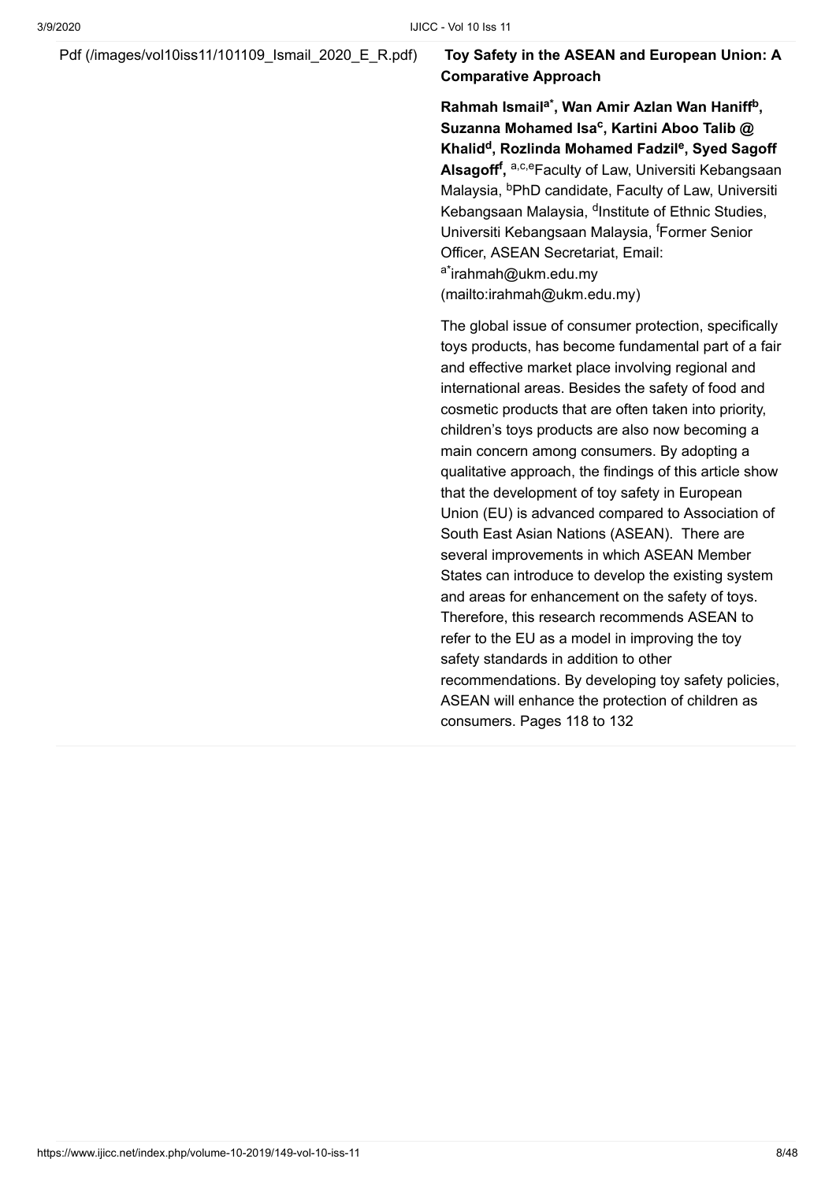Pdf (/images/vol10iss11/101109_Ismail_2020_E_R.pdf)

**Toy Safety in the ASEAN and European Union: A Comparative Approach**

**Rahmah Ismail[a*], Wan Amir Azlan Wan Haniff[b], Suzanna Mohamed Isa[c], Kartini Aboo Talib @ Khalid[d], Rozlinda Mohamed Fadzil[e], Syed Sagoff Alsagoff[f],** [a,c,e]Faculty of Law, Universiti Kebangsaan Malaysia, [b]PhD candidate, Faculty of Law, Universiti Kebangsaan Malaysia, [d]Institute of Ethnic Studies, Universiti Kebangsaan Malaysia, [f]Former Senior Officer, ASEAN Secretariat, Email: [a*]irahmah@ukm.edu.my (mailto:irahmah@ukm.edu.my)

The global issue of consumer protection, specifically toys products, has become fundamental part of a fair and effective market place involving regional and international areas. Besides the safety of food and cosmetic products that are often taken into priority, children's toys products are also now becoming a main concern among consumers. By adopting a qualitative approach, the findings of this article show that the development of toy safety in European Union (EU) is advanced compared to Association of South East Asian Nations (ASEAN). There are several improvements in which ASEAN Member States can introduce to develop the existing system and areas for enhancement on the safety of toys. Therefore, this research recommends ASEAN to refer to the EU as a model in improving the toy safety standards in addition to other recommendations. By developing toy safety policies, ASEAN will enhance the protection of children as consumers. Pages 118 to 132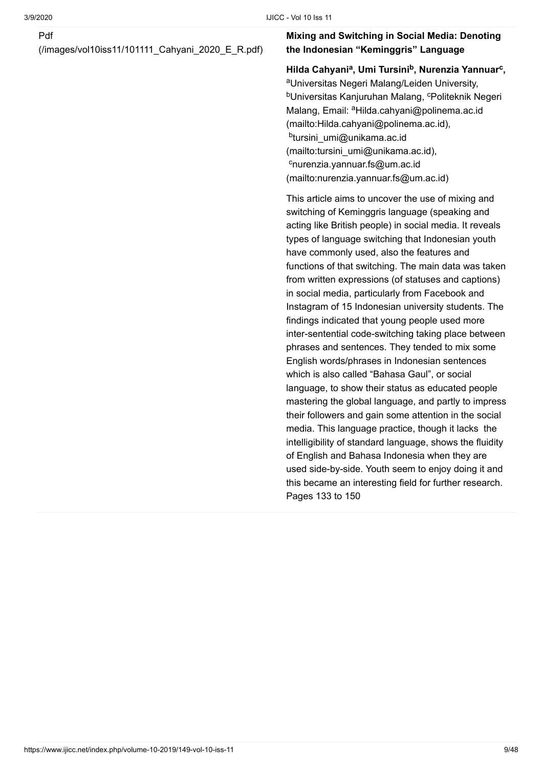Pdf
(/images/vol10iss11/101111_Cahyani_2020_E_R.pdf)

**Mixing and Switching in Social Media: Denoting the Indonesian "Keminggris" Language**

**Hilda Cahyani[a], Umi Tursini[b], Nurenzia Yannuar[c],**
[a]Universitas Negeri Malang/Leiden University, [b]Universitas Kanjuruhan Malang, [c]Politeknik Negeri Malang, Email: [a]Hilda.cahyani@polinema.ac.id (mailto:Hilda.cahyani@polinema.ac.id), [b]tursini_umi@unikama.ac.id (mailto:tursini_umi@unikama.ac.id), [c]nurenzia.yannuar.fs@um.ac.id (mailto:nurenzia.yannuar.fs@um.ac.id)

This article aims to uncover the use of mixing and switching of Keminggris language (speaking and acting like British people) in social media. It reveals types of language switching that Indonesian youth have commonly used, also the features and functions of that switching. The main data was taken from written expressions (of statuses and captions) in social media, particularly from Facebook and Instagram of 15 Indonesian university students. The findings indicated that young people used more inter-sentential code-switching taking place between phrases and sentences. They tended to mix some English words/phrases in Indonesian sentences which is also called "Bahasa Gaul", or social language, to show their status as educated people mastering the global language, and partly to impress their followers and gain some attention in the social media. This language practice, though it lacks the intelligibility of standard language, shows the fluidity of English and Bahasa Indonesia when they are used side-by-side. Youth seem to enjoy doing it and this became an interesting field for further research.
Pages 133 to 150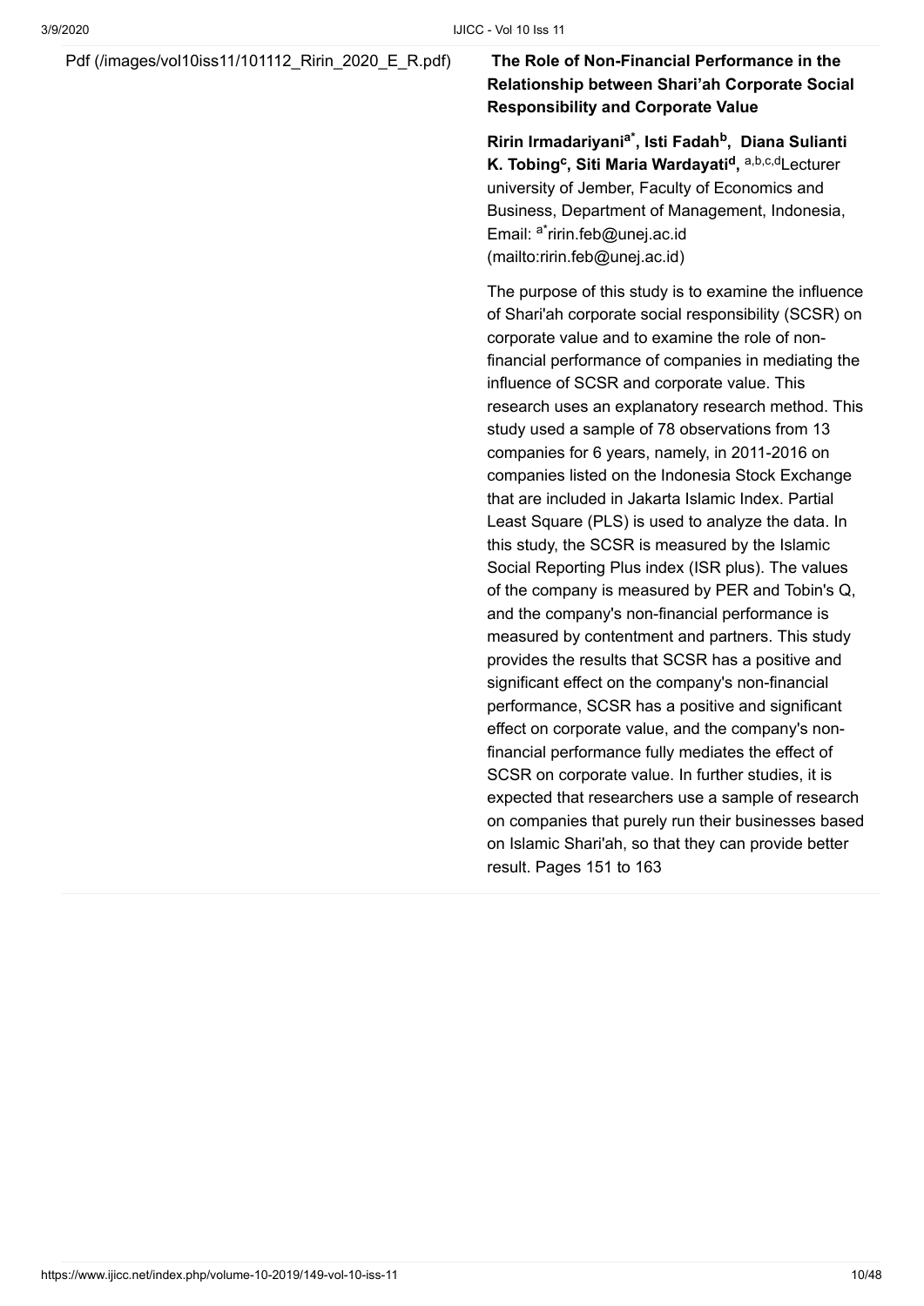Pdf (/images/vol10iss11/101112_Ririn_2020_E_R.pdf)

**The Role of Non-Financial Performance in the Relationship between Shari'ah Corporate Social Responsibility and Corporate Value**

**Ririn Irmadariyani[a*], Isti Fadah[b], Diana Sulianti K. Tobing[c], Siti Maria Wardayati[d],** [a,b,c,d]Lecturer university of Jember, Faculty of Economics and Business, Department of Management, Indonesia, Email: [a*]ririn.feb@unej.ac.id (mailto:ririn.feb@unej.ac.id)

The purpose of this study is to examine the influence of Shari'ah corporate social responsibility (SCSR) on corporate value and to examine the role of non-financial performance of companies in mediating the influence of SCSR and corporate value. This research uses an explanatory research method. This study used a sample of 78 observations from 13 companies for 6 years, namely, in 2011-2016 on companies listed on the Indonesia Stock Exchange that are included in Jakarta Islamic Index. Partial Least Square (PLS) is used to analyze the data. In this study, the SCSR is measured by the Islamic Social Reporting Plus index (ISR plus). The values of the company is measured by PER and Tobin's Q, and the company's non-financial performance is measured by contentment and partners. This study provides the results that SCSR has a positive and significant effect on the company's non-financial performance, SCSR has a positive and significant effect on corporate value, and the company's non-financial performance fully mediates the effect of SCSR on corporate value. In further studies, it is expected that researchers use a sample of research on companies that purely run their businesses based on Islamic Shari'ah, so that they can provide better result. Pages 151 to 163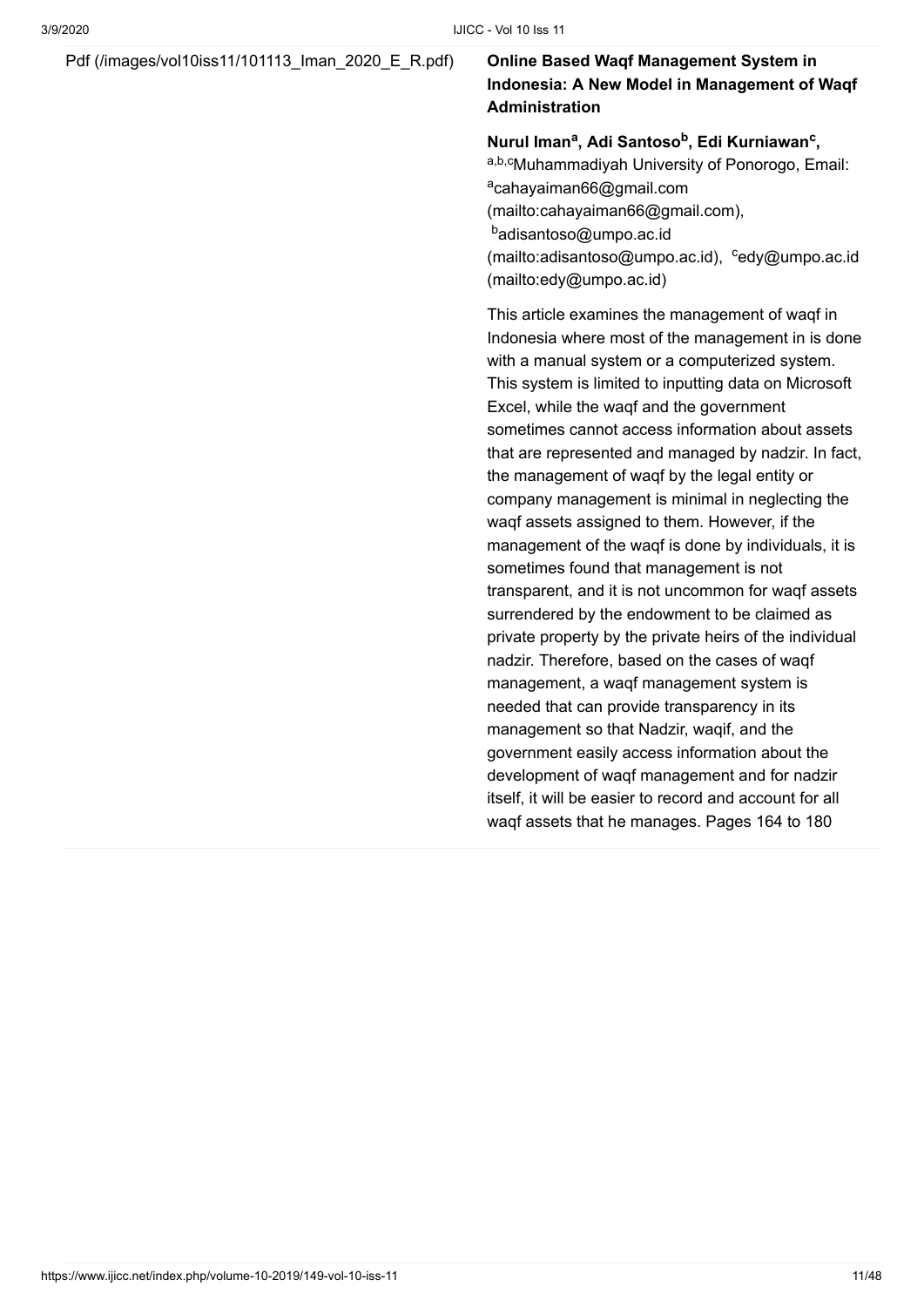Pdf (/images/vol10iss11/101113_Iman_2020_E_R.pdf)

**Online Based Waqf Management System in Indonesia: A New Model in Management of Waqf Administration**

**Nurul Iman[a], Adi Santoso[b], Edi Kurniawan[c],**

[a,b,c]Muhammadiyah University of Ponorogo, Email: [a]cahayaiman66@gmail.com (mailto:cahayaiman66@gmail.com), [b]adisantoso@umpo.ac.id (mailto:adisantoso@umpo.ac.id), [c]edy@umpo.ac.id (mailto:edy@umpo.ac.id)

This article examines the management of waqf in Indonesia where most of the management in is done with a manual system or a computerized system. This system is limited to inputting data on Microsoft Excel, while the waqf and the government sometimes cannot access information about assets that are represented and managed by nadzir. In fact, the management of waqf by the legal entity or company management is minimal in neglecting the waqf assets assigned to them. However, if the management of the waqf is done by individuals, it is sometimes found that management is not transparent, and it is not uncommon for waqf assets surrendered by the endowment to be claimed as private property by the private heirs of the individual nadzir. Therefore, based on the cases of waqf management, a waqf management system is needed that can provide transparency in its management so that Nadzir, waqif, and the government easily access information about the development of waqf management and for nadzir itself, it will be easier to record and account for all waqf assets that he manages. Pages 164 to 180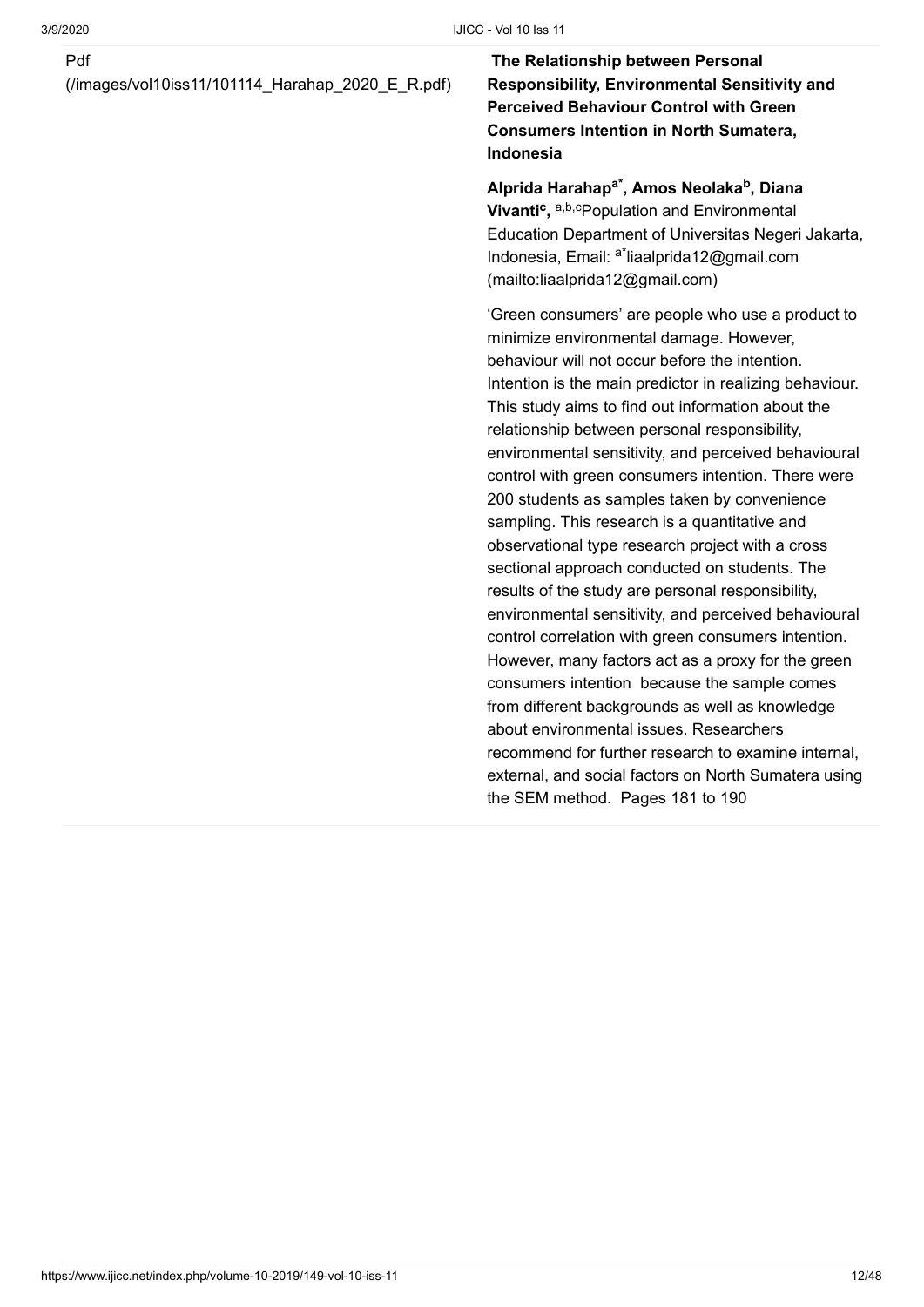Pdf (/images/vol10iss11/101114_Harahap_2020_E_R.pdf)

**The Relationship between Personal Responsibility, Environmental Sensitivity and Perceived Behaviour Control with Green Consumers Intention in North Sumatera, Indonesia**

**Alprida Harahap[a*], Amos Neolaka[b], Diana Vivanti[c],** [a,b,c]Population and Environmental Education Department of Universitas Negeri Jakarta, Indonesia, Email: [a*]liaalprida12@gmail.com (mailto:liaalprida12@gmail.com)

'Green consumers' are people who use a product to minimize environmental damage. However, behaviour will not occur before the intention. Intention is the main predictor in realizing behaviour. This study aims to find out information about the relationship between personal responsibility, environmental sensitivity, and perceived behavioural control with green consumers intention. There were 200 students as samples taken by convenience sampling. This research is a quantitative and observational type research project with a cross sectional approach conducted on students. The results of the study are personal responsibility, environmental sensitivity, and perceived behavioural control correlation with green consumers intention. However, many factors act as a proxy for the green consumers intention because the sample comes from different backgrounds as well as knowledge about environmental issues. Researchers recommend for further research to examine internal, external, and social factors on North Sumatera using the SEM method. Pages 181 to 190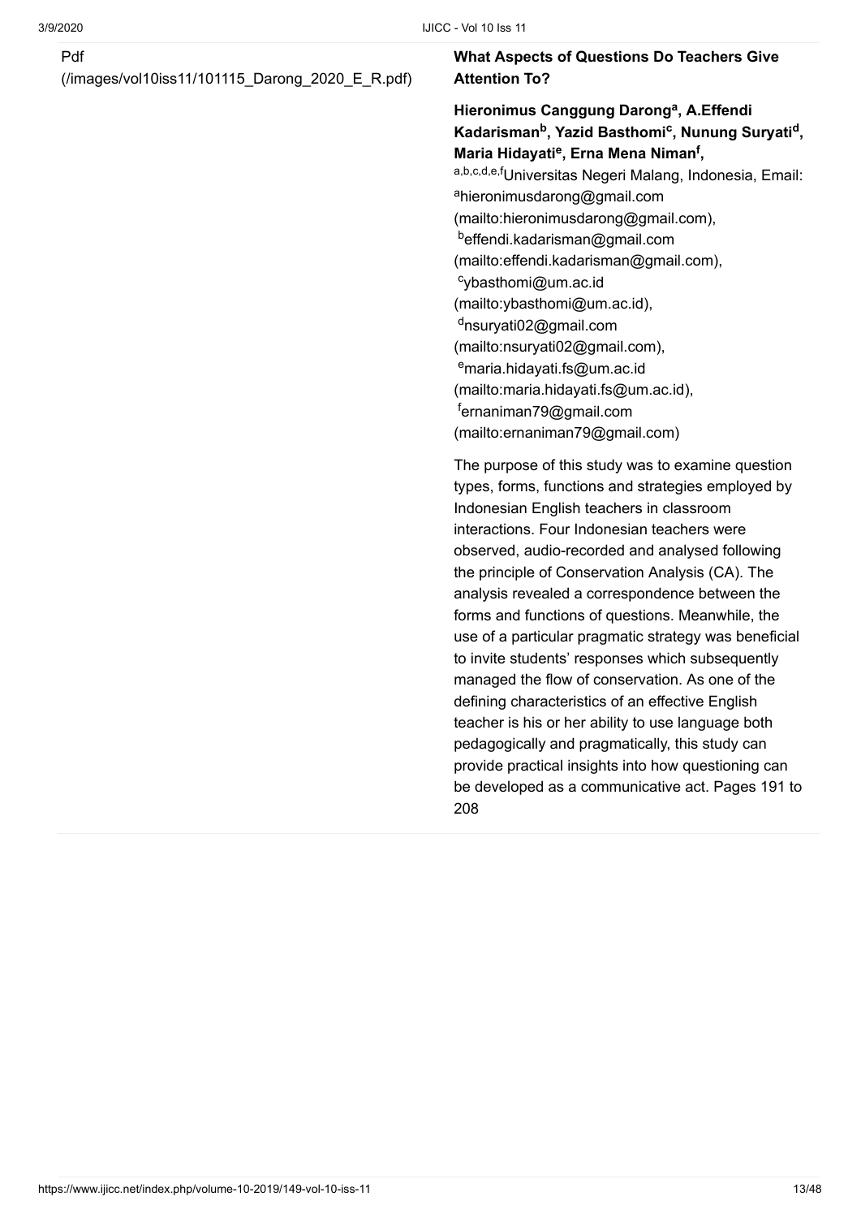Pdf
(/images/vol10iss11/101115_Darong_2020_E_R.pdf)

**What Aspects of Questions Do Teachers Give Attention To?**

**Hieronimus Canggung Darong[a], A.Effendi Kadarisman[b], Yazid Basthomi[c], Nunung Suryati[d], Maria Hidayati[e], Erna Mena Niman[f],**

[a,b,c,d,e,f]Universitas Negeri Malang, Indonesia, Email: [a]hieronimusdarong@gmail.com (mailto:hieronimusdarong@gmail.com), [b]effendi.kadarisman@gmail.com (mailto:effendi.kadarisman@gmail.com), [c]ybasthomi@um.ac.id (mailto:ybasthomi@um.ac.id), [d]nsuryati02@gmail.com (mailto:nsuryati02@gmail.com), [e]maria.hidayati.fs@um.ac.id (mailto:maria.hidayati.fs@um.ac.id), [f]ernaniman79@gmail.com (mailto:ernaniman79@gmail.com)

The purpose of this study was to examine question types, forms, functions and strategies employed by Indonesian English teachers in classroom interactions. Four Indonesian teachers were observed, audio-recorded and analysed following the principle of Conservation Analysis (CA). The analysis revealed a correspondence between the forms and functions of questions. Meanwhile, the use of a particular pragmatic strategy was beneficial to invite students' responses which subsequently managed the flow of conservation. As one of the defining characteristics of an effective English teacher is his or her ability to use language both pedagogically and pragmatically, this study can provide practical insights into how questioning can be developed as a communicative act. Pages 191 to 208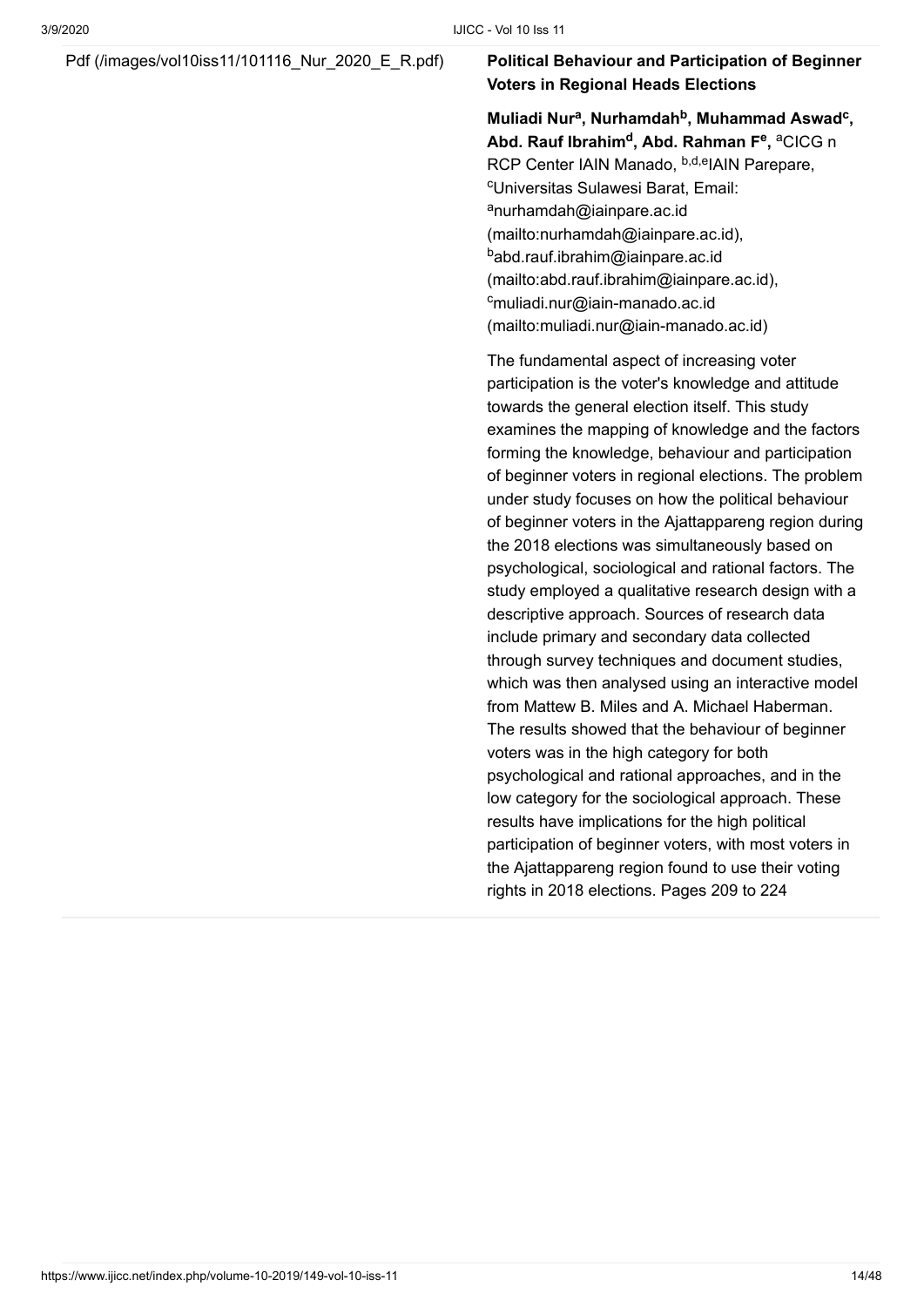Pdf (/images/vol10iss11/101116_Nur_2020_E_R.pdf)

**Political Behaviour and Participation of Beginner Voters in Regional Heads Elections**

**Muliadi Nur[a], Nurhamdah[b], Muhammad Aswad[c], Abd. Rauf Ibrahim[d], Abd. Rahman F[e],** [a]CICG n RCP Center IAIN Manado, [b,d,e]IAIN Parepare, [c]Universitas Sulawesi Barat, Email: [a]nurhamdah@iainpare.ac.id (mailto:nurhamdah@iainpare.ac.id), [b]abd.rauf.ibrahim@iainpare.ac.id (mailto:abd.rauf.ibrahim@iainpare.ac.id), [c]muliadi.nur@iain-manado.ac.id (mailto:muliadi.nur@iain-manado.ac.id)

The fundamental aspect of increasing voter participation is the voter's knowledge and attitude towards the general election itself. This study examines the mapping of knowledge and the factors forming the knowledge, behaviour and participation of beginner voters in regional elections. The problem under study focuses on how the political behaviour of beginner voters in the Ajattappareng region during the 2018 elections was simultaneously based on psychological, sociological and rational factors. The study employed a qualitative research design with a descriptive approach. Sources of research data include primary and secondary data collected through survey techniques and document studies, which was then analysed using an interactive model from Mattew B. Miles and A. Michael Haberman. The results showed that the behaviour of beginner voters was in the high category for both psychological and rational approaches, and in the low category for the sociological approach. These results have implications for the high political participation of beginner voters, with most voters in the Ajattappareng region found to use their voting rights in 2018 elections. Pages 209 to 224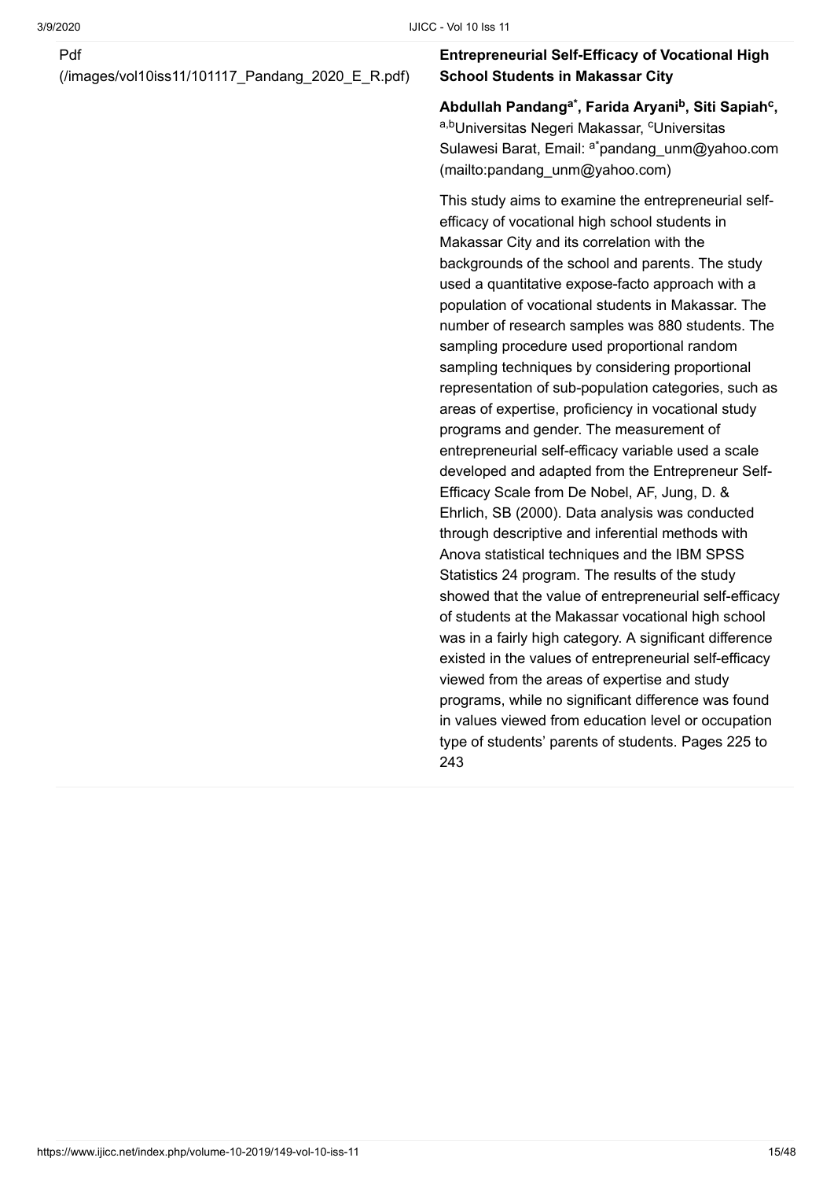Pdf (/images/vol10iss11/101117_Pandang_2020_E_R.pdf)

**Entrepreneurial Self-Efficacy of Vocational High School Students in Makassar City**

**Abdullah Pandang[a*], Farida Aryani[b], Siti Sapiah[c],**
[a,b]Universitas Negeri Makassar, [c]Universitas Sulawesi Barat, Email: [a*]pandang_unm@yahoo.com (mailto:pandang_unm@yahoo.com)

This study aims to examine the entrepreneurial self-efficacy of vocational high school students in Makassar City and its correlation with the backgrounds of the school and parents. The study used a quantitative expose-facto approach with a population of vocational students in Makassar. The number of research samples was 880 students. The sampling procedure used proportional random sampling techniques by considering proportional representation of sub-population categories, such as areas of expertise, proficiency in vocational study programs and gender. The measurement of entrepreneurial self-efficacy variable used a scale developed and adapted from the Entrepreneur Self-Efficacy Scale from De Nobel, AF, Jung, D. & Ehrlich, SB (2000). Data analysis was conducted through descriptive and inferential methods with Anova statistical techniques and the IBM SPSS Statistics 24 program. The results of the study showed that the value of entrepreneurial self-efficacy of students at the Makassar vocational high school was in a fairly high category. A significant difference existed in the values of entrepreneurial self-efficacy viewed from the areas of expertise and study programs, while no significant difference was found in values viewed from education level or occupation type of students' parents of students. Pages 225 to 243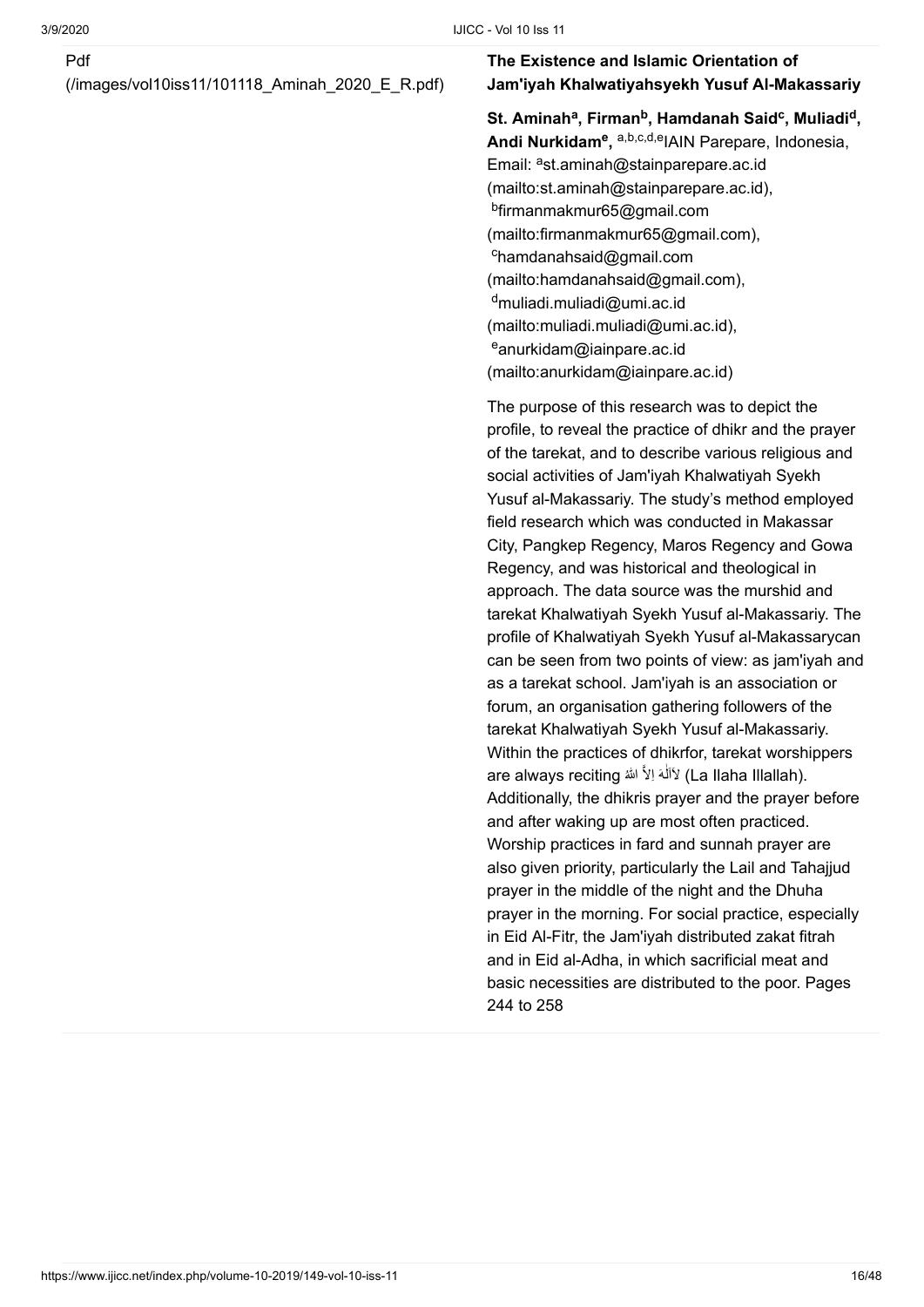Pdf (/images/vol10iss11/101118_Aminah_2020_E_R.pdf)

**The Existence and Islamic Orientation of Jam'iyah Khalwatiyahsyekh Yusuf Al-Makassariy**

**St. Aminah[a], Firman[b], Hamdanah Said[c], Muliadi[d], Andi Nurkidam[e],** [a,b,c,d,e]IAIN Parepare, Indonesia, Email: [a]st.aminah@stainparepare.ac.id (mailto:st.aminah@stainparepare.ac.id), [b]firmanmakmur65@gmail.com (mailto:firmanmakmur65@gmail.com), [c]hamdanahsaid@gmail.com (mailto:hamdanahsaid@gmail.com), [d]muliadi.muliadi@umi.ac.id (mailto:muliadi.muliadi@umi.ac.id), [e]anurkidam@iainpare.ac.id (mailto:anurkidam@iainpare.ac.id)

The purpose of this research was to depict the profile, to reveal the practice of dhikr and the prayer of the tarekat, and to describe various religious and social activities of Jam'iyah Khalwatiyah Syekh Yusuf al-Makassariy. The study's method employed field research which was conducted in Makassar City, Pangkep Regency, Maros Regency and Gowa Regency, and was historical and theological in approach. The data source was the murshid and tarekat Khalwatiyah Syekh Yusuf al-Makassariy. The profile of Khalwatiyah Syekh Yusuf al-Makassarycan can be seen from two points of view: as jam'iyah and as a tarekat school. Jam'iyah is an association or forum, an organisation gathering followers of the tarekat Khalwatiyah Syekh Yusuf al-Makassariy. Within the practices of dhikrfor, tarekat worshippers are always reciting لاَاَلٰهَ اِلاَّ الله (La Ilaha Illallah). Additionally, the dhikris prayer and the prayer before and after waking up are most often practiced. Worship practices in fard and sunnah prayer are also given priority, particularly the Lail and Tahajjud prayer in the middle of the night and the Dhuha prayer in the morning. For social practice, especially in Eid Al-Fitr, the Jam'iyah distributed zakat fitrah and in Eid al-Adha, in which sacrificial meat and basic necessities are distributed to the poor. Pages 244 to 258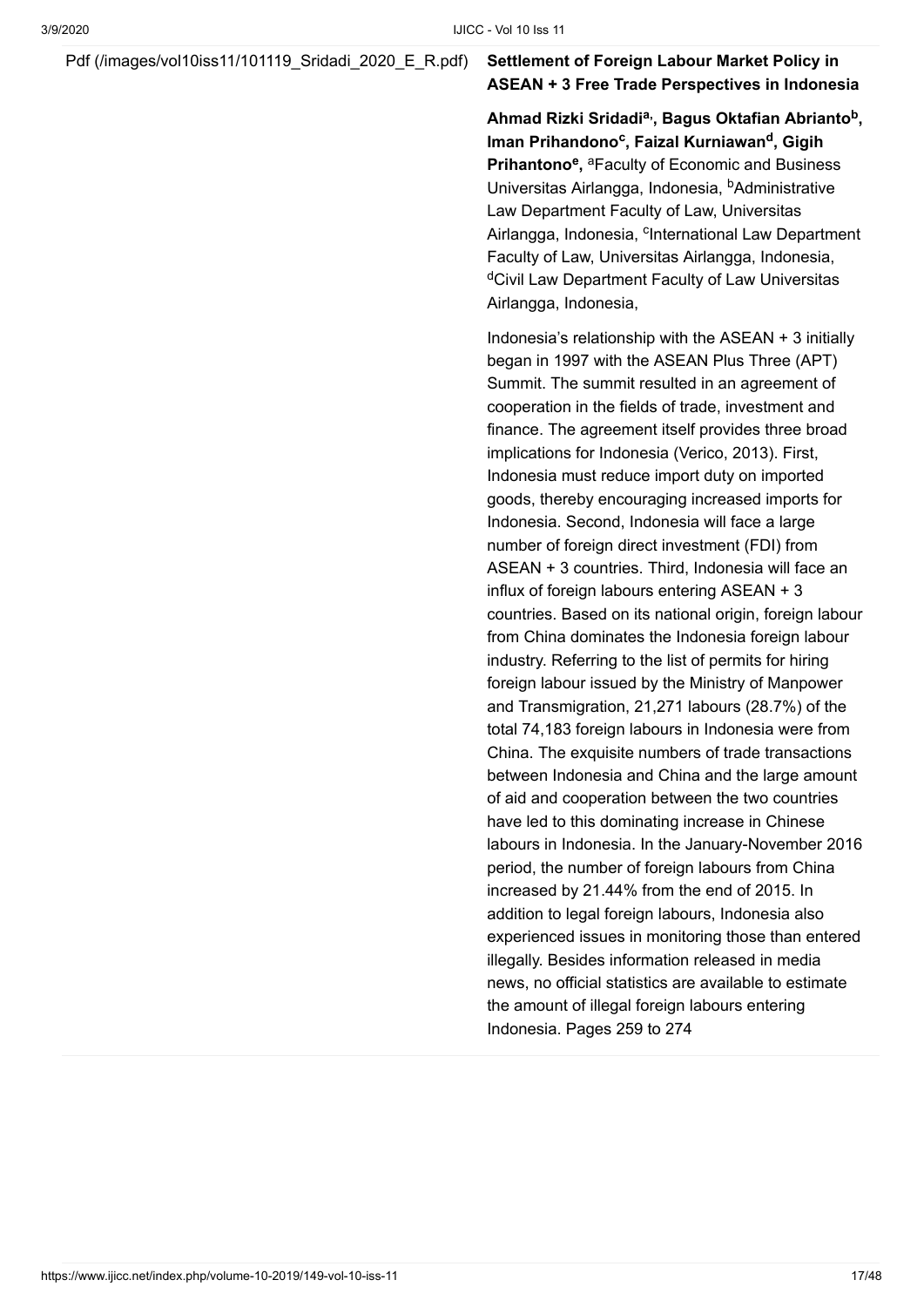Pdf (/images/vol10iss11/101119_Sridadi_2020_E_R.pdf)

**Settlement of Foreign Labour Market Policy in ASEAN + 3 Free Trade Perspectives in Indonesia**

**Ahmad Rizki Sridadi[a], Bagus Oktafian Abrianto[b], Iman Prihandono[c], Faizal Kurniawan[d], Gigih Prihantono[e],** [a]Faculty of Economic and Business Universitas Airlangga, Indonesia, [b]Administrative Law Department Faculty of Law, Universitas Airlangga, Indonesia, [c]International Law Department Faculty of Law, Universitas Airlangga, Indonesia, [d]Civil Law Department Faculty of Law Universitas Airlangga, Indonesia,

Indonesia's relationship with the ASEAN + 3 initially began in 1997 with the ASEAN Plus Three (APT) Summit. The summit resulted in an agreement of cooperation in the fields of trade, investment and finance. The agreement itself provides three broad implications for Indonesia (Verico, 2013). First, Indonesia must reduce import duty on imported goods, thereby encouraging increased imports for Indonesia. Second, Indonesia will face a large number of foreign direct investment (FDI) from ASEAN + 3 countries. Third, Indonesia will face an influx of foreign labours entering ASEAN + 3 countries. Based on its national origin, foreign labour from China dominates the Indonesia foreign labour industry. Referring to the list of permits for hiring foreign labour issued by the Ministry of Manpower and Transmigration, 21,271 labours (28.7%) of the total 74,183 foreign labours in Indonesia were from China. The exquisite numbers of trade transactions between Indonesia and China and the large amount of aid and cooperation between the two countries have led to this dominating increase in Chinese labours in Indonesia. In the January-November 2016 period, the number of foreign labours from China increased by 21.44% from the end of 2015. In addition to legal foreign labours, Indonesia also experienced issues in monitoring those than entered illegally. Besides information released in media news, no official statistics are available to estimate the amount of illegal foreign labours entering Indonesia. Pages 259 to 274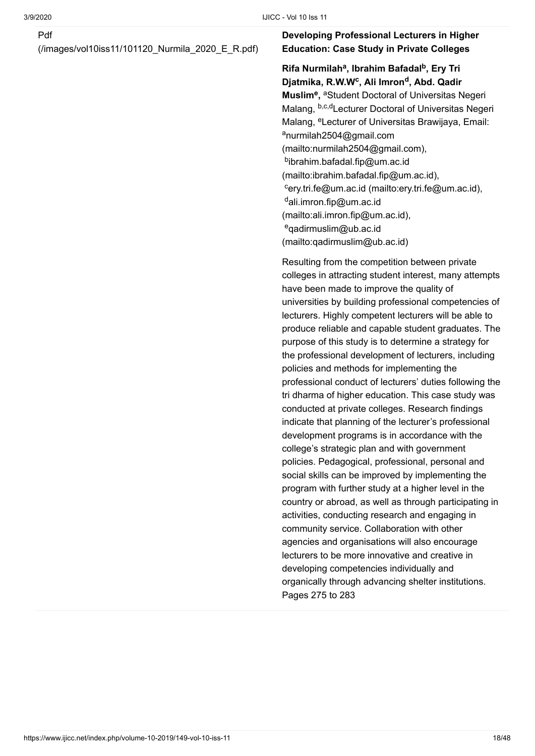Pdf
(/images/vol10iss11/101120_Nurmila_2020_E_R.pdf)

**Developing Professional Lecturers in Higher Education: Case Study in Private Colleges**

**Rifa Nurmilah[a], Ibrahim Bafadal[b], Ery Tri Djatmika, R.W.W[c], Ali Imron[d], Abd. Qadir Muslim[e],** [a]Student Doctoral of Universitas Negeri Malang, [b,c,d]Lecturer Doctoral of Universitas Negeri Malang, [e]Lecturer of Universitas Brawijaya, Email: [a]nurmilah2504@gmail.com (mailto:nurmilah2504@gmail.com), [b]ibrahim.bafadal.fip@um.ac.id (mailto:ibrahim.bafadal.fip@um.ac.id), [c]ery.tri.fe@um.ac.id (mailto:ery.tri.fe@um.ac.id), [d]ali.imron.fip@um.ac.id (mailto:ali.imron.fip@um.ac.id), [e]qadirmuslim@ub.ac.id (mailto:qadirmuslim@ub.ac.id)

Resulting from the competition between private colleges in attracting student interest, many attempts have been made to improve the quality of universities by building professional competencies of lecturers. Highly competent lecturers will be able to produce reliable and capable student graduates. The purpose of this study is to determine a strategy for the professional development of lecturers, including policies and methods for implementing the professional conduct of lecturers' duties following the tri dharma of higher education. This case study was conducted at private colleges. Research findings indicate that planning of the lecturer's professional development programs is in accordance with the college's strategic plan and with government policies. Pedagogical, professional, personal and social skills can be improved by implementing the program with further study at a higher level in the country or abroad, as well as through participating in activities, conducting research and engaging in community service. Collaboration with other agencies and organisations will also encourage lecturers to be more innovative and creative in developing competencies individually and organically through advancing shelter institutions. Pages 275 to 283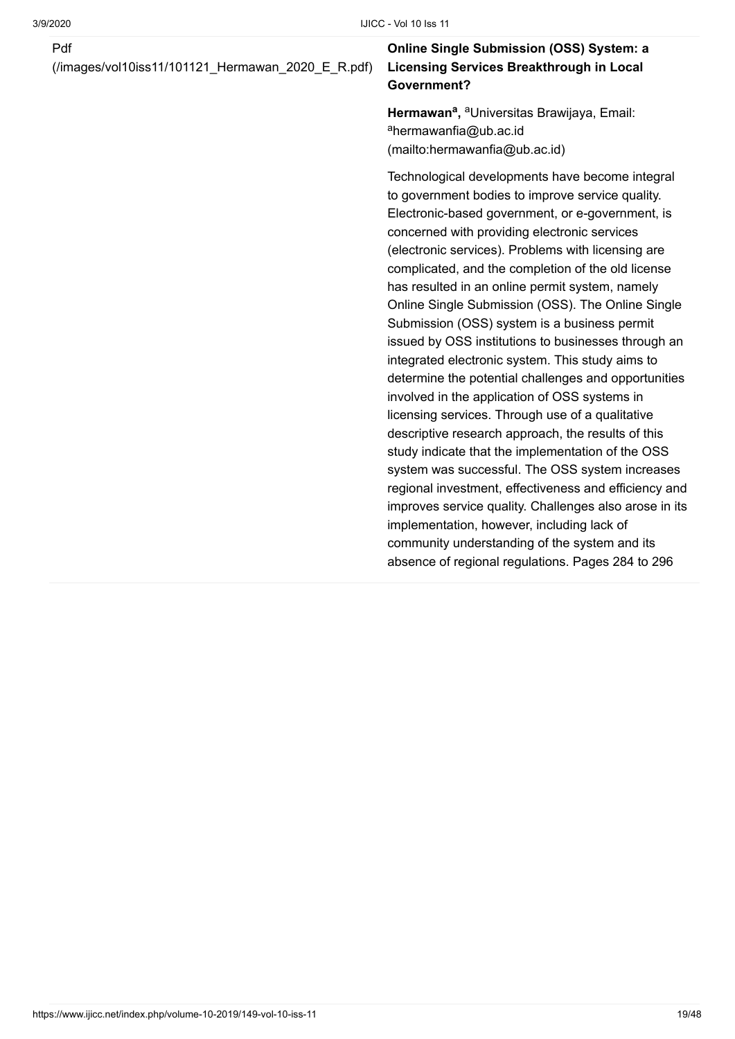Pdf
(/images/vol10iss11/101121_Hermawan_2020_E_R.pdf)

**Online Single Submission (OSS) System: a Licensing Services Breakthrough in Local Government?**

**Hermawan[a],** [a]Universitas Brawijaya, Email: [a]hermawanfia@ub.ac.id (mailto:hermawanfia@ub.ac.id)

Technological developments have become integral to government bodies to improve service quality. Electronic-based government, or e-government, is concerned with providing electronic services (electronic services). Problems with licensing are complicated, and the completion of the old license has resulted in an online permit system, namely Online Single Submission (OSS). The Online Single Submission (OSS) system is a business permit issued by OSS institutions to businesses through an integrated electronic system. This study aims to determine the potential challenges and opportunities involved in the application of OSS systems in licensing services. Through use of a qualitative descriptive research approach, the results of this study indicate that the implementation of the OSS system was successful. The OSS system increases regional investment, effectiveness and efficiency and improves service quality. Challenges also arose in its implementation, however, including lack of community understanding of the system and its absence of regional regulations. Pages 284 to 296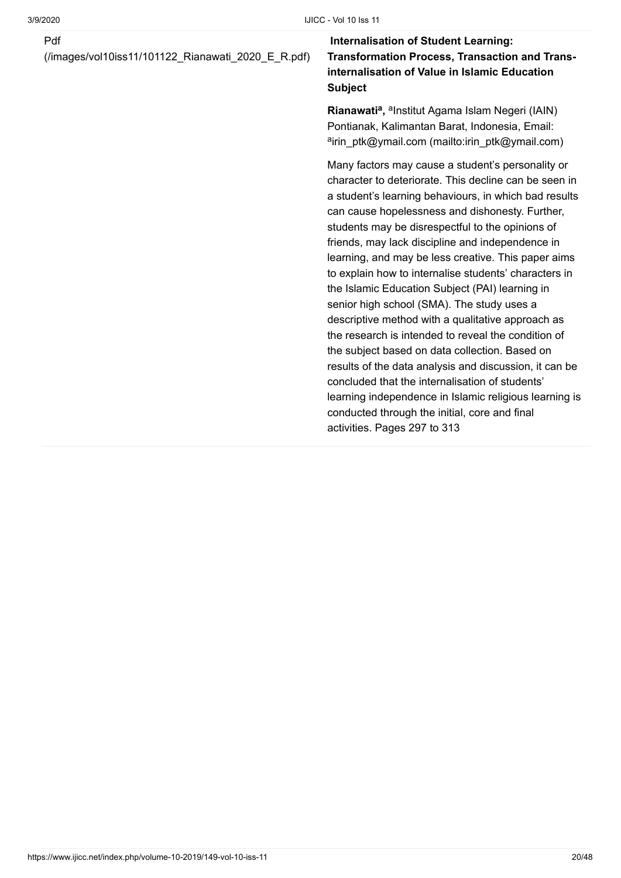Pdf
(/images/vol10iss11/101122_Rianawati_2020_E_R.pdf)

**Internalisation of Student Learning: Transformation Process, Transaction and Trans-internalisation of Value in Islamic Education Subject**

**Rianawati[a],** [a]Institut Agama Islam Negeri (IAIN) Pontianak, Kalimantan Barat, Indonesia, Email: [a]irin_ptk@ymail.com (mailto:irin_ptk@ymail.com)

Many factors may cause a student's personality or character to deteriorate. This decline can be seen in a student's learning behaviours, in which bad results can cause hopelessness and dishonesty. Further, students may be disrespectful to the opinions of friends, may lack discipline and independence in learning, and may be less creative. This paper aims to explain how to internalise students' characters in the Islamic Education Subject (PAI) learning in senior high school (SMA). The study uses a descriptive method with a qualitative approach as the research is intended to reveal the condition of the subject based on data collection. Based on results of the data analysis and discussion, it can be concluded that the internalisation of students' learning independence in Islamic religious learning is conducted through the initial, core and final activities. Pages 297 to 313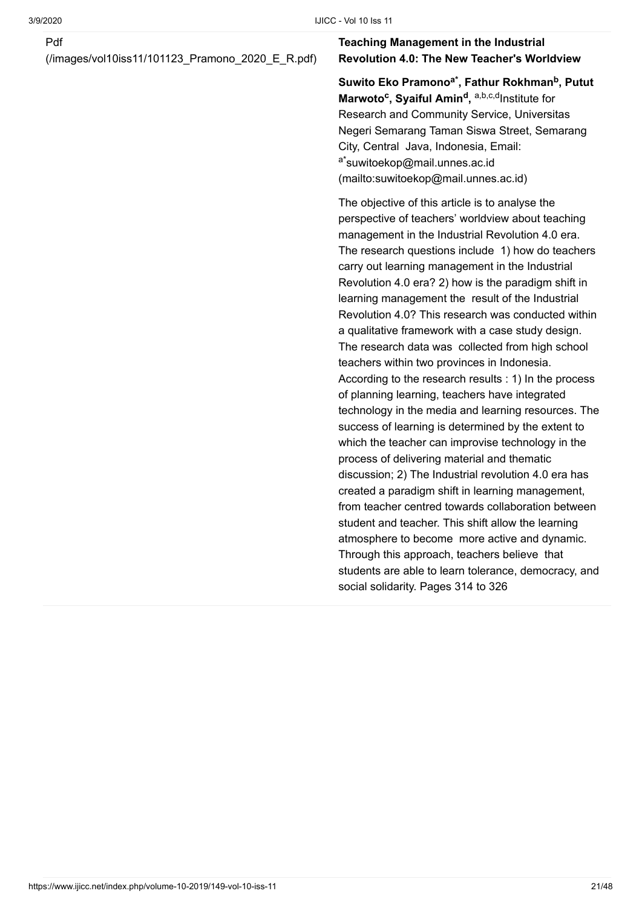Pdf
(/images/vol10iss11/101123_Pramono_2020_E_R.pdf)

**Teaching Management in the Industrial Revolution 4.0: The New Teacher's Worldview**

**Suwito Eko Pramono[a*], Fathur Rokhman[b], Putut Marwoto[c], Syaiful Amin[d],** [a,b,c,d]Institute for Research and Community Service, Universitas Negeri Semarang Taman Siswa Street, Semarang City, Central Java, Indonesia, Email: [a*]suwitoekop@mail.unnes.ac.id (mailto:suwitoekop@mail.unnes.ac.id)

The objective of this article is to analyse the perspective of teachers' worldview about teaching management in the Industrial Revolution 4.0 era. The research questions include 1) how do teachers carry out learning management in the Industrial Revolution 4.0 era? 2) how is the paradigm shift in learning management the result of the Industrial Revolution 4.0? This research was conducted within a qualitative framework with a case study design. The research data was collected from high school teachers within two provinces in Indonesia. According to the research results : 1) In the process of planning learning, teachers have integrated technology in the media and learning resources. The success of learning is determined by the extent to which the teacher can improvise technology in the process of delivering material and thematic discussion; 2) The Industrial revolution 4.0 era has created a paradigm shift in learning management, from teacher centred towards collaboration between student and teacher. This shift allow the learning atmosphere to become more active and dynamic. Through this approach, teachers believe that students are able to learn tolerance, democracy, and social solidarity. Pages 314 to 326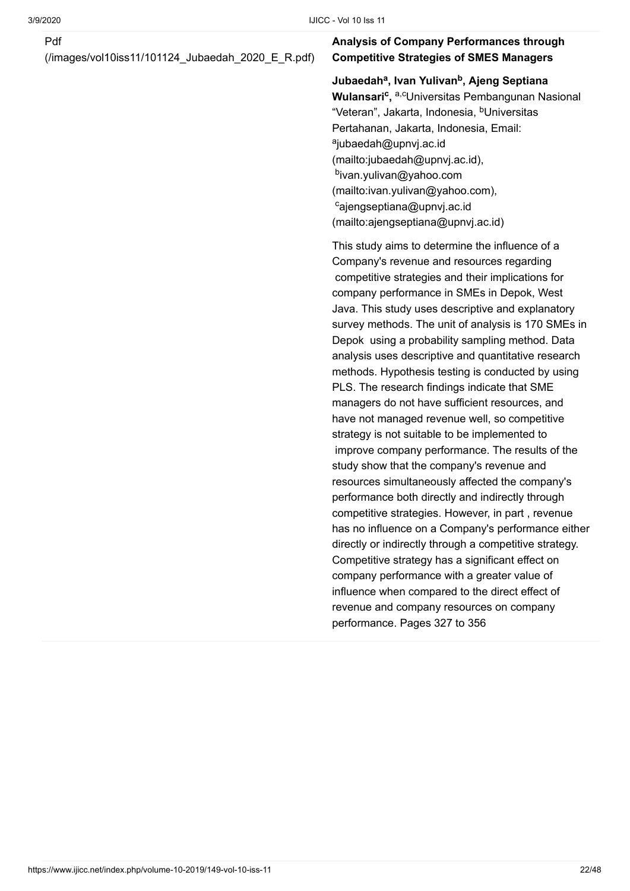Pdf
(/images/vol10iss11/101124_Jubaedah_2020_E_R.pdf)

**Analysis of Company Performances through Competitive Strategies of SMES Managers**

**Jubaedah[a], Ivan Yulivan[b], Ajeng Septiana Wulansari[c],** [a,c]Universitas Pembangunan Nasional "Veteran", Jakarta, Indonesia, [b]Universitas Pertahanan, Jakarta, Indonesia, Email: [a]jubaedah@upnvj.ac.id (mailto:jubaedah@upnvj.ac.id), [b]ivan.yulivan@yahoo.com (mailto:ivan.yulivan@yahoo.com), [c]ajengseptiana@upnvj.ac.id (mailto:ajengseptiana@upnvj.ac.id)

This study aims to determine the influence of a Company's revenue and resources regarding competitive strategies and their implications for company performance in SMEs in Depok, West Java. This study uses descriptive and explanatory survey methods. The unit of analysis is 170 SMEs in Depok using a probability sampling method. Data analysis uses descriptive and quantitative research methods. Hypothesis testing is conducted by using PLS. The research findings indicate that SME managers do not have sufficient resources, and have not managed revenue well, so competitive strategy is not suitable to be implemented to improve company performance. The results of the study show that the company's revenue and resources simultaneously affected the company's performance both directly and indirectly through competitive strategies. However, in part , revenue has no influence on a Company's performance either directly or indirectly through a competitive strategy. Competitive strategy has a significant effect on company performance with a greater value of influence when compared to the direct effect of revenue and company resources on company performance. Pages 327 to 356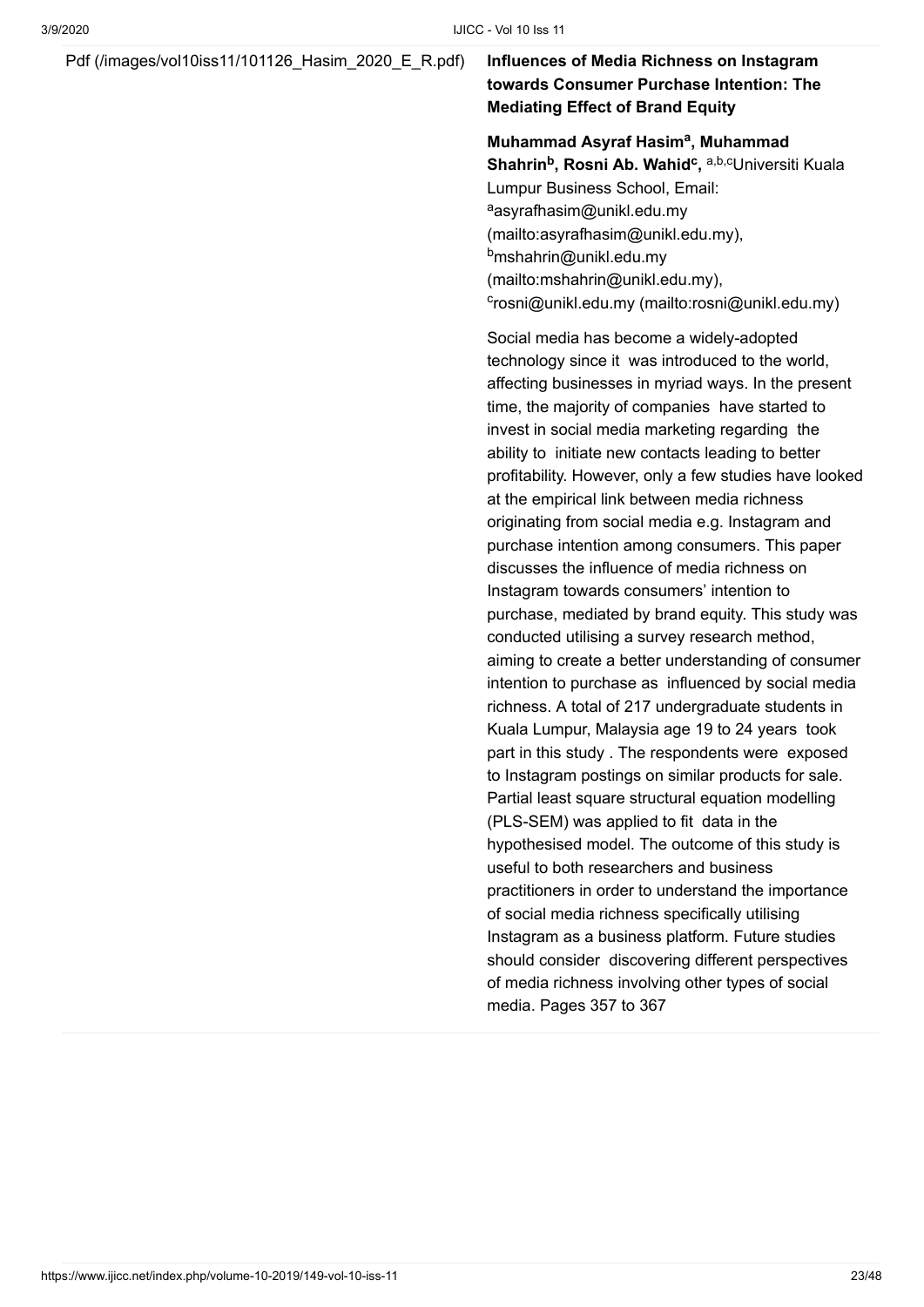Pdf (/images/vol10iss11/101126_Hasim_2020_E_R.pdf)

**Influences of Media Richness on Instagram towards Consumer Purchase Intention: The Mediating Effect of Brand Equity**

**Muhammad Asyraf Hasim[a], Muhammad Shahrin[b], Rosni Ab. Wahid[c],** [a,b,c]Universiti Kuala Lumpur Business School, Email: [a]asyrafhasim@unikl.edu.my (mailto:asyrafhasim@unikl.edu.my), [b]mshahrin@unikl.edu.my (mailto:mshahrin@unikl.edu.my), [c]rosni@unikl.edu.my (mailto:rosni@unikl.edu.my)

Social media has become a widely-adopted technology since it was introduced to the world, affecting businesses in myriad ways. In the present time, the majority of companies have started to invest in social media marketing regarding the ability to initiate new contacts leading to better profitability. However, only a few studies have looked at the empirical link between media richness originating from social media e.g. Instagram and purchase intention among consumers. This paper discusses the influence of media richness on Instagram towards consumers' intention to purchase, mediated by brand equity. This study was conducted utilising a survey research method, aiming to create a better understanding of consumer intention to purchase as influenced by social media richness. A total of 217 undergraduate students in Kuala Lumpur, Malaysia age 19 to 24 years took part in this study . The respondents were exposed to Instagram postings on similar products for sale. Partial least square structural equation modelling (PLS-SEM) was applied to fit data in the hypothesised model. The outcome of this study is useful to both researchers and business practitioners in order to understand the importance of social media richness specifically utilising Instagram as a business platform. Future studies should consider discovering different perspectives of media richness involving other types of social media. Pages 357 to 367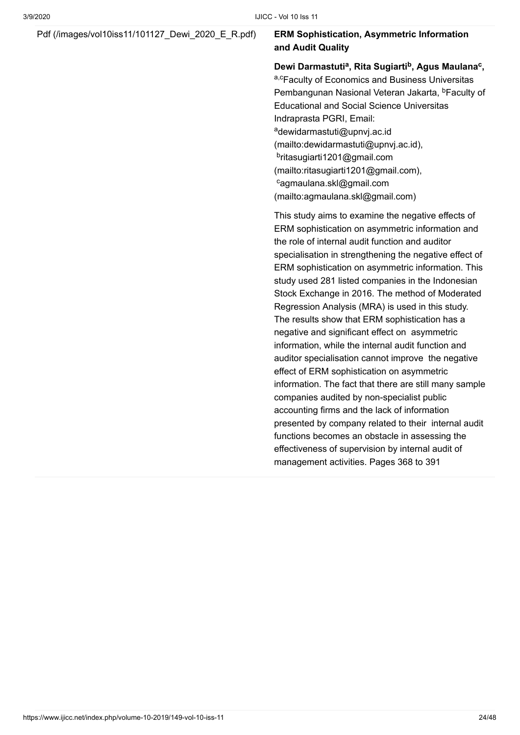Pdf (/images/vol10iss11/101127_Dewi_2020_E_R.pdf)

**ERM Sophistication, Asymmetric Information and Audit Quality**

**Dewi Darmastuti[a], Rita Sugiarti[b], Agus Maulana[c],**
[a,c]Faculty of Economics and Business Universitas Pembangunan Nasional Veteran Jakarta, [b]Faculty of Educational and Social Science Universitas Indraprasta PGRI, Email: [a]dewidarmastuti@upnvj.ac.id (mailto:dewidarmastuti@upnvj.ac.id), [b]ritasugiarti1201@gmail.com (mailto:ritasugiarti1201@gmail.com), [c]agmaulana.skl@gmail.com (mailto:agmaulana.skl@gmail.com)

This study aims to examine the negative effects of ERM sophistication on asymmetric information and the role of internal audit function and auditor specialisation in strengthening the negative effect of ERM sophistication on asymmetric information. This study used 281 listed companies in the Indonesian Stock Exchange in 2016. The method of Moderated Regression Analysis (MRA) is used in this study. The results show that ERM sophistication has a negative and significant effect on asymmetric information, while the internal audit function and auditor specialisation cannot improve the negative effect of ERM sophistication on asymmetric information. The fact that there are still many sample companies audited by non-specialist public accounting firms and the lack of information presented by company related to their internal audit functions becomes an obstacle in assessing the effectiveness of supervision by internal audit of management activities. Pages 368 to 391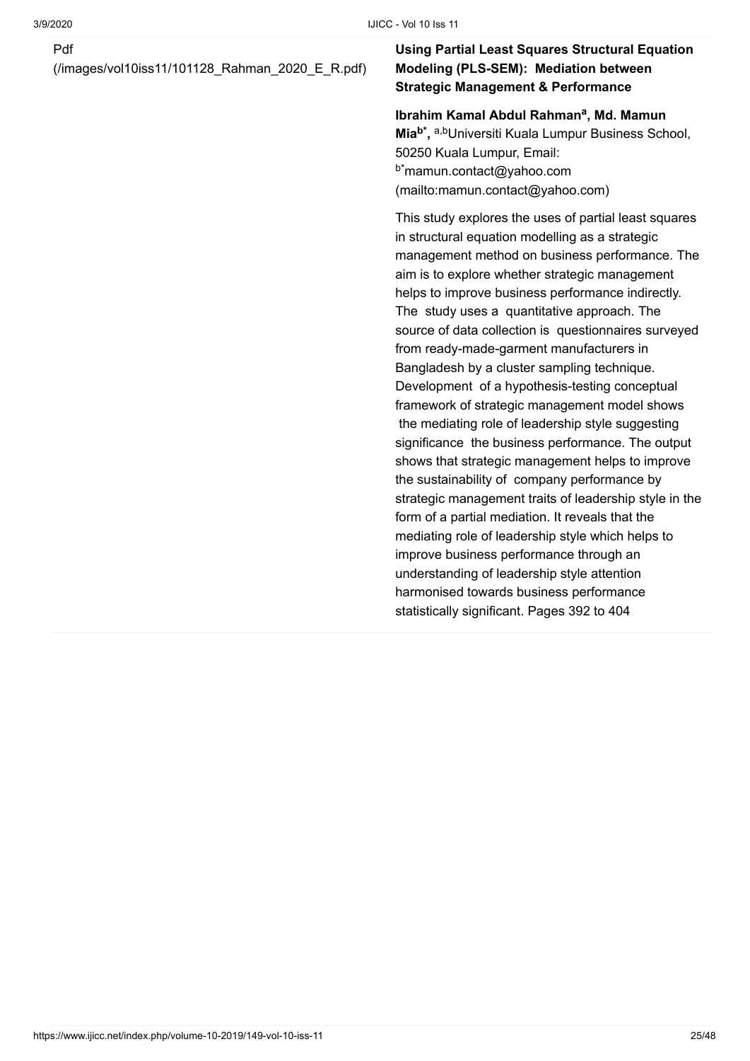Pdf
(/images/vol10iss11/101128_Rahman_2020_E_R.pdf)

**Using Partial Least Squares Structural Equation Modeling (PLS-SEM): Mediation between Strategic Management & Performance**

**Ibrahim Kamal Abdul Rahman[a], Md. Mamun Mia[b*],** [a,b]Universiti Kuala Lumpur Business School, 50250 Kuala Lumpur, Email: [b*]mamun.contact@yahoo.com (mailto:mamun.contact@yahoo.com)

This study explores the uses of partial least squares in structural equation modelling as a strategic management method on business performance. The aim is to explore whether strategic management helps to improve business performance indirectly. The study uses a quantitative approach. The source of data collection is questionnaires surveyed from ready-made-garment manufacturers in Bangladesh by a cluster sampling technique. Development of a hypothesis-testing conceptual framework of strategic management model shows the mediating role of leadership style suggesting significance the business performance. The output shows that strategic management helps to improve the sustainability of company performance by strategic management traits of leadership style in the form of a partial mediation. It reveals that the mediating role of leadership style which helps to improve business performance through an understanding of leadership style attention harmonised towards business performance statistically significant. Pages 392 to 404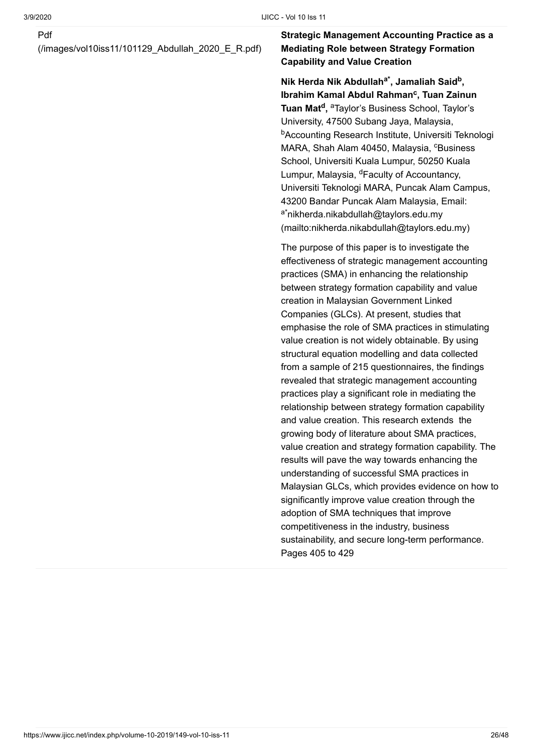Pdf
(/images/vol10iss11/101129_Abdullah_2020_E_R.pdf)

**Strategic Management Accounting Practice as a Mediating Role between Strategy Formation Capability and Value Creation**

**Nik Herda Nik Abdullah[a*], Jamaliah Said[b], Ibrahim Kamal Abdul Rahman[c], Tuan Zainun Tuan Mat[d],** [a]Taylor's Business School, Taylor's University, 47500 Subang Jaya, Malaysia, [b]Accounting Research Institute, Universiti Teknologi MARA, Shah Alam 40450, Malaysia, [c]Business School, Universiti Kuala Lumpur, 50250 Kuala Lumpur, Malaysia, [d]Faculty of Accountancy, Universiti Teknologi MARA, Puncak Alam Campus, 43200 Bandar Puncak Alam Malaysia, Email: [a*]nikherda.nikabdullah@taylors.edu.my (mailto:nikherda.nikabdullah@taylors.edu.my)

The purpose of this paper is to investigate the effectiveness of strategic management accounting practices (SMA) in enhancing the relationship between strategy formation capability and value creation in Malaysian Government Linked Companies (GLCs). At present, studies that emphasise the role of SMA practices in stimulating value creation is not widely obtainable. By using structural equation modelling and data collected from a sample of 215 questionnaires, the findings revealed that strategic management accounting practices play a significant role in mediating the relationship between strategy formation capability and value creation. This research extends the growing body of literature about SMA practices, value creation and strategy formation capability. The results will pave the way towards enhancing the understanding of successful SMA practices in Malaysian GLCs, which provides evidence on how to significantly improve value creation through the adoption of SMA techniques that improve competitiveness in the industry, business sustainability, and secure long-term performance.
Pages 405 to 429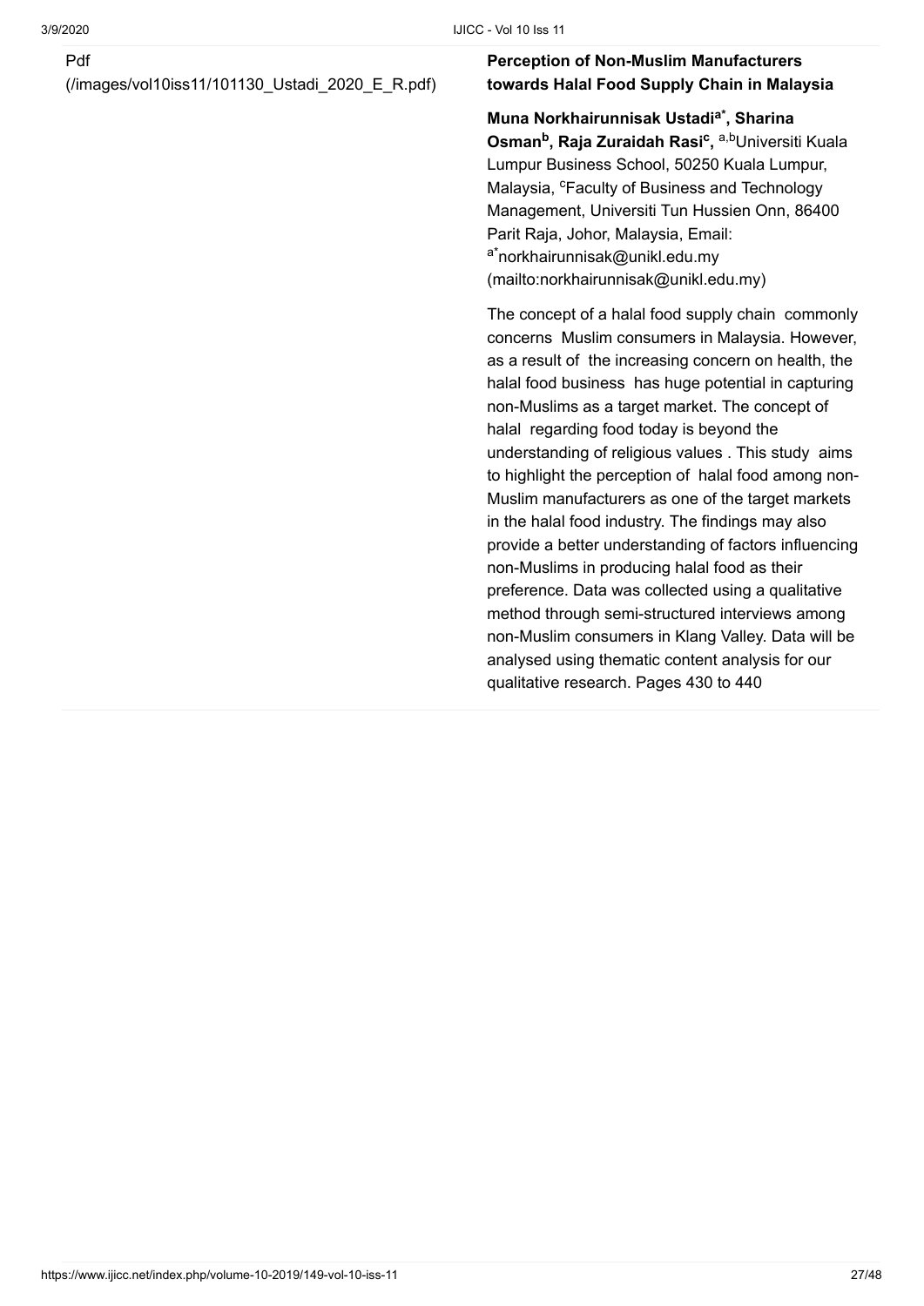Pdf
(/images/vol10iss11/101130_Ustadi_2020_E_R.pdf)

**Perception of Non-Muslim Manufacturers towards Halal Food Supply Chain in Malaysia**

**Muna Norkhairunnisak Ustadi[a*], Sharina Osman[b], Raja Zuraidah Rasi[c],** [a,b]Universiti Kuala Lumpur Business School, 50250 Kuala Lumpur, Malaysia, [c]Faculty of Business and Technology Management, Universiti Tun Hussien Onn, 86400 Parit Raja, Johor, Malaysia, Email: [a*]norkhairunnisak@unikl.edu.my (mailto:norkhairunnisak@unikl.edu.my)

The concept of a halal food supply chain commonly concerns Muslim consumers in Malaysia. However, as a result of the increasing concern on health, the halal food business has huge potential in capturing non-Muslims as a target market. The concept of halal regarding food today is beyond the understanding of religious values . This study aims to highlight the perception of halal food among non-Muslim manufacturers as one of the target markets in the halal food industry. The findings may also provide a better understanding of factors influencing non-Muslims in producing halal food as their preference. Data was collected using a qualitative method through semi-structured interviews among non-Muslim consumers in Klang Valley. Data will be analysed using thematic content analysis for our qualitative research. Pages 430 to 440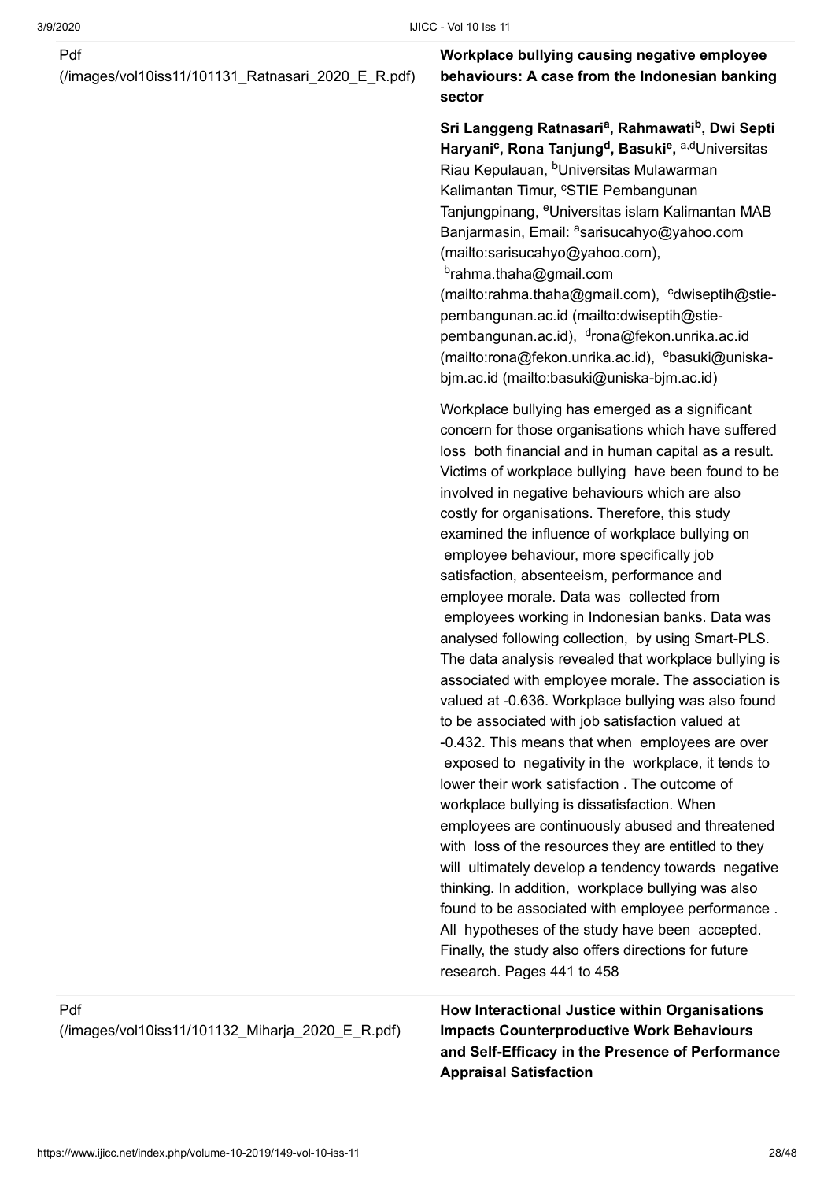Pdf (/images/vol10iss11/101131_Ratnasari_2020_E_R.pdf)

**Workplace bullying causing negative employee behaviours: A case from the Indonesian banking sector**

**Sri Langgeng Ratnasari[a], Rahmawati[b], Dwi Septi Haryani[c], Rona Tanjung[d], Basuki[e],** [a,d]Universitas Riau Kepulauan, [b]Universitas Mulawarman Kalimantan Timur, [c]STIE Pembangunan Tanjungpinang, [e]Universitas islam Kalimantan MAB Banjarmasin, Email: [a]sarisucahyo@yahoo.com (mailto:sarisucahyo@yahoo.com), [b]rahma.thaha@gmail.com (mailto:rahma.thaha@gmail.com), [c]dwiseptih@stie-pembangunan.ac.id (mailto:dwiseptih@stie-pembangunan.ac.id), [d]rona@fekon.unrika.ac.id (mailto:rona@fekon.unrika.ac.id), [e]basuki@uniska-bjm.ac.id (mailto:basuki@uniska-bjm.ac.id)

Workplace bullying has emerged as a significant concern for those organisations which have suffered loss both financial and in human capital as a result. Victims of workplace bullying have been found to be involved in negative behaviours which are also costly for organisations. Therefore, this study examined the influence of workplace bullying on employee behaviour, more specifically job satisfaction, absenteeism, performance and employee morale. Data was collected from employees working in Indonesian banks. Data was analysed following collection, by using Smart-PLS. The data analysis revealed that workplace bullying is associated with employee morale. The association is valued at -0.636. Workplace bullying was also found to be associated with job satisfaction valued at -0.432. This means that when employees are over exposed to negativity in the workplace, it tends to lower their work satisfaction . The outcome of workplace bullying is dissatisfaction. When employees are continuously abused and threatened with loss of the resources they are entitled to they will ultimately develop a tendency towards negative thinking. In addition, workplace bullying was also found to be associated with employee performance . All hypotheses of the study have been accepted. Finally, the study also offers directions for future research. Pages 441 to 458

Pdf (/images/vol10iss11/101132_Miharja_2020_E_R.pdf)

**How Interactional Justice within Organisations Impacts Counterproductive Work Behaviours and Self-Efficacy in the Presence of Performance Appraisal Satisfaction**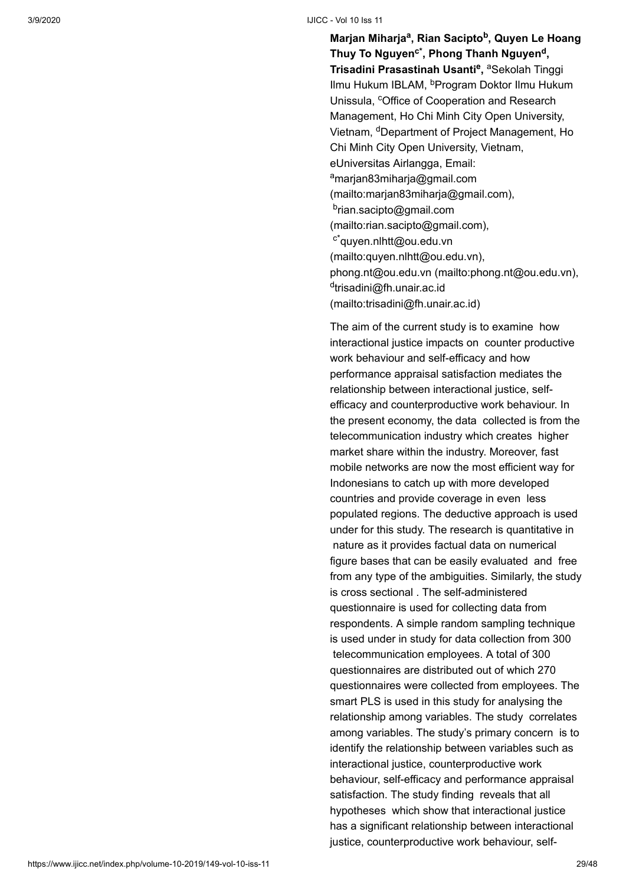**Marjan Miharja[a], Rian Sacipto[b], Quyen Le Hoang Thuy To Nguyen[c*], Phong Thanh Nguyen[d], Trisadini Prasastinah Usanti[e],** [a]Sekolah Tinggi Ilmu Hukum IBLAM, [b]Program Doktor Ilmu Hukum Unissula, [c]Office of Cooperation and Research Management, Ho Chi Minh City Open University, Vietnam, [d]Department of Project Management, Ho Chi Minh City Open University, Vietnam, eUniversitas Airlangga, Email: [a]marjan83miharja@gmail.com (mailto:marjan83miharja@gmail.com), [b]rian.sacipto@gmail.com (mailto:rian.sacipto@gmail.com), [c*]quyen.nlhtt@ou.edu.vn (mailto:quyen.nlhtt@ou.edu.vn), phong.nt@ou.edu.vn (mailto:phong.nt@ou.edu.vn), [d]trisadini@fh.unair.ac.id (mailto:trisadini@fh.unair.ac.id)

The aim of the current study is to examine how interactional justice impacts on counter productive work behaviour and self-efficacy and how performance appraisal satisfaction mediates the relationship between interactional justice, self-efficacy and counterproductive work behaviour. In the present economy, the data collected is from the telecommunication industry which creates higher market share within the industry. Moreover, fast mobile networks are now the most efficient way for Indonesians to catch up with more developed countries and provide coverage in even less populated regions. The deductive approach is used under for this study. The research is quantitative in nature as it provides factual data on numerical figure bases that can be easily evaluated and free from any type of the ambiguities. Similarly, the study is cross sectional . The self-administered questionnaire is used for collecting data from respondents. A simple random sampling technique is used under in study for data collection from 300 telecommunication employees. A total of 300 questionnaires are distributed out of which 270 questionnaires were collected from employees. The smart PLS is used in this study for analysing the relationship among variables. The study correlates among variables. The study's primary concern is to identify the relationship between variables such as interactional justice, counterproductive work behaviour, self-efficacy and performance appraisal satisfaction. The study finding reveals that all hypotheses which show that interactional justice has a significant relationship between interactional justice, counterproductive work behaviour, self-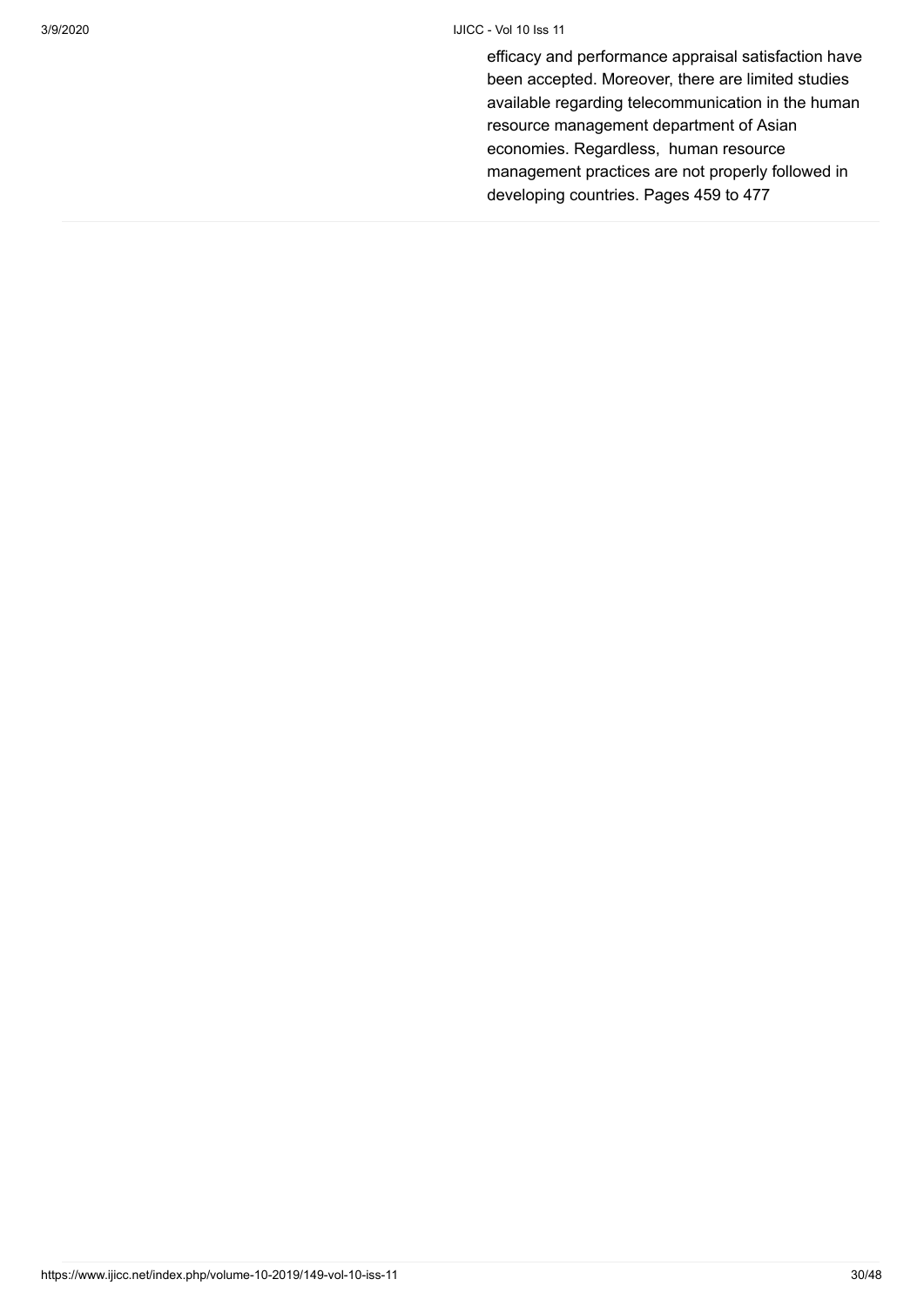efficacy and performance appraisal satisfaction have been accepted. Moreover, there are limited studies available regarding telecommunication in the human resource management department of Asian economies. Regardless, human resource management practices are not properly followed in developing countries. Pages 459 to 477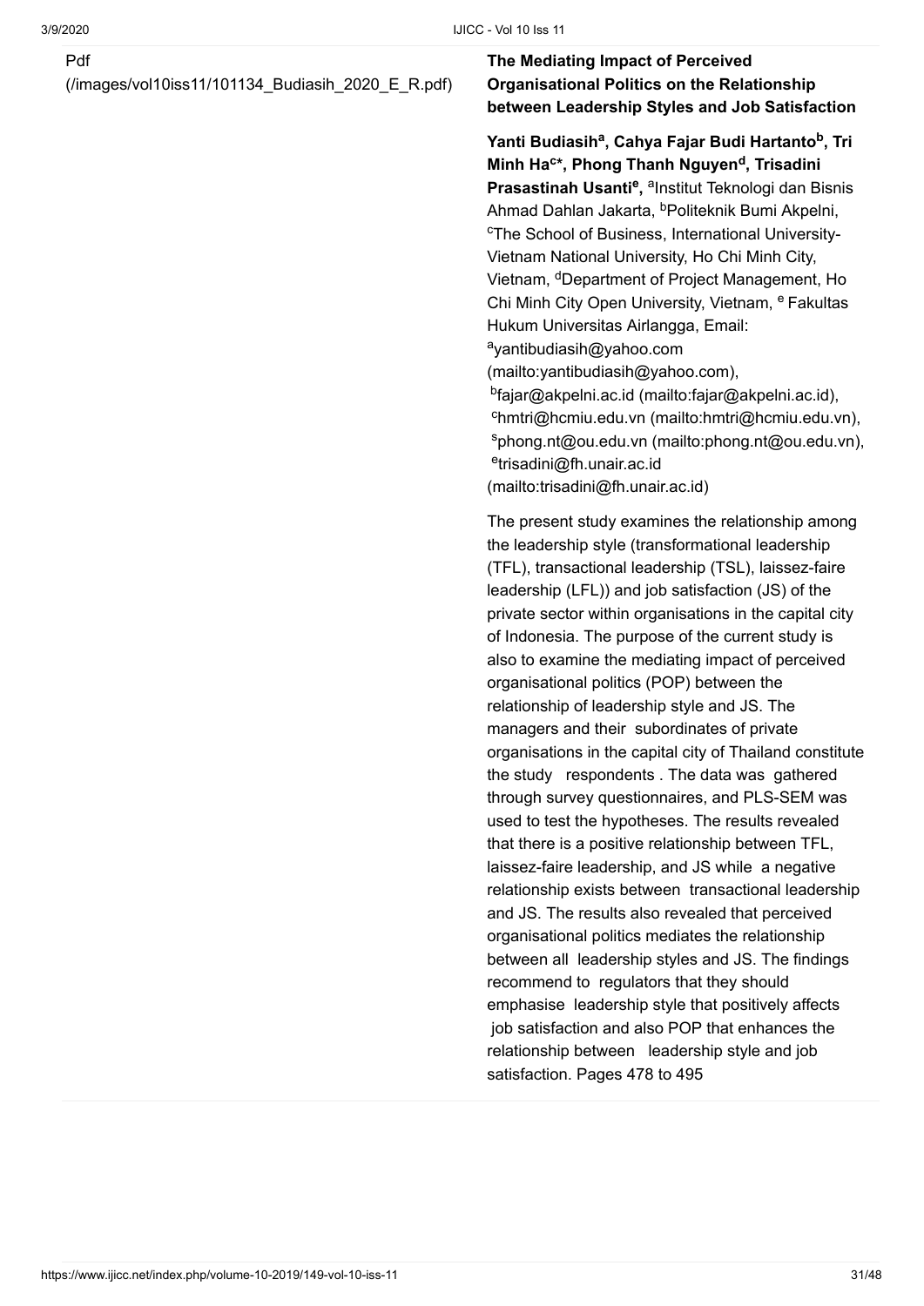Pdf
(/images/vol10iss11/101134_Budiasih_2020_E_R.pdf)

**The Mediating Impact of Perceived Organisational Politics on the Relationship between Leadership Styles and Job Satisfaction**

**Yanti Budiasih[a], Cahya Fajar Budi Hartanto[b], Tri Minh Ha[c]*, Phong Thanh Nguyen[d], Trisadini Prasastinah Usanti[e],** [a]Institut Teknologi dan Bisnis Ahmad Dahlan Jakarta, [b]Politeknik Bumi Akpelni, [c]The School of Business, International University-Vietnam National University, Ho Chi Minh City, Vietnam, [d]Department of Project Management, Ho Chi Minh City Open University, Vietnam, [e] Fakultas Hukum Universitas Airlangga, Email: [a]yantibudiasih@yahoo.com (mailto:yantibudiasih@yahoo.com), [b]fajar@akpelni.ac.id (mailto:fajar@akpelni.ac.id), [c]hmtri@hcmiu.edu.vn (mailto:hmtri@hcmiu.edu.vn), [s]phong.nt@ou.edu.vn (mailto:phong.nt@ou.edu.vn), [e]trisadini@fh.unair.ac.id (mailto:trisadini@fh.unair.ac.id)

The present study examines the relationship among the leadership style (transformational leadership (TFL), transactional leadership (TSL), laissez-faire leadership (LFL)) and job satisfaction (JS) of the private sector within organisations in the capital city of Indonesia. The purpose of the current study is also to examine the mediating impact of perceived organisational politics (POP) between the relationship of leadership style and JS. The managers and their subordinates of private organisations in the capital city of Thailand constitute the study respondents . The data was gathered through survey questionnaires, and PLS-SEM was used to test the hypotheses. The results revealed that there is a positive relationship between TFL, laissez-faire leadership, and JS while a negative relationship exists between transactional leadership and JS. The results also revealed that perceived organisational politics mediates the relationship between all leadership styles and JS. The findings recommend to regulators that they should emphasise leadership style that positively affects job satisfaction and also POP that enhances the relationship between leadership style and job satisfaction. Pages 478 to 495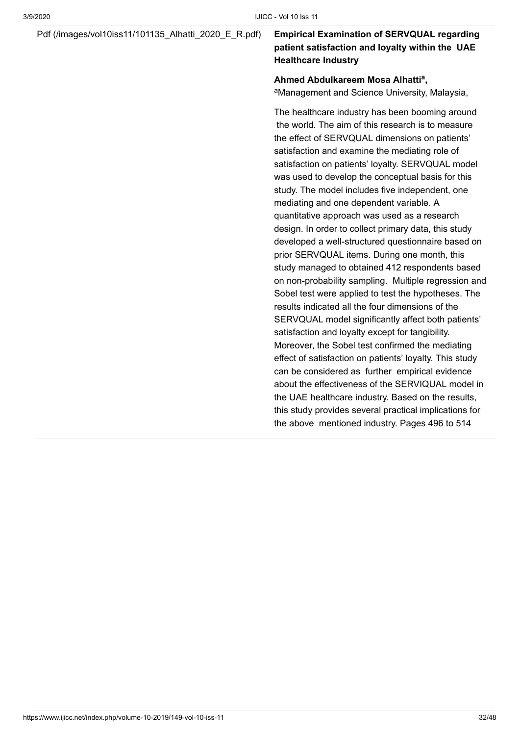Pdf (/images/vol10iss11/101135_Alhatti_2020_E_R.pdf)

**Empirical Examination of SERVQUAL regarding patient satisfaction and loyalty within the UAE Healthcare Industry**

**Ahmed Abdulkareem Mosa Alhatti[a],**
[a]Management and Science University, Malaysia,

The healthcare industry has been booming around the world. The aim of this research is to measure the effect of SERVQUAL dimensions on patients' satisfaction and examine the mediating role of satisfaction on patients' loyalty. SERVQUAL model was used to develop the conceptual basis for this study. The model includes five independent, one mediating and one dependent variable. A quantitative approach was used as a research design. In order to collect primary data, this study developed a well-structured questionnaire based on prior SERVQUAL items. During one month, this study managed to obtained 412 respondents based on non-probability sampling. Multiple regression and Sobel test were applied to test the hypotheses. The results indicated all the four dimensions of the SERVQUAL model significantly affect both patients' satisfaction and loyalty except for tangibility. Moreover, the Sobel test confirmed the mediating effect of satisfaction on patients' loyalty. This study can be considered as further empirical evidence about the effectiveness of the SERVIQUAL model in the UAE healthcare industry. Based on the results, this study provides several practical implications for the above mentioned industry. Pages 496 to 514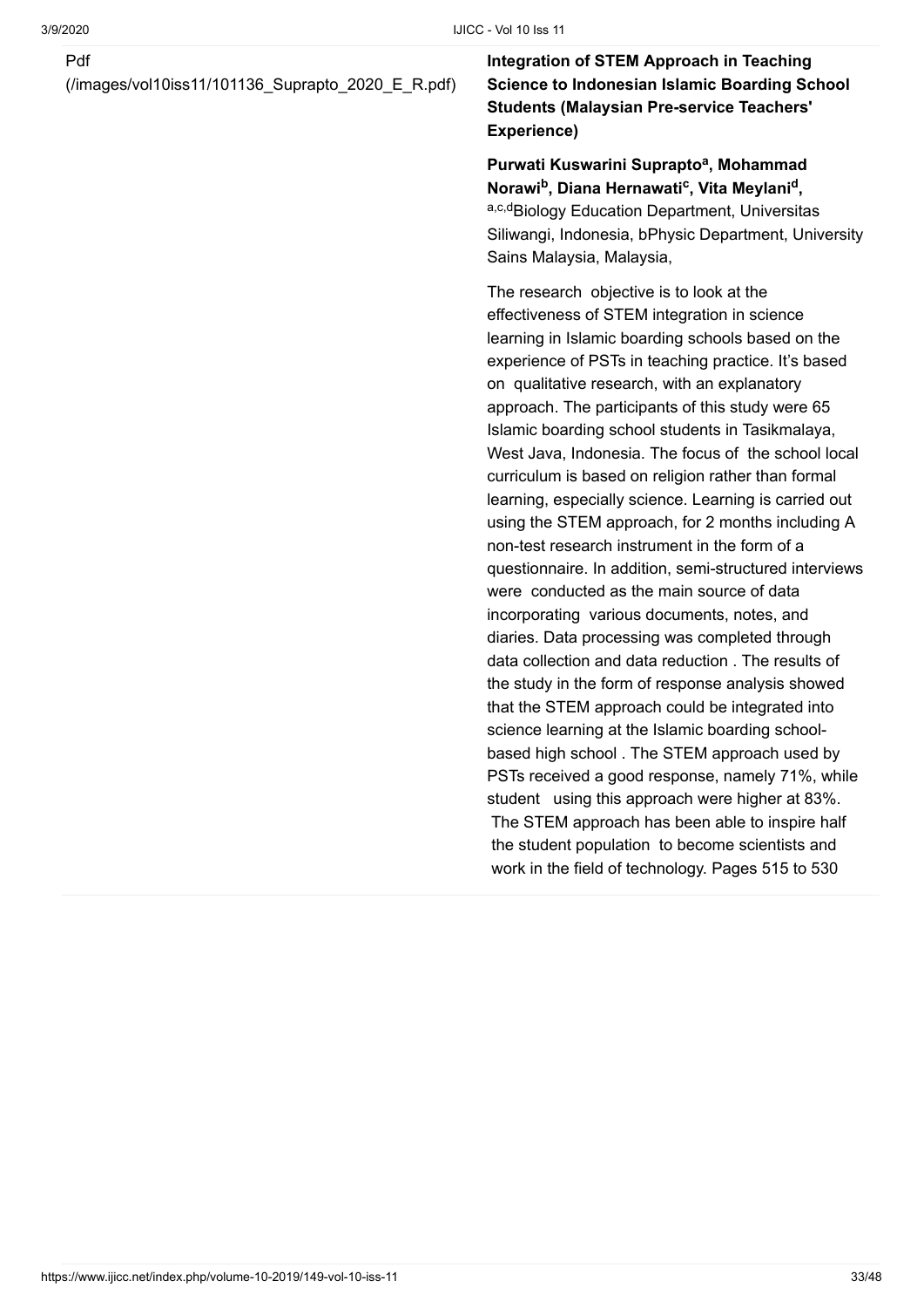Pdf
(/images/vol10iss11/101136_Suprapto_2020_E_R.pdf)

**Integration of STEM Approach in Teaching Science to Indonesian Islamic Boarding School Students (Malaysian Pre-service Teachers' Experience)**

**Purwati Kuswarini Suprapto[a], Mohammad Norawi[b], Diana Hernawati[c], Vita Meylani[d],**
[a,c,d]Biology Education Department, Universitas Siliwangi, Indonesia, bPhysic Department, University Sains Malaysia, Malaysia,

The research objective is to look at the effectiveness of STEM integration in science learning in Islamic boarding schools based on the experience of PSTs in teaching practice. It's based on qualitative research, with an explanatory approach. The participants of this study were 65 Islamic boarding school students in Tasikmalaya, West Java, Indonesia. The focus of the school local curriculum is based on religion rather than formal learning, especially science. Learning is carried out using the STEM approach, for 2 months including A non-test research instrument in the form of a questionnaire. In addition, semi-structured interviews were conducted as the main source of data incorporating various documents, notes, and diaries. Data processing was completed through data collection and data reduction . The results of the study in the form of response analysis showed that the STEM approach could be integrated into science learning at the Islamic boarding school-based high school . The STEM approach used by PSTs received a good response, namely 71%, while student using this approach were higher at 83%. The STEM approach has been able to inspire half the student population to become scientists and work in the field of technology. Pages 515 to 530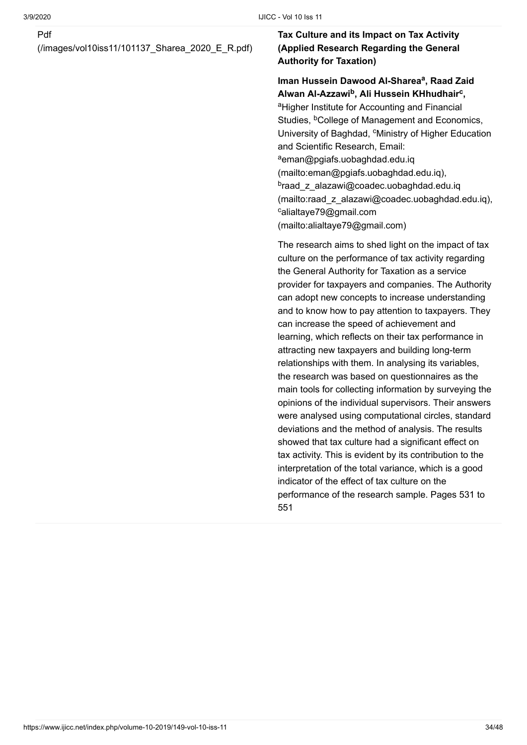Pdf
(/images/vol10iss11/101137_Sharea_2020_E_R.pdf)

**Tax Culture and its Impact on Tax Activity (Applied Research Regarding the General Authority for Taxation)**

**Iman Hussein Dawood Al-Sharea[a], Raad Zaid Alwan Al-Azzawi[b], Ali Hussein KHhudhair[c],**
[a]Higher Institute for Accounting and Financial Studies, [b]College of Management and Economics, University of Baghdad, [c]Ministry of Higher Education and Scientific Research, Email: [a]eman@pgiafs.uobaghdad.edu.iq (mailto:eman@pgiafs.uobaghdad.edu.iq), [b]raad_z_alazawi@coadec.uobaghdad.edu.iq (mailto:raad_z_alazawi@coadec.uobaghdad.edu.iq), [c]alialtaye79@gmail.com (mailto:alialtaye79@gmail.com)

The research aims to shed light on the impact of tax culture on the performance of tax activity regarding the General Authority for Taxation as a service provider for taxpayers and companies. The Authority can adopt new concepts to increase understanding and to know how to pay attention to taxpayers. They can increase the speed of achievement and learning, which reflects on their tax performance in attracting new taxpayers and building long-term relationships with them. In analysing its variables, the research was based on questionnaires as the main tools for collecting information by surveying the opinions of the individual supervisors. Their answers were analysed using computational circles, standard deviations and the method of analysis. The results showed that tax culture had a significant effect on tax activity. This is evident by its contribution to the interpretation of the total variance, which is a good indicator of the effect of tax culture on the performance of the research sample. Pages 531 to 551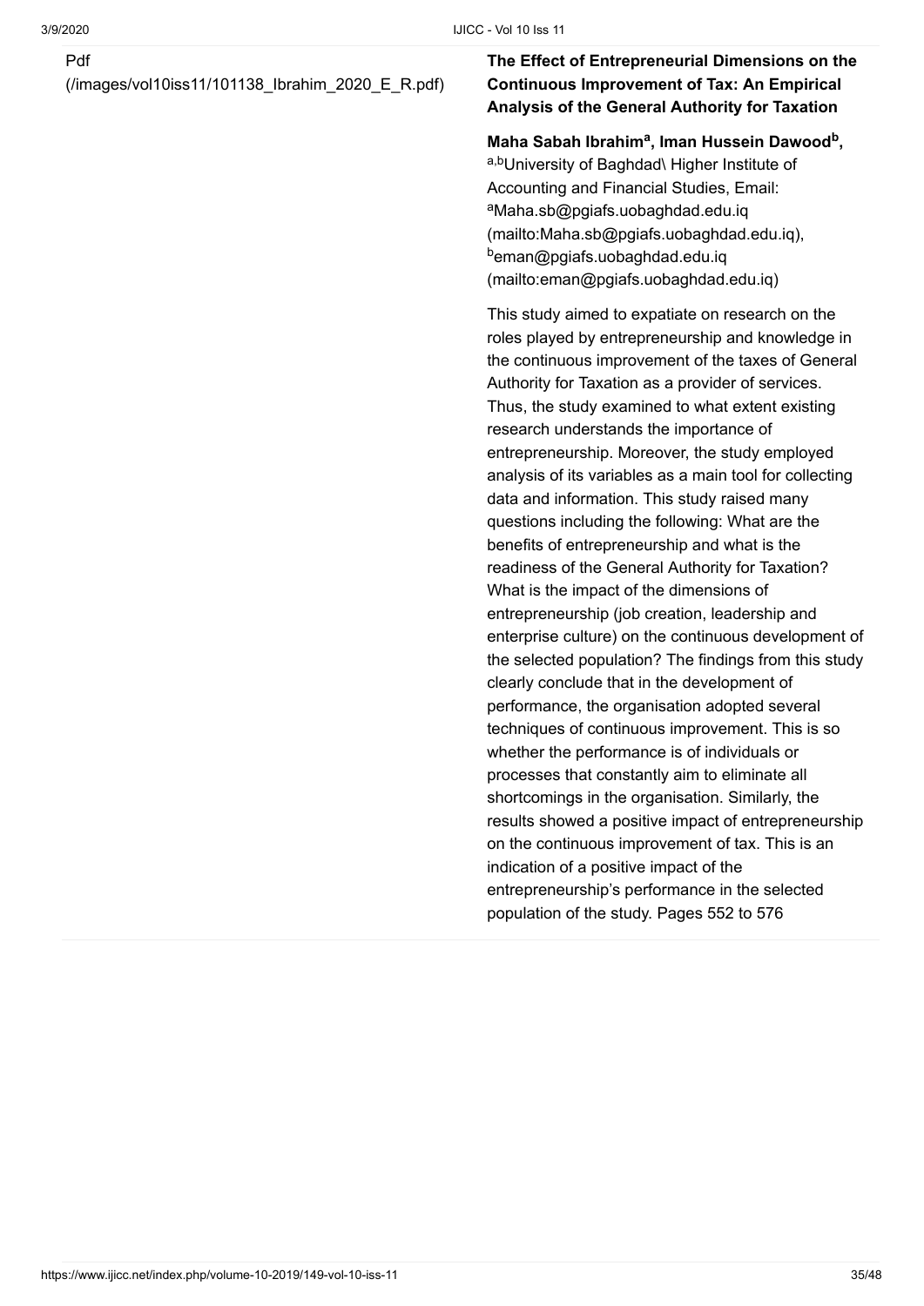Pdf
(/images/vol10iss11/101138_Ibrahim_2020_E_R.pdf)

**The Effect of Entrepreneurial Dimensions on the Continuous Improvement of Tax: An Empirical Analysis of the General Authority for Taxation**

**Maha Sabah Ibrahim[a], Iman Hussein Dawood[b],**
[a,b]University of Baghdad\ Higher Institute of Accounting and Financial Studies, Email: [a]Maha.sb@pgiafs.uobaghdad.edu.iq (mailto:Maha.sb@pgiafs.uobaghdad.edu.iq), [b]eman@pgiafs.uobaghdad.edu.iq (mailto:eman@pgiafs.uobaghdad.edu.iq)

This study aimed to expatiate on research on the roles played by entrepreneurship and knowledge in the continuous improvement of the taxes of General Authority for Taxation as a provider of services. Thus, the study examined to what extent existing research understands the importance of entrepreneurship. Moreover, the study employed analysis of its variables as a main tool for collecting data and information. This study raised many questions including the following: What are the benefits of entrepreneurship and what is the readiness of the General Authority for Taxation? What is the impact of the dimensions of entrepreneurship (job creation, leadership and enterprise culture) on the continuous development of the selected population? The findings from this study clearly conclude that in the development of performance, the organisation adopted several techniques of continuous improvement. This is so whether the performance is of individuals or processes that constantly aim to eliminate all shortcomings in the organisation. Similarly, the results showed a positive impact of entrepreneurship on the continuous improvement of tax. This is an indication of a positive impact of the entrepreneurship's performance in the selected population of the study. Pages 552 to 576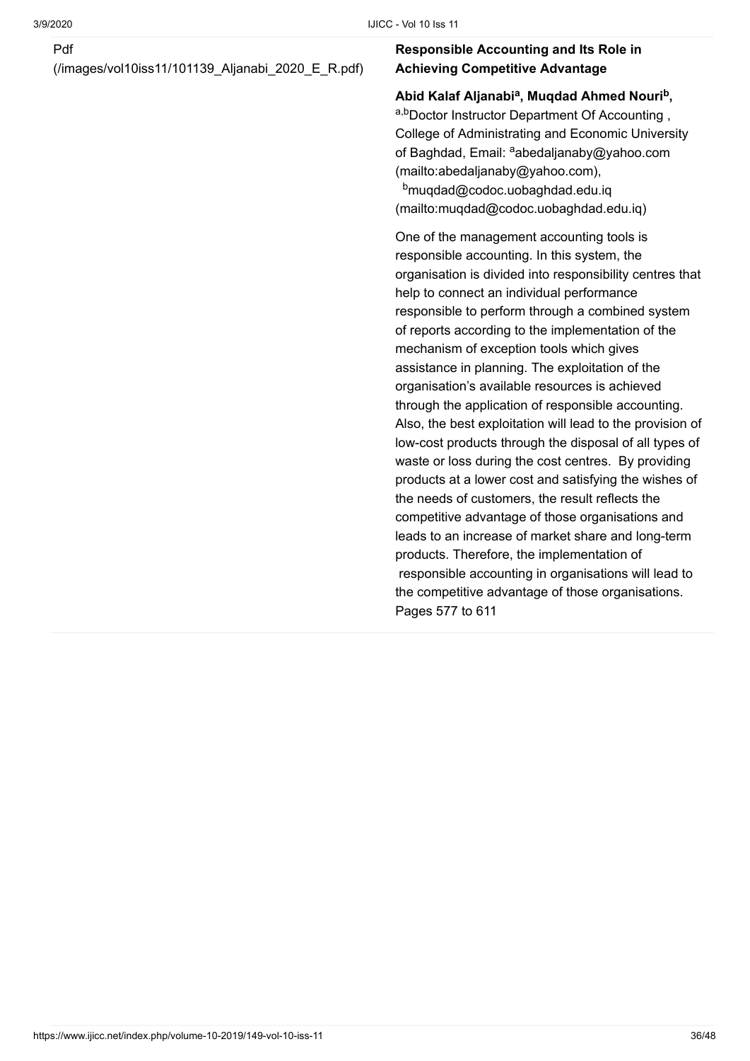Pdf
(/images/vol10iss11/101139_Aljanabi_2020_E_R.pdf)

**Responsible Accounting and Its Role in Achieving Competitive Advantage**

**Abid Kalaf Aljanabi[a], Muqdad Ahmed Nouri[b],**

[a,b]Doctor Instructor Department Of Accounting , College of Administrating and Economic University of Baghdad, Email: [a]abedaljanaby@yahoo.com (mailto:abedaljanaby@yahoo.com), [b]muqdad@codoc.uobaghdad.edu.iq (mailto:muqdad@codoc.uobaghdad.edu.iq)

One of the management accounting tools is responsible accounting. In this system, the organisation is divided into responsibility centres that help to connect an individual performance responsible to perform through a combined system of reports according to the implementation of the mechanism of exception tools which gives assistance in planning. The exploitation of the organisation's available resources is achieved through the application of responsible accounting. Also, the best exploitation will lead to the provision of low-cost products through the disposal of all types of waste or loss during the cost centres. By providing products at a lower cost and satisfying the wishes of the needs of customers, the result reflects the competitive advantage of those organisations and leads to an increase of market share and long-term products. Therefore, the implementation of responsible accounting in organisations will lead to the competitive advantage of those organisations.

Pages 577 to 611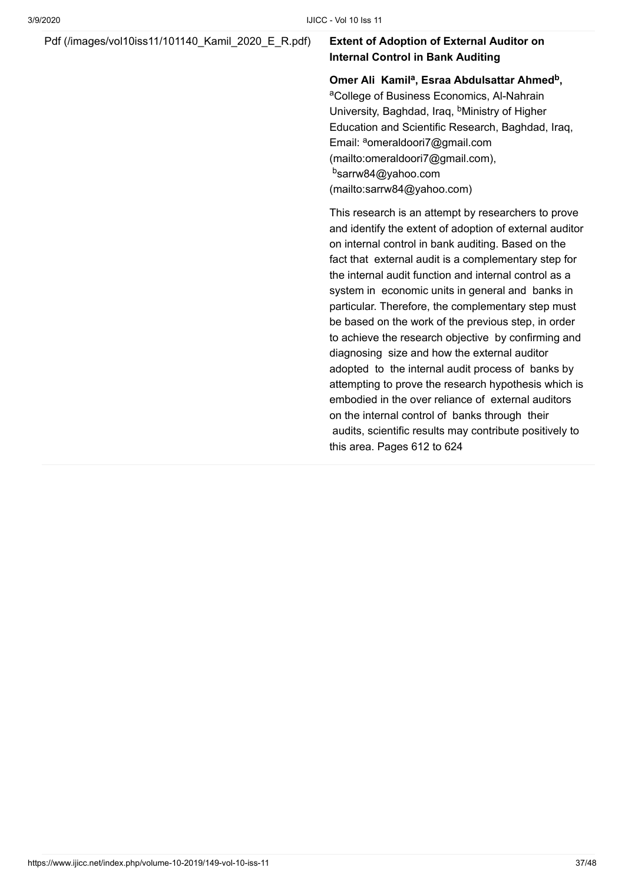Pdf (/images/vol10iss11/101140_Kamil_2020_E_R.pdf)

**Extent of Adoption of External Auditor on Internal Control in Bank Auditing**

**Omer Ali Kamil[a], Esraa Abdulsattar Ahmed[b],**
[a]College of Business Economics, Al-Nahrain University, Baghdad, Iraq, [b]Ministry of Higher Education and Scientific Research, Baghdad, Iraq, Email: [a]omeraldoori7@gmail.com (mailto:omeraldoori7@gmail.com), [b]sarrw84@yahoo.com (mailto:sarrw84@yahoo.com)

This research is an attempt by researchers to prove and identify the extent of adoption of external auditor on internal control in bank auditing. Based on the fact that external audit is a complementary step for the internal audit function and internal control as a system in economic units in general and banks in particular. Therefore, the complementary step must be based on the work of the previous step, in order to achieve the research objective by confirming and diagnosing size and how the external auditor adopted to the internal audit process of banks by attempting to prove the research hypothesis which is embodied in the over reliance of external auditors on the internal control of banks through their audits, scientific results may contribute positively to this area. Pages 612 to 624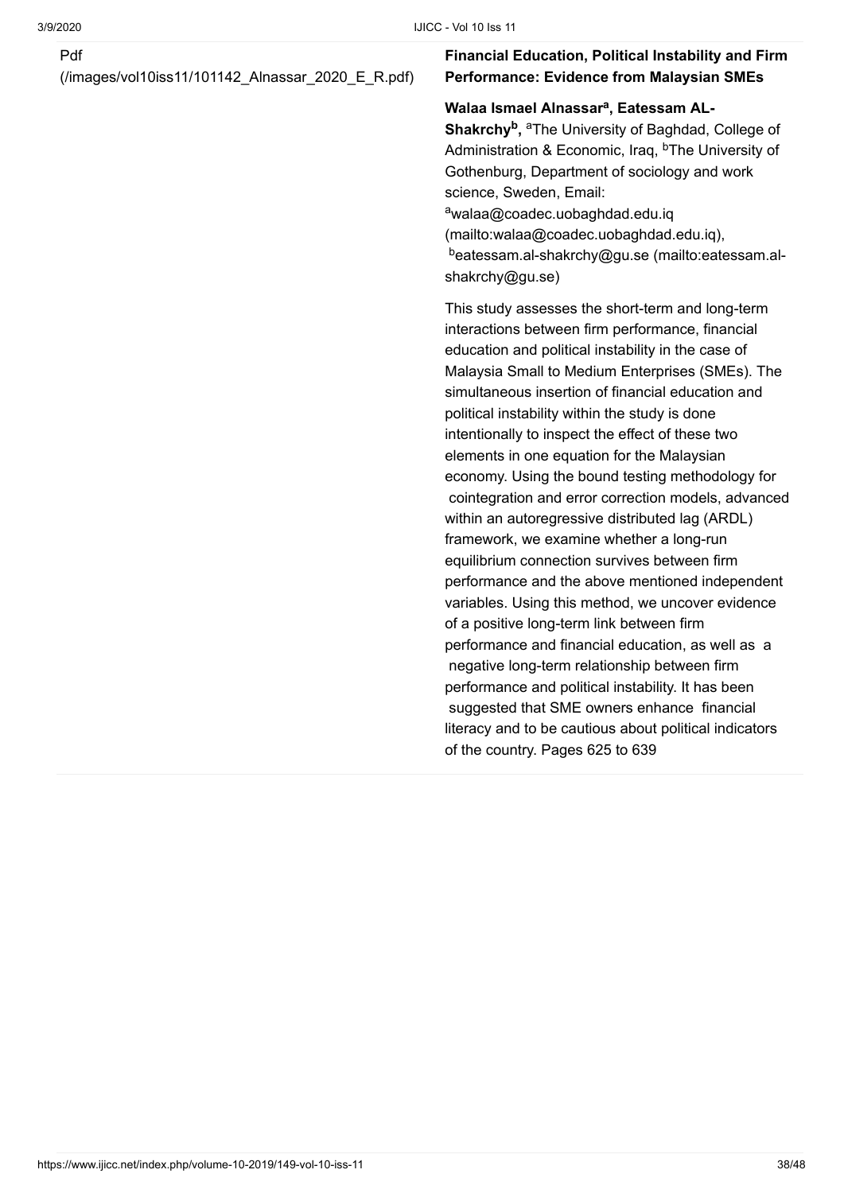Pdf (/images/vol10iss11/101142_Alnassar_2020_E_R.pdf)

**Financial Education, Political Instability and Firm Performance: Evidence from Malaysian SMEs**

**Walaa Ismael Alnassar[a], Eatessam AL-Shakrchy[b],** [a]The University of Baghdad, College of Administration & Economic, Iraq, [b]The University of Gothenburg, Department of sociology and work science, Sweden, Email: [a]walaa@coadec.uobaghdad.edu.iq (mailto:walaa@coadec.uobaghdad.edu.iq), [b]eatessam.al-shakrchy@gu.se (mailto:eatessam.al-shakrchy@gu.se)

This study assesses the short-term and long-term interactions between firm performance, financial education and political instability in the case of Malaysia Small to Medium Enterprises (SMEs). The simultaneous insertion of financial education and political instability within the study is done intentionally to inspect the effect of these two elements in one equation for the Malaysian economy. Using the bound testing methodology for cointegration and error correction models, advanced within an autoregressive distributed lag (ARDL) framework, we examine whether a long-run equilibrium connection survives between firm performance and the above mentioned independent variables. Using this method, we uncover evidence of a positive long-term link between firm performance and financial education, as well as a negative long-term relationship between firm performance and political instability. It has been suggested that SME owners enhance financial literacy and to be cautious about political indicators of the country. Pages 625 to 639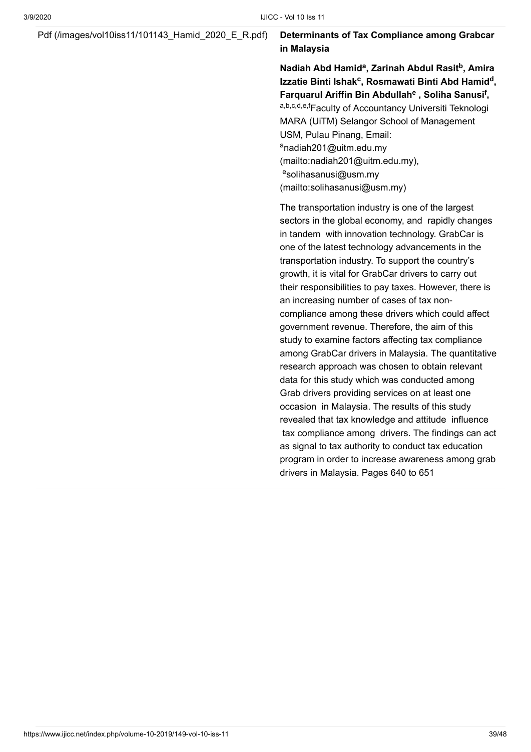Pdf (/images/vol10iss11/101143_Hamid_2020_E_R.pdf)

**Determinants of Tax Compliance among Grabcar in Malaysia**

**Nadiah Abd Hamid[a], Zarinah Abdul Rasit[b], Amira Izzatie Binti Ishak[c], Rosmawati Binti Abd Hamid[d], Farquarul Ariffin Bin Abdullah[e] , Soliha Sanusi[f],**
[a,b,c,d,e,f]Faculty of Accountancy Universiti Teknologi MARA (UiTM) Selangor School of Management USM, Pulau Pinang, Email: [a]nadiah201@uitm.edu.my (mailto:nadiah201@uitm.edu.my), [e]solihasanusi@usm.my (mailto:solihasanusi@usm.my)

The transportation industry is one of the largest sectors in the global economy, and rapidly changes in tandem with innovation technology. GrabCar is one of the latest technology advancements in the transportation industry. To support the country's growth, it is vital for GrabCar drivers to carry out their responsibilities to pay taxes. However, there is an increasing number of cases of tax non-compliance among these drivers which could affect government revenue. Therefore, the aim of this study to examine factors affecting tax compliance among GrabCar drivers in Malaysia. The quantitative research approach was chosen to obtain relevant data for this study which was conducted among Grab drivers providing services on at least one occasion in Malaysia. The results of this study revealed that tax knowledge and attitude influence tax compliance among drivers. The findings can act as signal to tax authority to conduct tax education program in order to increase awareness among grab drivers in Malaysia. Pages 640 to 651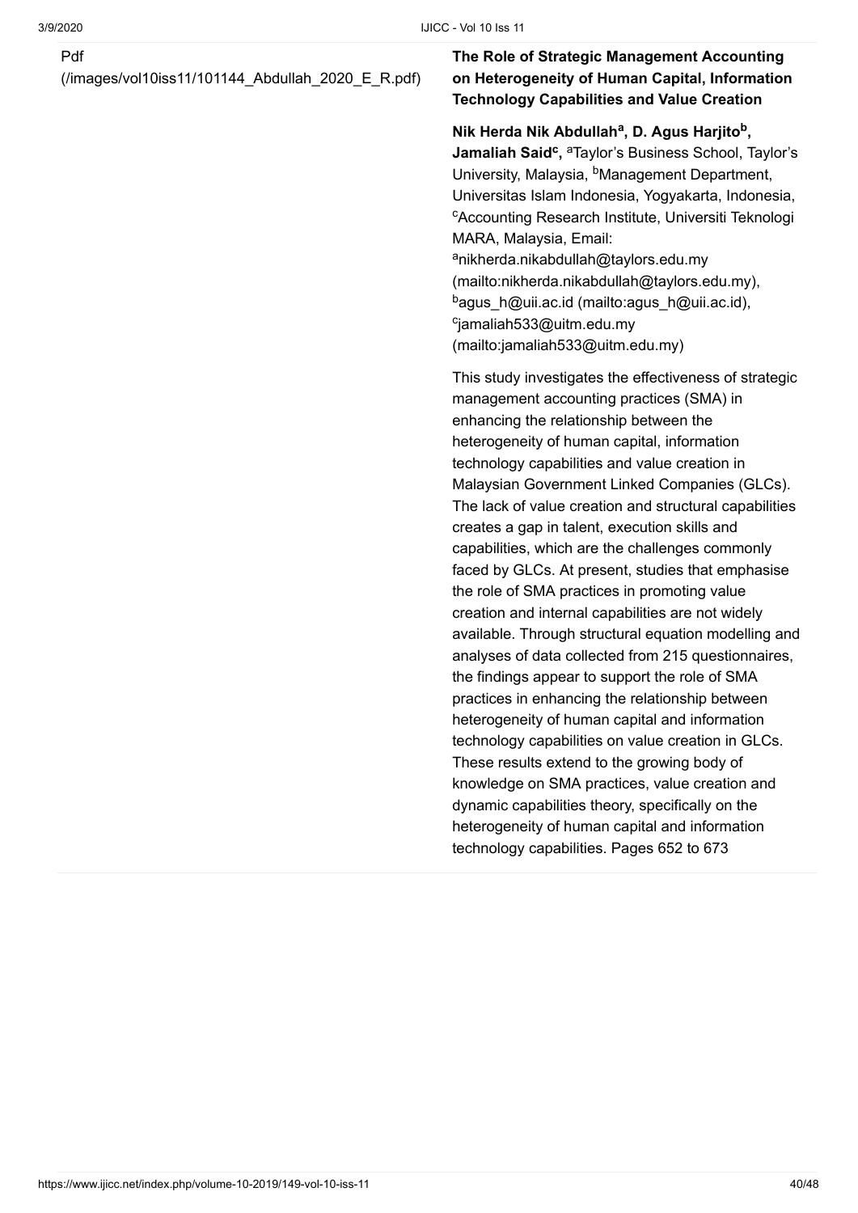Pdf
(/images/vol10iss11/101144_Abdullah_2020_E_R.pdf)

**The Role of Strategic Management Accounting on Heterogeneity of Human Capital, Information Technology Capabilities and Value Creation**

**Nik Herda Nik Abdullah[a], D. Agus Harjito[b], Jamaliah Said[c],** [a]Taylor's Business School, Taylor's University, Malaysia, [b]Management Department, Universitas Islam Indonesia, Yogyakarta, Indonesia, [c]Accounting Research Institute, Universiti Teknologi MARA, Malaysia, Email: [a]nikherda.nikabdullah@taylors.edu.my (mailto:nikherda.nikabdullah@taylors.edu.my), [b]agus_h@uii.ac.id (mailto:agus_h@uii.ac.id), [c]jamaliah533@uitm.edu.my (mailto:jamaliah533@uitm.edu.my)

This study investigates the effectiveness of strategic management accounting practices (SMA) in enhancing the relationship between the heterogeneity of human capital, information technology capabilities and value creation in Malaysian Government Linked Companies (GLCs). The lack of value creation and structural capabilities creates a gap in talent, execution skills and capabilities, which are the challenges commonly faced by GLCs. At present, studies that emphasise the role of SMA practices in promoting value creation and internal capabilities are not widely available. Through structural equation modelling and analyses of data collected from 215 questionnaires, the findings appear to support the role of SMA practices in enhancing the relationship between heterogeneity of human capital and information technology capabilities on value creation in GLCs. These results extend to the growing body of knowledge on SMA practices, value creation and dynamic capabilities theory, specifically on the heterogeneity of human capital and information technology capabilities. Pages 652 to 673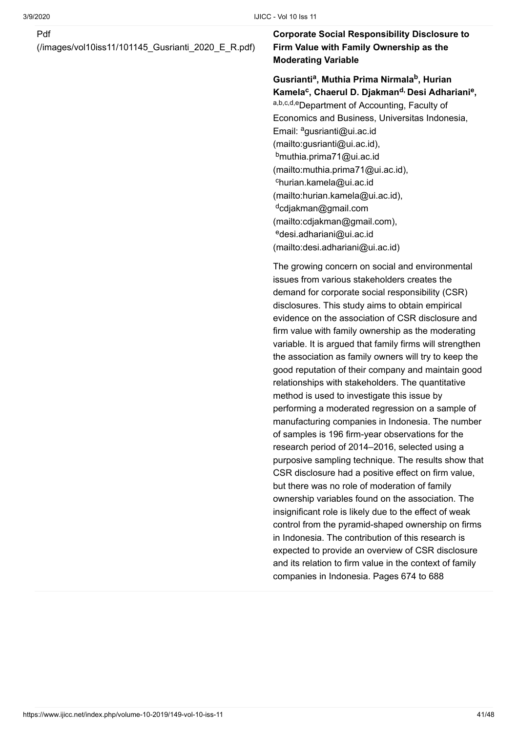Pdf
(/images/vol10iss11/101145_Gusrianti_2020_E_R.pdf)

**Corporate Social Responsibility Disclosure to Firm Value with Family Ownership as the Moderating Variable**

**Gusrianti[a], Muthia Prima Nirmala[b], Hurian Kamela[c], Chaerul D. Djakman[d], Desi Adhariani[e],**

[a,b,c,d,e]Department of Accounting, Faculty of Economics and Business, Universitas Indonesia, Email: [a]gusrianti@ui.ac.id (mailto:gusrianti@ui.ac.id), [b]muthia.prima71@ui.ac.id (mailto:muthia.prima71@ui.ac.id), [c]hurian.kamela@ui.ac.id (mailto:hurian.kamela@ui.ac.id), [d]cdjakman@gmail.com (mailto:cdjakman@gmail.com), [e]desi.adhariani@ui.ac.id (mailto:desi.adhariani@ui.ac.id)

The growing concern on social and environmental issues from various stakeholders creates the demand for corporate social responsibility (CSR) disclosures. This study aims to obtain empirical evidence on the association of CSR disclosure and firm value with family ownership as the moderating variable. It is argued that family firms will strengthen the association as family owners will try to keep the good reputation of their company and maintain good relationships with stakeholders. The quantitative method is used to investigate this issue by performing a moderated regression on a sample of manufacturing companies in Indonesia. The number of samples is 196 firm-year observations for the research period of 2014–2016, selected using a purposive sampling technique. The results show that CSR disclosure had a positive effect on firm value, but there was no role of moderation of family ownership variables found on the association. The insignificant role is likely due to the effect of weak control from the pyramid-shaped ownership on firms in Indonesia. The contribution of this research is expected to provide an overview of CSR disclosure and its relation to firm value in the context of family companies in Indonesia. Pages 674 to 688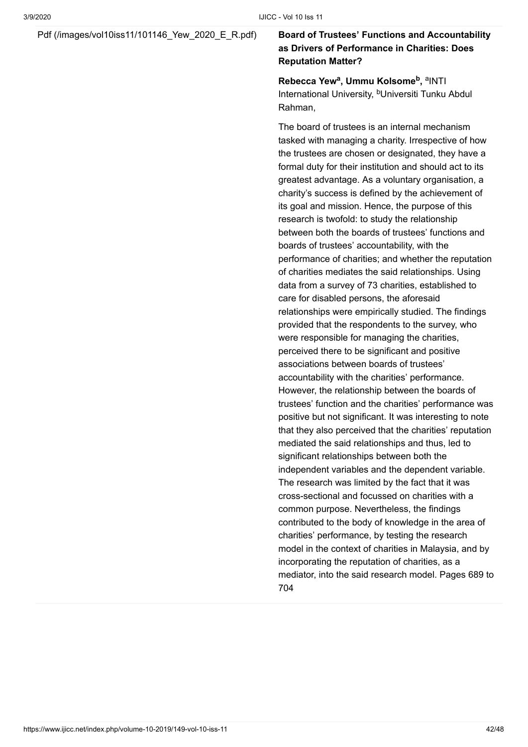Pdf (/images/vol10iss11/101146_Yew_2020_E_R.pdf)

**Board of Trustees' Functions and Accountability as Drivers of Performance in Charities: Does Reputation Matter?**

**Rebecca Yew[a], Ummu Kolsome[b],** [a]INTI International University, [b]Universiti Tunku Abdul Rahman,

The board of trustees is an internal mechanism tasked with managing a charity. Irrespective of how the trustees are chosen or designated, they have a formal duty for their institution and should act to its greatest advantage. As a voluntary organisation, a charity's success is defined by the achievement of its goal and mission. Hence, the purpose of this research is twofold: to study the relationship between both the boards of trustees' functions and boards of trustees' accountability, with the performance of charities; and whether the reputation of charities mediates the said relationships. Using data from a survey of 73 charities, established to care for disabled persons, the aforesaid relationships were empirically studied. The findings provided that the respondents to the survey, who were responsible for managing the charities, perceived there to be significant and positive associations between boards of trustees' accountability with the charities' performance. However, the relationship between the boards of trustees' function and the charities' performance was positive but not significant. It was interesting to note that they also perceived that the charities' reputation mediated the said relationships and thus, led to significant relationships between both the independent variables and the dependent variable. The research was limited by the fact that it was cross-sectional and focussed on charities with a common purpose. Nevertheless, the findings contributed to the body of knowledge in the area of charities' performance, by testing the research model in the context of charities in Malaysia, and by incorporating the reputation of charities, as a mediator, into the said research model. Pages 689 to 704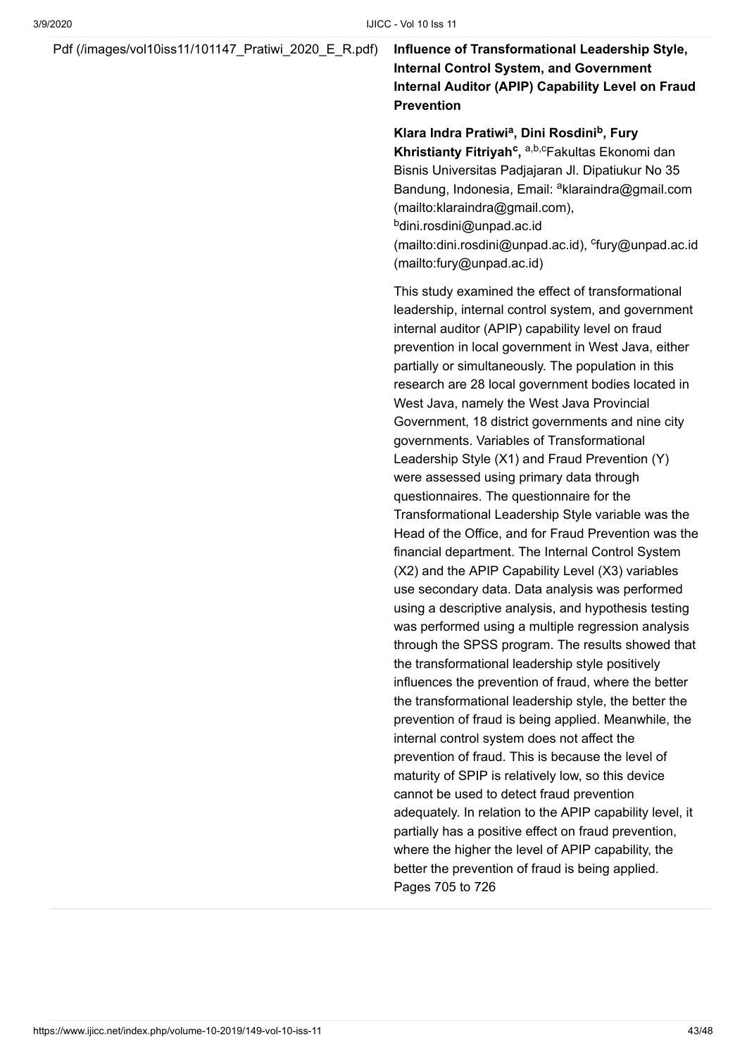Pdf (/images/vol10iss11/101147_Pratiwi_2020_E_R.pdf)

**Influence of Transformational Leadership Style, Internal Control System, and Government Internal Auditor (APIP) Capability Level on Fraud Prevention**

**Klara Indra Pratiwi[a], Dini Rosdini[b], Fury Khristianty Fitriyah[c],** [a,b,c]Fakultas Ekonomi dan Bisnis Universitas Padjajaran Jl. Dipatiukur No 35 Bandung, Indonesia, Email: [a]klaraindra@gmail.com (mailto:klaraindra@gmail.com), [b]dini.rosdini@unpad.ac.id (mailto:dini.rosdini@unpad.ac.id), [c]fury@unpad.ac.id (mailto:fury@unpad.ac.id)

This study examined the effect of transformational leadership, internal control system, and government internal auditor (APIP) capability level on fraud prevention in local government in West Java, either partially or simultaneously. The population in this research are 28 local government bodies located in West Java, namely the West Java Provincial Government, 18 district governments and nine city governments. Variables of Transformational Leadership Style (X1) and Fraud Prevention (Y) were assessed using primary data through questionnaires. The questionnaire for the Transformational Leadership Style variable was the Head of the Office, and for Fraud Prevention was the financial department. The Internal Control System (X2) and the APIP Capability Level (X3) variables use secondary data. Data analysis was performed using a descriptive analysis, and hypothesis testing was performed using a multiple regression analysis through the SPSS program. The results showed that the transformational leadership style positively influences the prevention of fraud, where the better the transformational leadership style, the better the prevention of fraud is being applied. Meanwhile, the internal control system does not affect the prevention of fraud. This is because the level of maturity of SPIP is relatively low, so this device cannot be used to detect fraud prevention adequately. In relation to the APIP capability level, it partially has a positive effect on fraud prevention, where the higher the level of APIP capability, the better the prevention of fraud is being applied.
Pages 705 to 726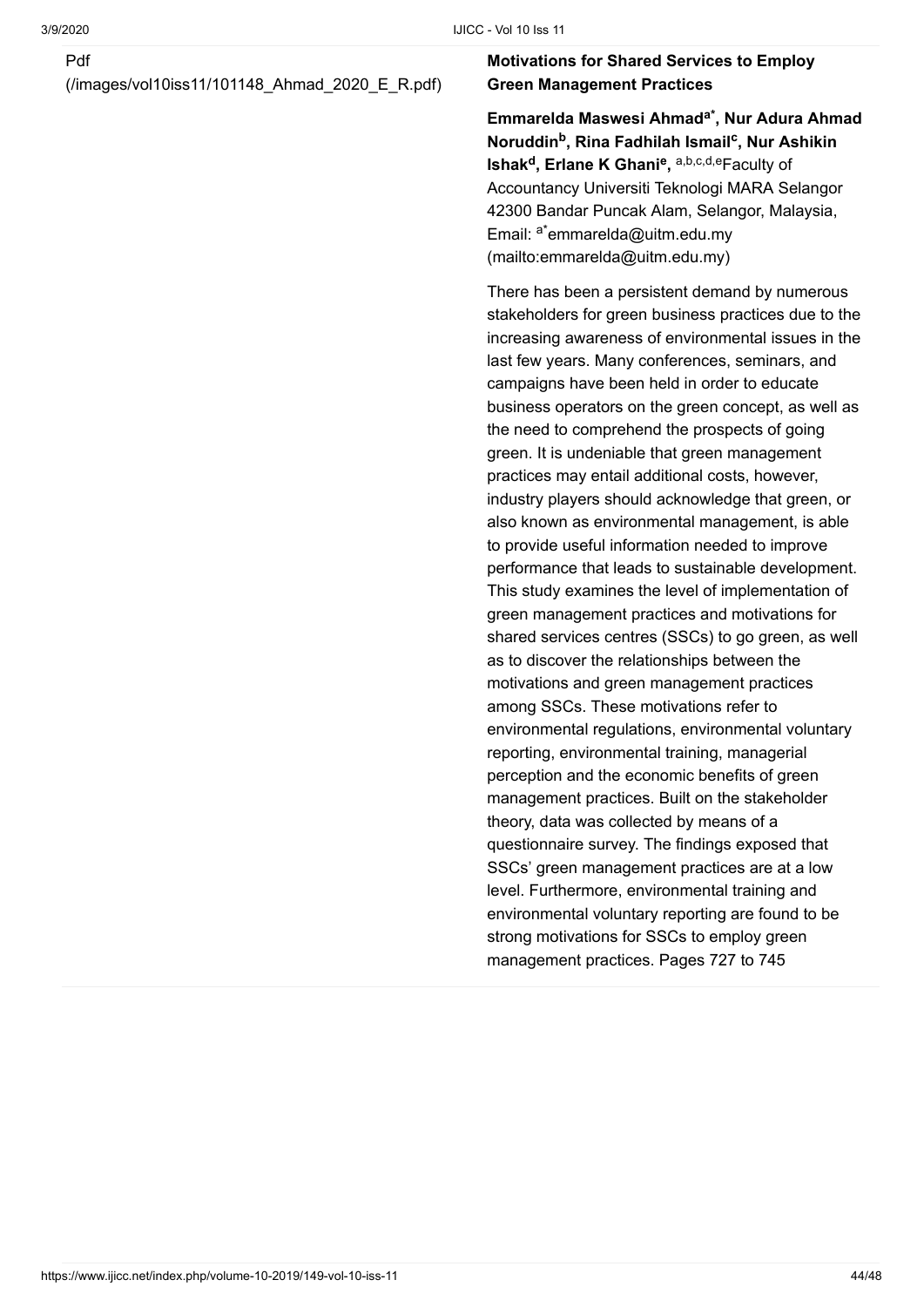Pdf
(/images/vol10iss11/101148_Ahmad_2020_E_R.pdf)

**Motivations for Shared Services to Employ Green Management Practices**

**Emmarelda Maswesi Ahmad[a*], Nur Adura Ahmad Noruddin[b], Rina Fadhilah Ismail[c], Nur Ashikin Ishak[d], Erlane K Ghani[e],** [a,b,c,d,e]Faculty of Accountancy Universiti Teknologi MARA Selangor 42300 Bandar Puncak Alam, Selangor, Malaysia, Email: [a*]emmarelda@uitm.edu.my (mailto:emmarelda@uitm.edu.my)

There has been a persistent demand by numerous stakeholders for green business practices due to the increasing awareness of environmental issues in the last few years. Many conferences, seminars, and campaigns have been held in order to educate business operators on the green concept, as well as the need to comprehend the prospects of going green. It is undeniable that green management practices may entail additional costs, however, industry players should acknowledge that green, or also known as environmental management, is able to provide useful information needed to improve performance that leads to sustainable development. This study examines the level of implementation of green management practices and motivations for shared services centres (SSCs) to go green, as well as to discover the relationships between the motivations and green management practices among SSCs. These motivations refer to environmental regulations, environmental voluntary reporting, environmental training, managerial perception and the economic benefits of green management practices. Built on the stakeholder theory, data was collected by means of a questionnaire survey. The findings exposed that SSCs' green management practices are at a low level. Furthermore, environmental training and environmental voluntary reporting are found to be strong motivations for SSCs to employ green management practices. Pages 727 to 745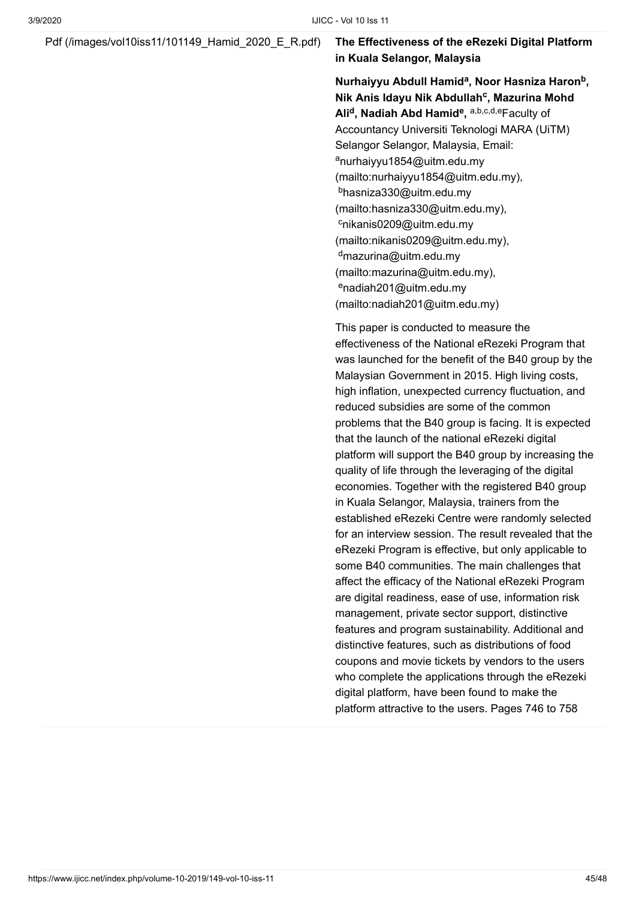Pdf (/images/vol10iss11/101149_Hamid_2020_E_R.pdf)

**The Effectiveness of the eRezeki Digital Platform in Kuala Selangor, Malaysia**

**Nurhaiyyu Abdull Hamid[a], Noor Hasniza Haron[b], Nik Anis Idayu Nik Abdullah[c], Mazurina Mohd Ali[d], Nadiah Abd Hamid[e],** [a,b,c,d,e]Faculty of Accountancy Universiti Teknologi MARA (UiTM) Selangor Selangor, Malaysia, Email: [a]nurhaiyyu1854@uitm.edu.my (mailto:nurhaiyyu1854@uitm.edu.my), [b]hasniza330@uitm.edu.my (mailto:hasniza330@uitm.edu.my), [c]nikanis0209@uitm.edu.my (mailto:nikanis0209@uitm.edu.my), [d]mazurina@uitm.edu.my (mailto:mazurina@uitm.edu.my), [e]nadiah201@uitm.edu.my (mailto:nadiah201@uitm.edu.my)

This paper is conducted to measure the effectiveness of the National eRezeki Program that was launched for the benefit of the B40 group by the Malaysian Government in 2015. High living costs, high inflation, unexpected currency fluctuation, and reduced subsidies are some of the common problems that the B40 group is facing. It is expected that the launch of the national eRezeki digital platform will support the B40 group by increasing the quality of life through the leveraging of the digital economies. Together with the registered B40 group in Kuala Selangor, Malaysia, trainers from the established eRezeki Centre were randomly selected for an interview session. The result revealed that the eRezeki Program is effective, but only applicable to some B40 communities. The main challenges that affect the efficacy of the National eRezeki Program are digital readiness, ease of use, information risk management, private sector support, distinctive features and program sustainability. Additional and distinctive features, such as distributions of food coupons and movie tickets by vendors to the users who complete the applications through the eRezeki digital platform, have been found to make the platform attractive to the users. Pages 746 to 758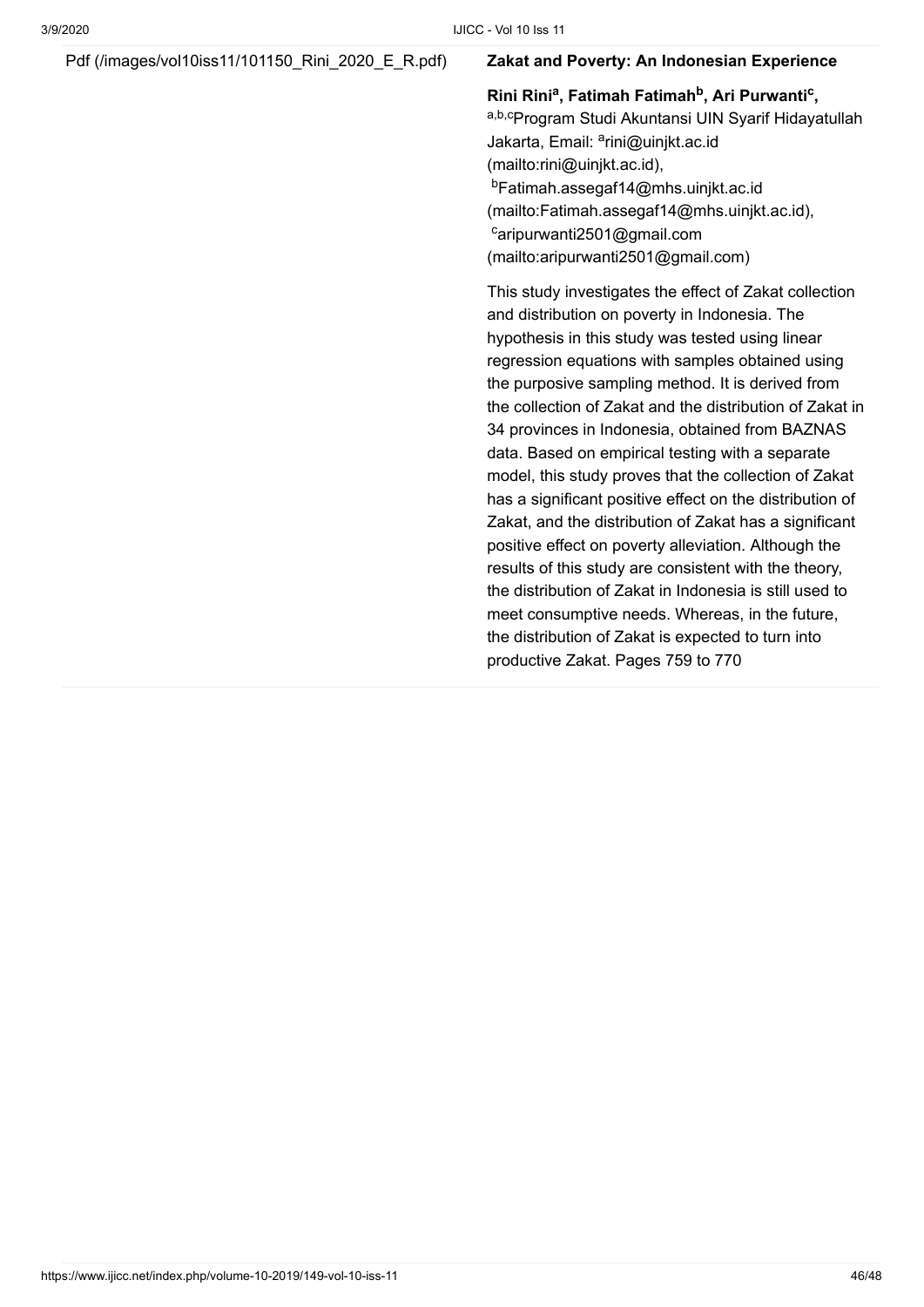Pdf (/images/vol10iss11/101150_Rini_2020_E_R.pdf)

**Zakat and Poverty: An Indonesian Experience**

**Rini Rini[a], Fatimah Fatimah[b], Ari Purwanti[c],**
[a,b,c]Program Studi Akuntansi UIN Syarif Hidayatullah Jakarta, Email: [a]rini@uinjkt.ac.id (mailto:rini@uinjkt.ac.id), [b]Fatimah.assegaf14@mhs.uinjkt.ac.id (mailto:Fatimah.assegaf14@mhs.uinjkt.ac.id), [c]aripurwanti2501@gmail.com (mailto:aripurwanti2501@gmail.com)

This study investigates the effect of Zakat collection and distribution on poverty in Indonesia. The hypothesis in this study was tested using linear regression equations with samples obtained using the purposive sampling method. It is derived from the collection of Zakat and the distribution of Zakat in 34 provinces in Indonesia, obtained from BAZNAS data. Based on empirical testing with a separate model, this study proves that the collection of Zakat has a significant positive effect on the distribution of Zakat, and the distribution of Zakat has a significant positive effect on poverty alleviation. Although the results of this study are consistent with the theory, the distribution of Zakat in Indonesia is still used to meet consumptive needs. Whereas, in the future, the distribution of Zakat is expected to turn into productive Zakat. Pages 759 to 770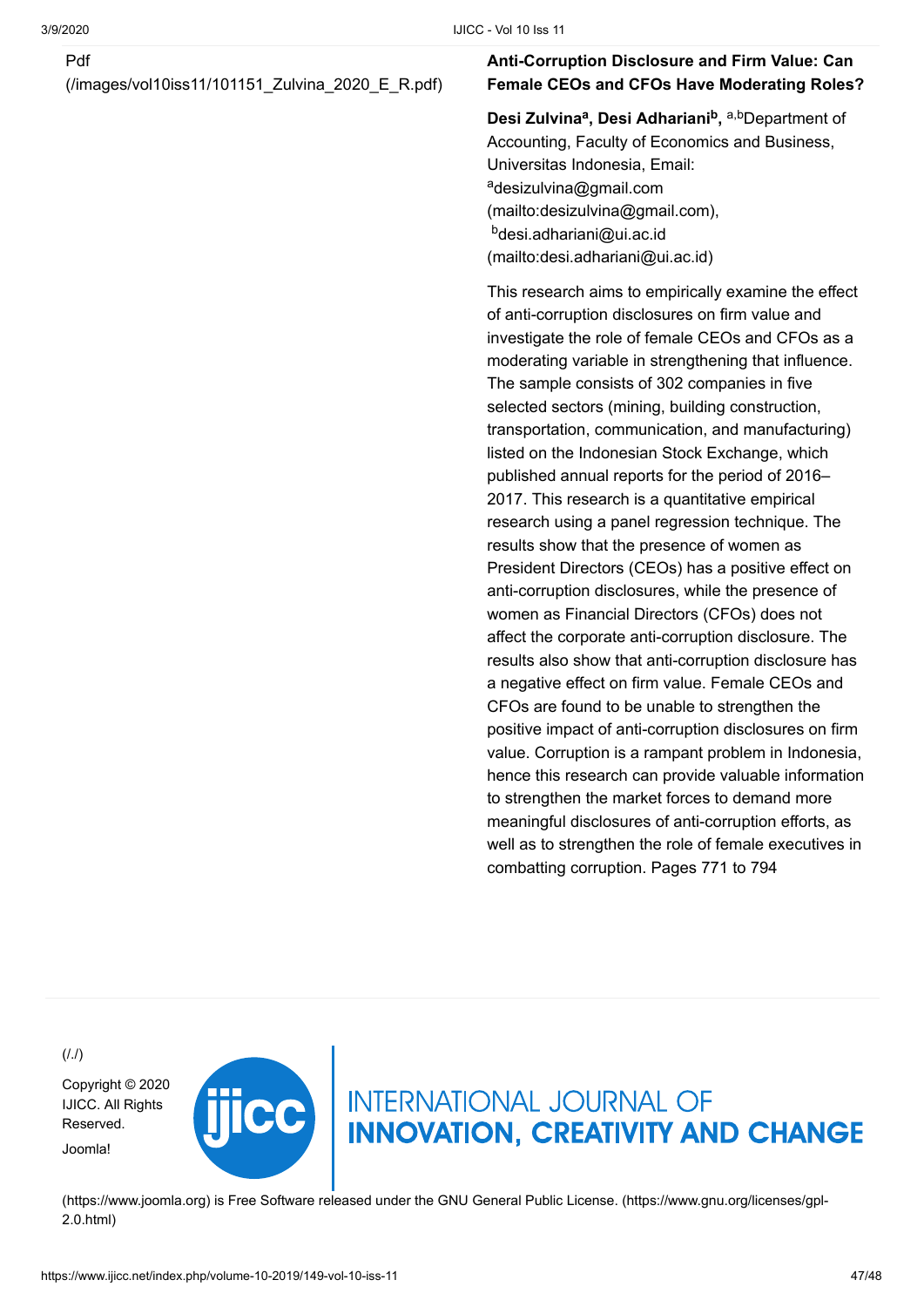Pdf
(/images/vol10iss11/101151_Zulvina_2020_E_R.pdf)

**Anti-Corruption Disclosure and Firm Value: Can Female CEOs and CFOs Have Moderating Roles?**

**Desi Zulvina[a], Desi Adhariani[b],** [a,b]Department of Accounting, Faculty of Economics and Business, Universitas Indonesia, Email: [a]desizulvina@gmail.com (mailto:desizulvina@gmail.com), [b]desi.adhariani@ui.ac.id (mailto:desi.adhariani@ui.ac.id)

This research aims to empirically examine the effect of anti-corruption disclosures on firm value and investigate the role of female CEOs and CFOs as a moderating variable in strengthening that influence. The sample consists of 302 companies in five selected sectors (mining, building construction, transportation, communication, and manufacturing) listed on the Indonesian Stock Exchange, which published annual reports for the period of 2016–2017. This research is a quantitative empirical research using a panel regression technique. The results show that the presence of women as President Directors (CEOs) has a positive effect on anti-corruption disclosures, while the presence of women as Financial Directors (CFOs) does not affect the corporate anti-corruption disclosure. The results also show that anti-corruption disclosure has a negative effect on firm value. Female CEOs and CFOs are found to be unable to strengthen the positive impact of anti-corruption disclosures on firm value. Corruption is a rampant problem in Indonesia, hence this research can provide valuable information to strengthen the market forces to demand more meaningful disclosures of anti-corruption efforts, as well as to strengthen the role of female executives in combatting corruption. Pages 771 to 794

(/./)

Copyright © 2020 IJICC. All Rights Reserved.

Joomla! (https://www.joomla.org) is Free Software released under the GNU General Public License. (https://www.gnu.org/licenses/gpl-2.0.html)

INTERNATIONAL JOURNAL OF **INNOVATION, CREATIVITY AND CHANGE**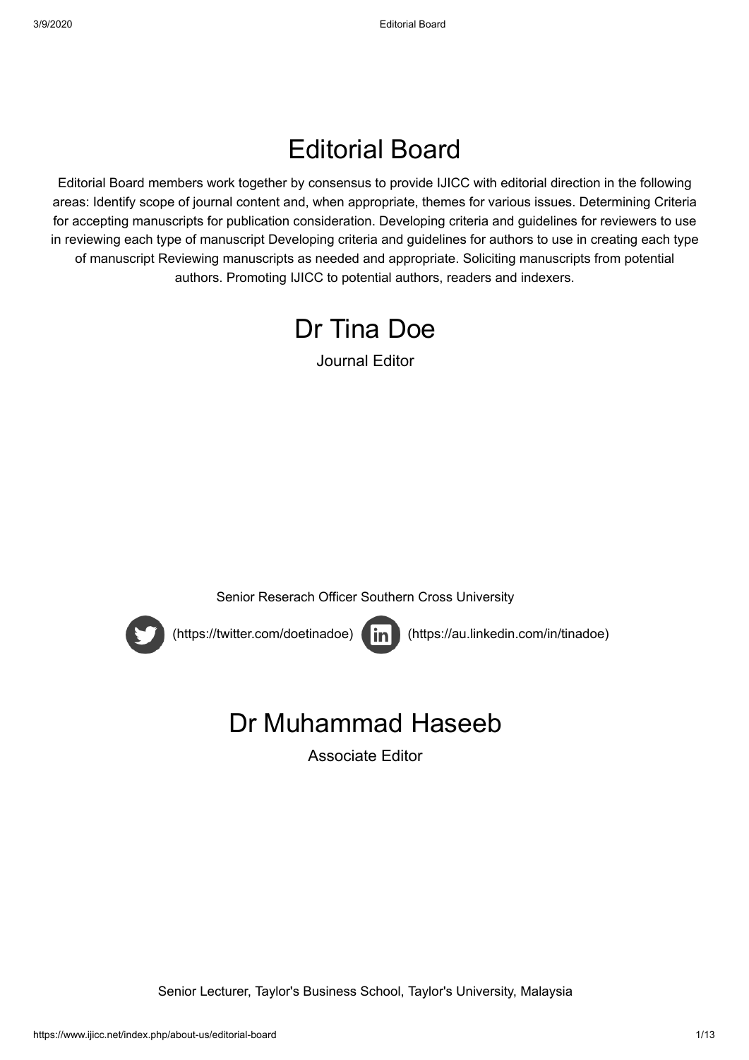# Editorial Board

Editorial Board members work together by consensus to provide IJICC with editorial direction in the following areas: Identify scope of journal content and, when appropriate, themes for various issues. Determining Criteria for accepting manuscripts for publication consideration. Developing criteria and guidelines for reviewers to use in reviewing each type of manuscript Developing criteria and guidelines for authors to use in creating each type of manuscript Reviewing manuscripts as needed and appropriate. Soliciting manuscripts from potential authors. Promoting IJICC to potential authors, readers and indexers.

## Dr Tina Doe

Journal Editor

Senior Reserach Officer Southern Cross University

(https://twitter.com/doetinadoe) (https://au.linkedin.com/in/tinadoe)

## Dr Muhammad Haseeb

Associate Editor

Senior Lecturer, Taylor's Business School, Taylor's University, Malaysia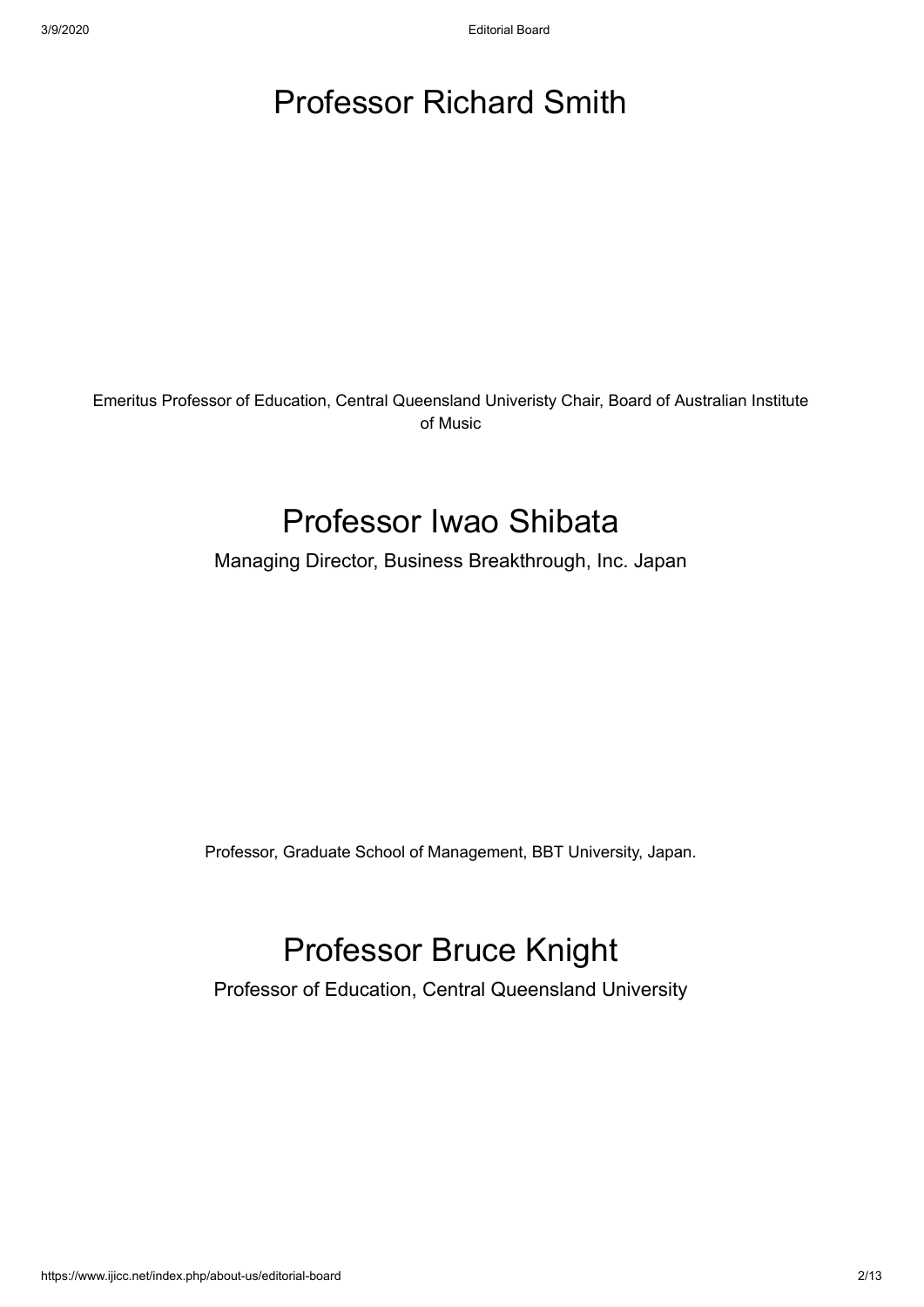# Professor Richard Smith

Emeritus Professor of Education, Central Queensland Univeristy Chair, Board of Australian Institute of Music

# Professor Iwao Shibata

Managing Director, Business Breakthrough, Inc. Japan

Professor, Graduate School of Management, BBT University, Japan.

# Professor Bruce Knight

Professor of Education, Central Queensland University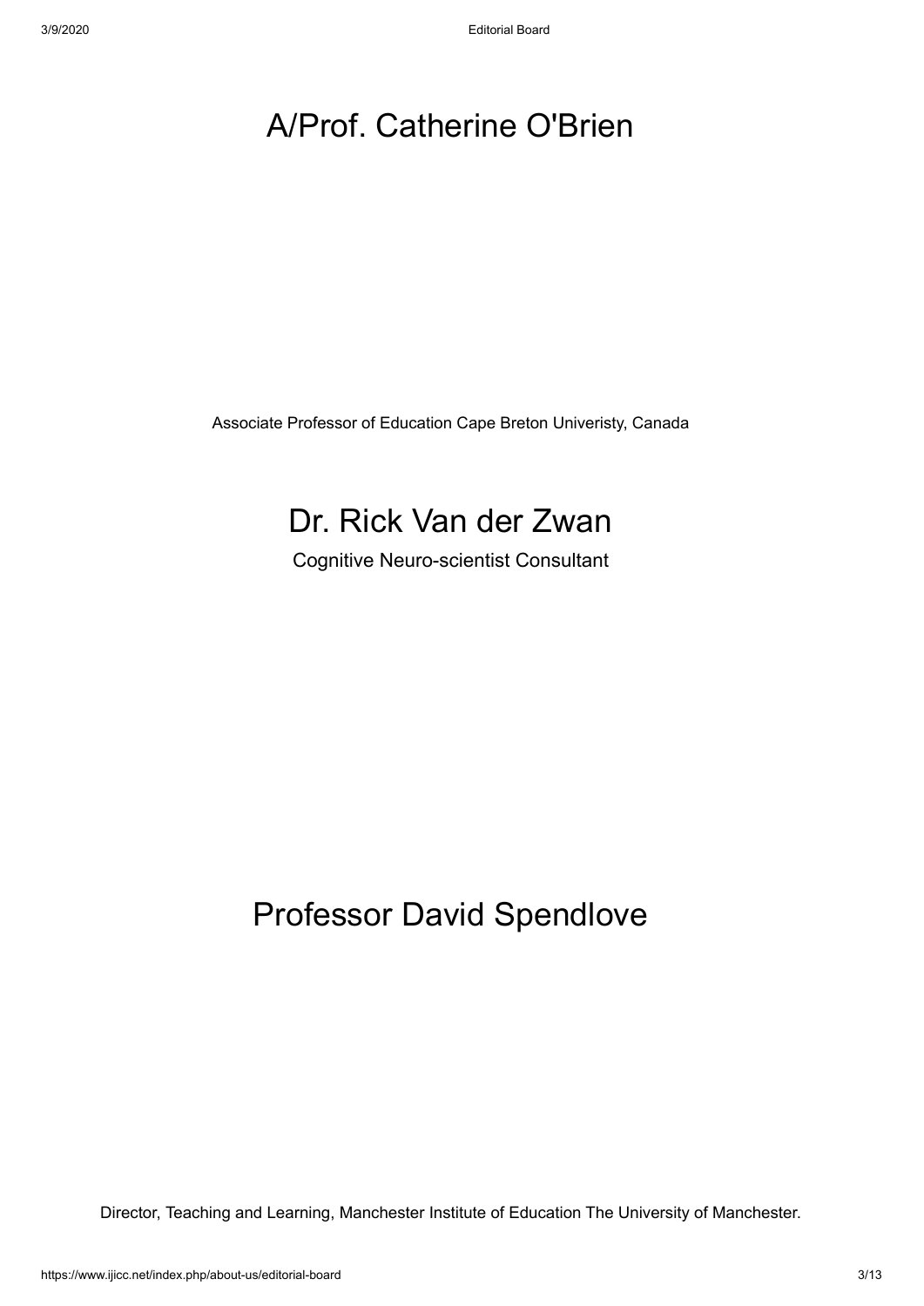# A/Prof. Catherine O'Brien

Associate Professor of Education Cape Breton Univeristy, Canada

# Dr. Rick Van der Zwan

Cognitive Neuro-scientist Consultant

# Professor David Spendlove

Director, Teaching and Learning, Manchester Institute of Education The University of Manchester.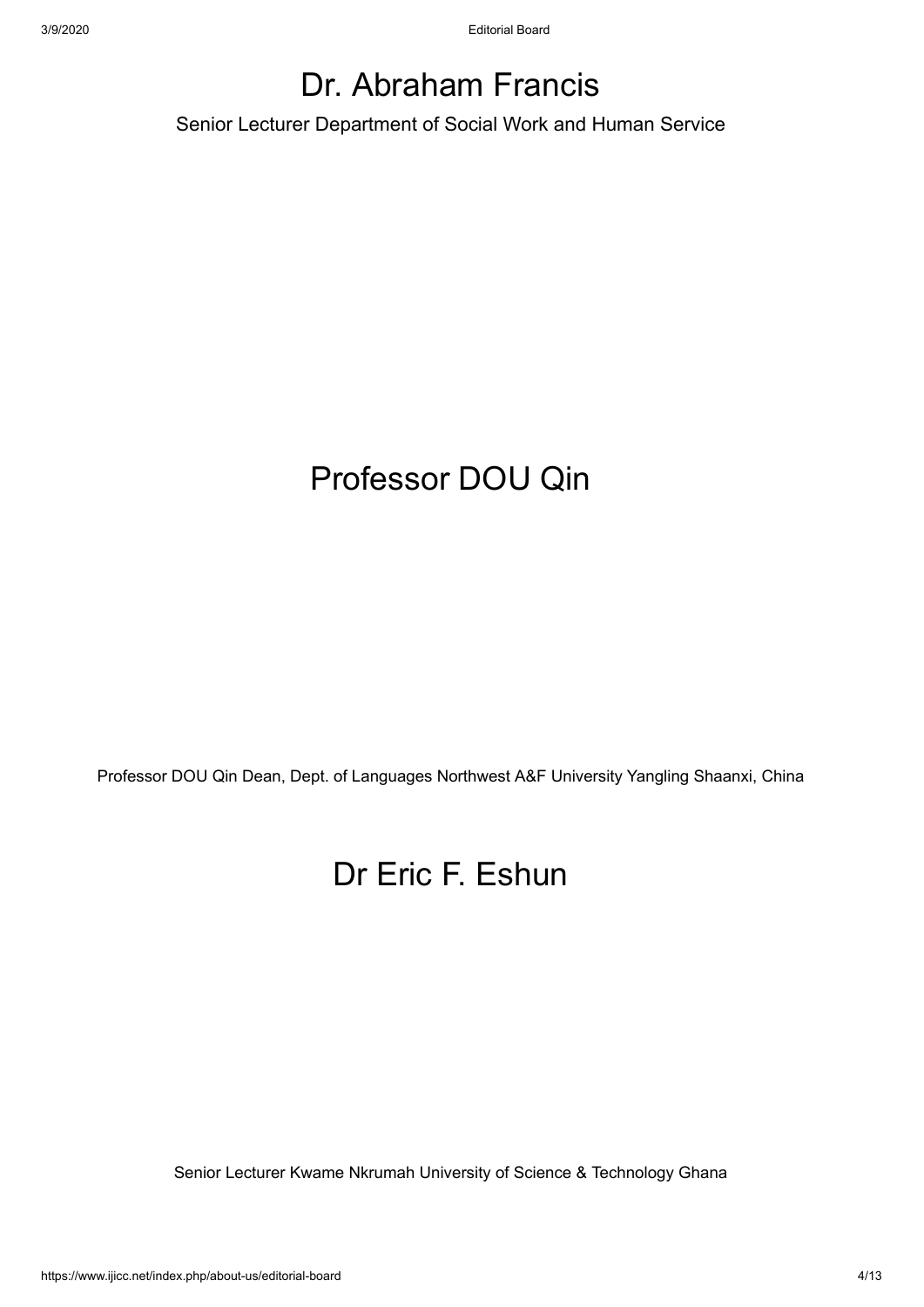# Dr. Abraham Francis

Senior Lecturer Department of Social Work and Human Service

# Professor DOU Qin

Professor DOU Qin Dean, Dept. of Languages Northwest A&F University Yangling Shaanxi, China

# Dr Eric F. Eshun

Senior Lecturer Kwame Nkrumah University of Science & Technology Ghana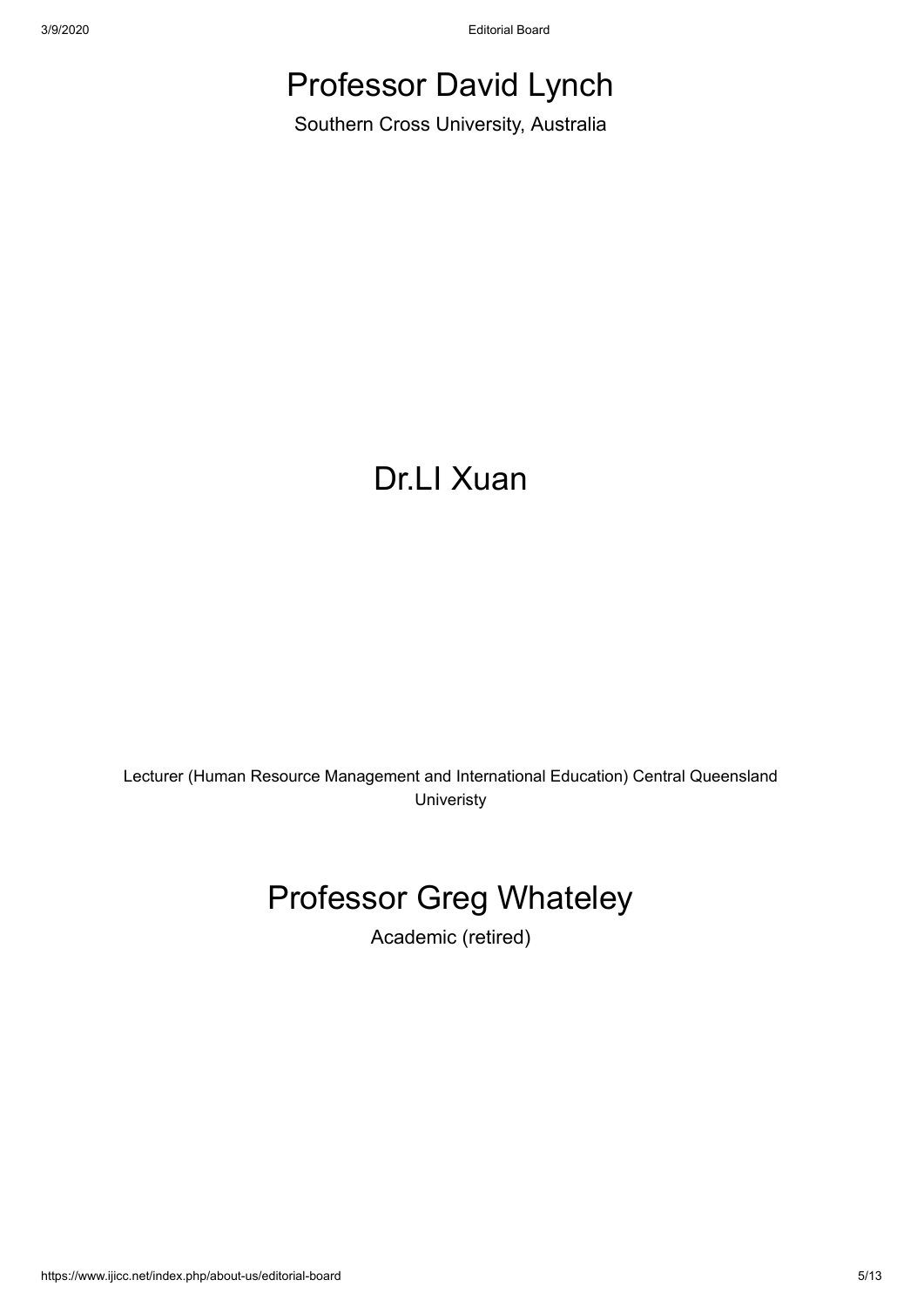# Professor David Lynch

Southern Cross University, Australia

# Dr.LI Xuan

Lecturer (Human Resource Management and International Education) Central Queensland Univeristy

# Professor Greg Whateley

Academic (retired)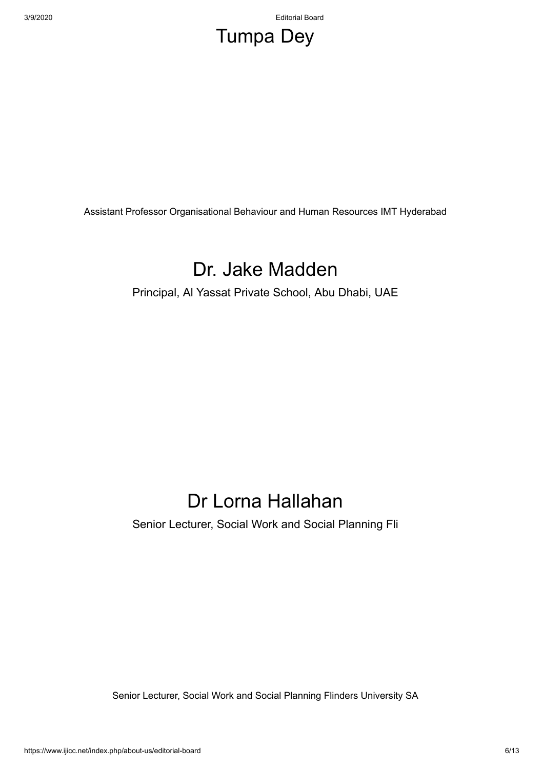# Tumpa Dey

Assistant Professor Organisational Behaviour and Human Resources IMT Hyderabad

# Dr. Jake Madden

Principal, Al Yassat Private School, Abu Dhabi, UAE

# Dr Lorna Hallahan

Senior Lecturer, Social Work and Social Planning Fli

Senior Lecturer, Social Work and Social Planning Flinders University SA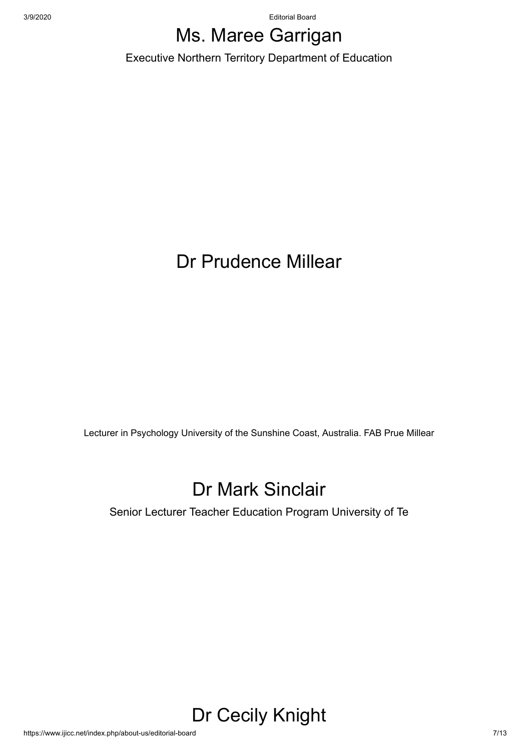## Ms. Maree Garrigan

Executive Northern Territory Department of Education

## Dr Prudence Millear

Lecturer in Psychology University of the Sunshine Coast, Australia. FAB Prue Millear

## Dr Mark Sinclair

Senior Lecturer Teacher Education Program University of Te

## Dr Cecily Knight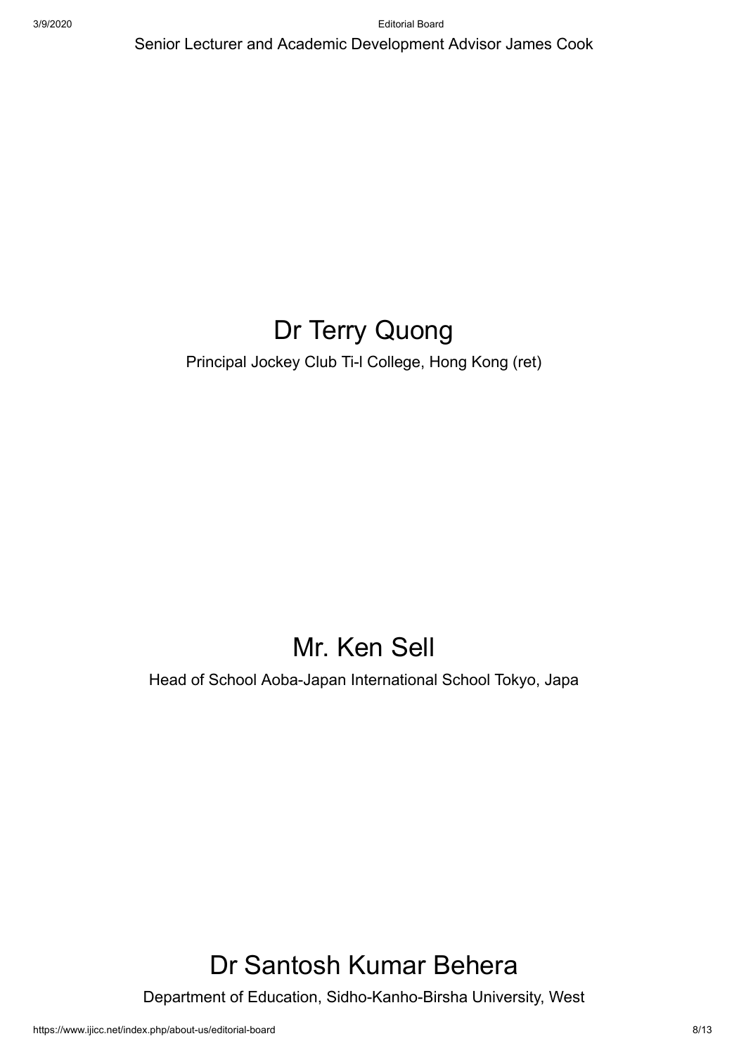Senior Lecturer and Academic Development Advisor James Cook

## Dr Terry Quong

Principal Jockey Club Ti-I College, Hong Kong (ret)

## Mr. Ken Sell

Head of School Aoba-Japan International School Tokyo, Japa

## Dr Santosh Kumar Behera

Department of Education, Sidho-Kanho-Birsha University, West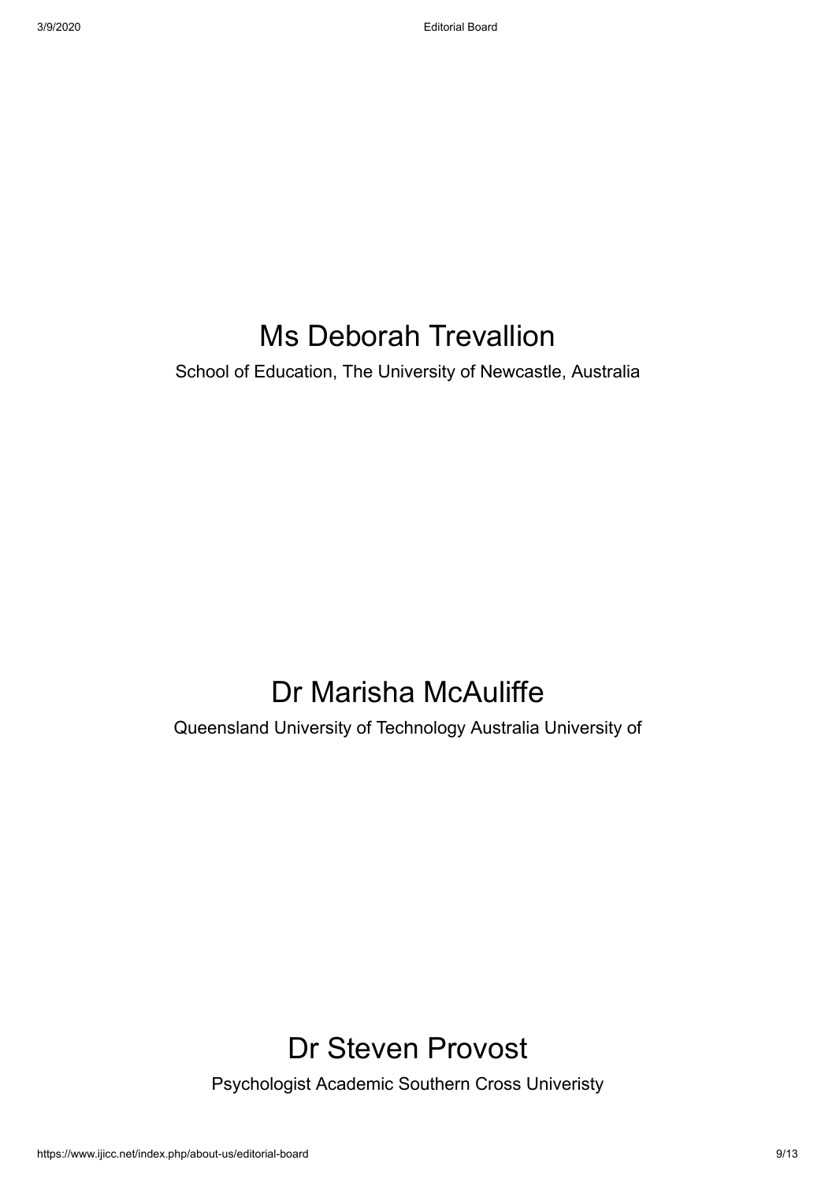# Ms Deborah Trevallion

School of Education, The University of Newcastle, Australia

# Dr Marisha McAuliffe

Queensland University of Technology Australia University of

# Dr Steven Provost

Psychologist Academic Southern Cross Univeristy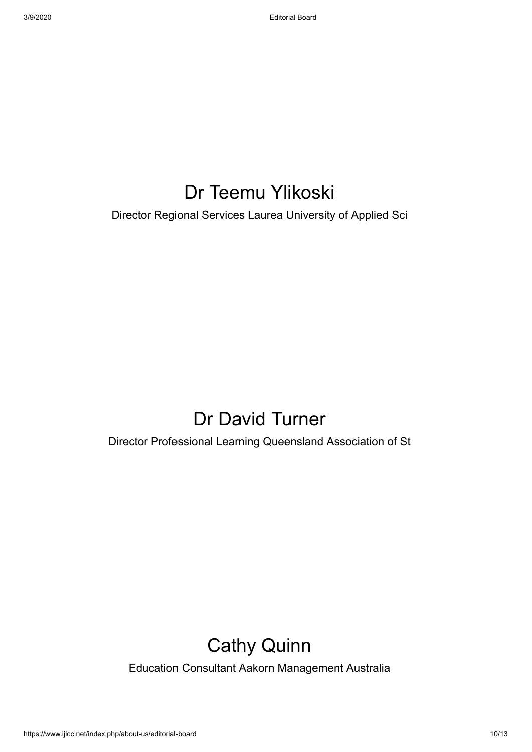## Dr Teemu Ylikoski

Director Regional Services Laurea University of Applied Sci

## Dr David Turner

Director Professional Learning Queensland Association of St

## Cathy Quinn

Education Consultant Aakorn Management Australia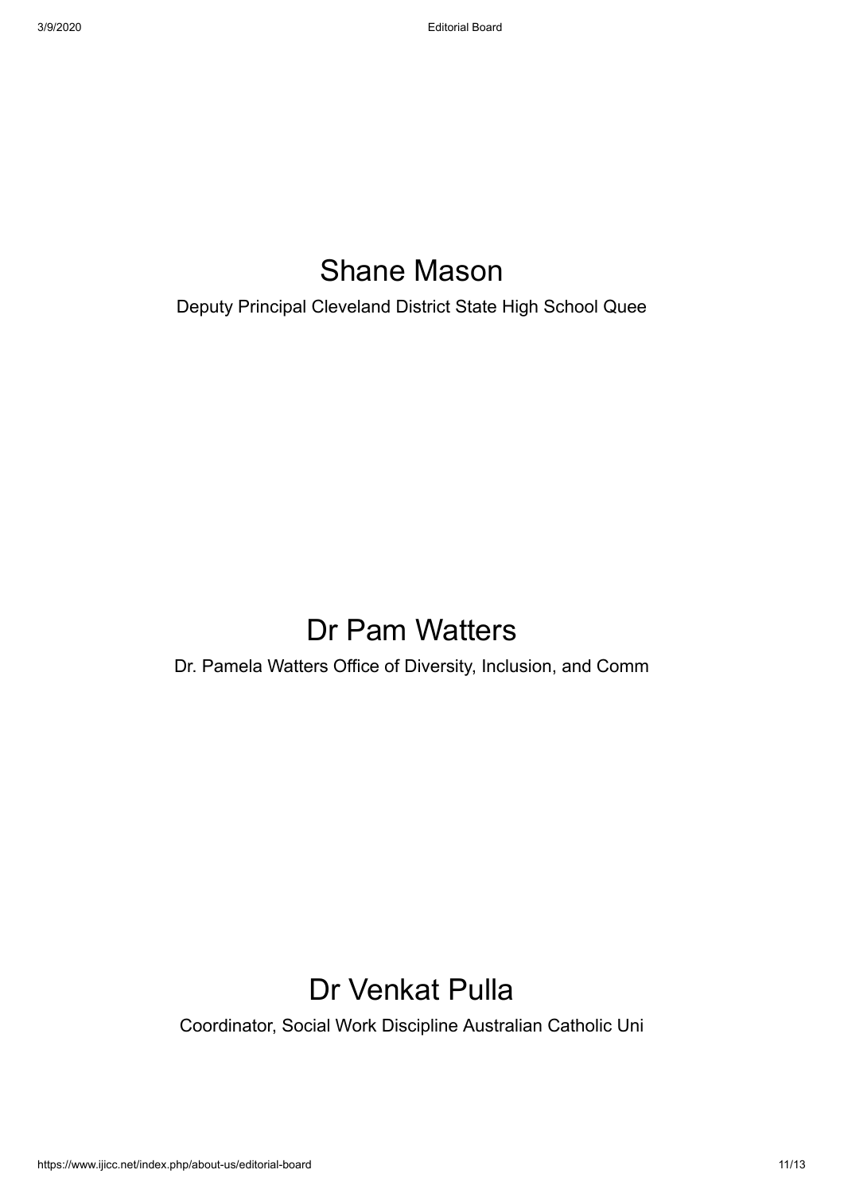## Shane Mason

Deputy Principal Cleveland District State High School Quee

## Dr Pam Watters

Dr. Pamela Watters Office of Diversity, Inclusion, and Comm

## Dr Venkat Pulla

Coordinator, Social Work Discipline Australian Catholic Uni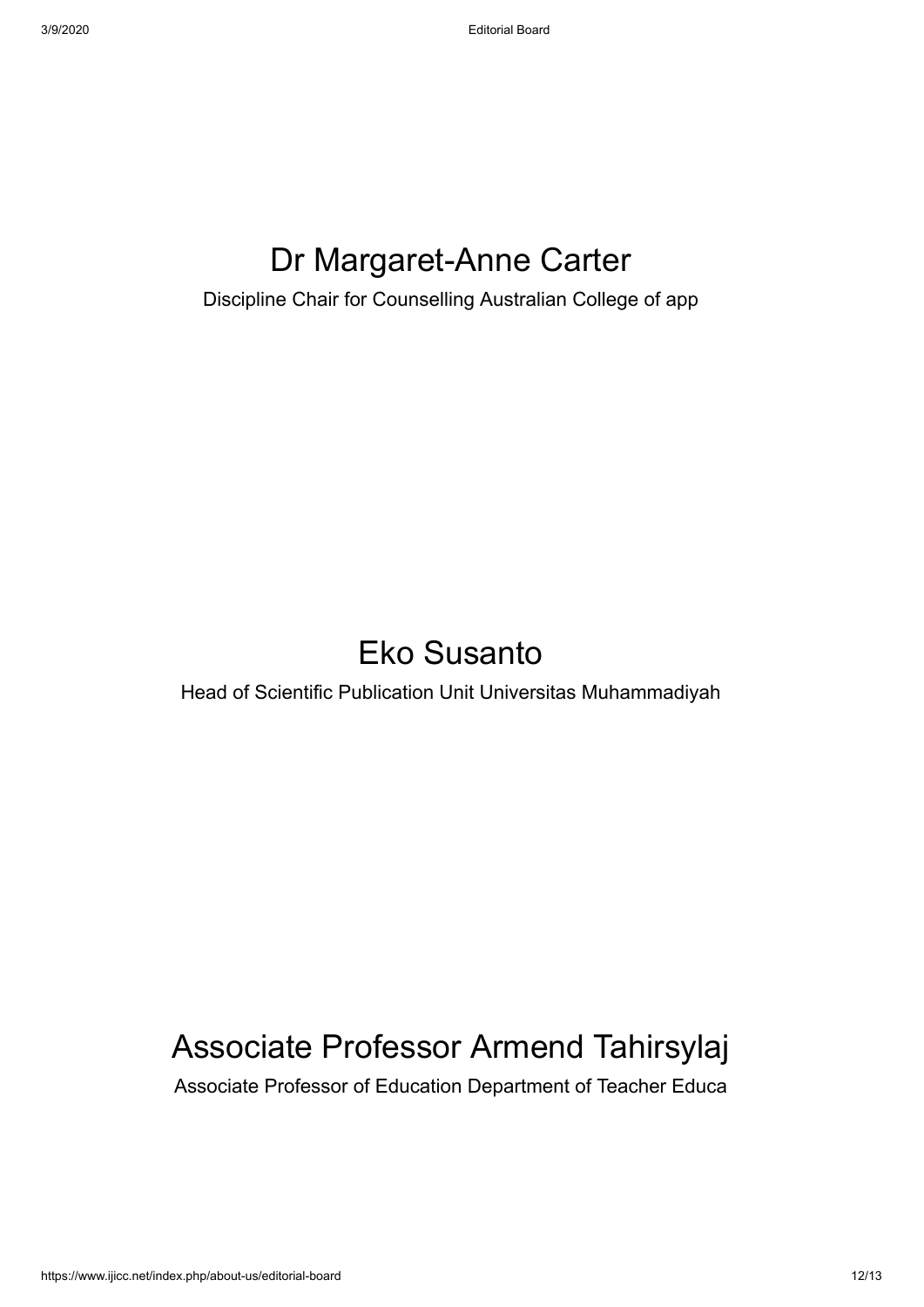# Dr Margaret-Anne Carter

Discipline Chair for Counselling Australian College of app

# Eko Susanto

Head of Scientific Publication Unit Universitas Muhammadiyah

# Associate Professor Armend Tahirsylaj

Associate Professor of Education Department of Teacher Educa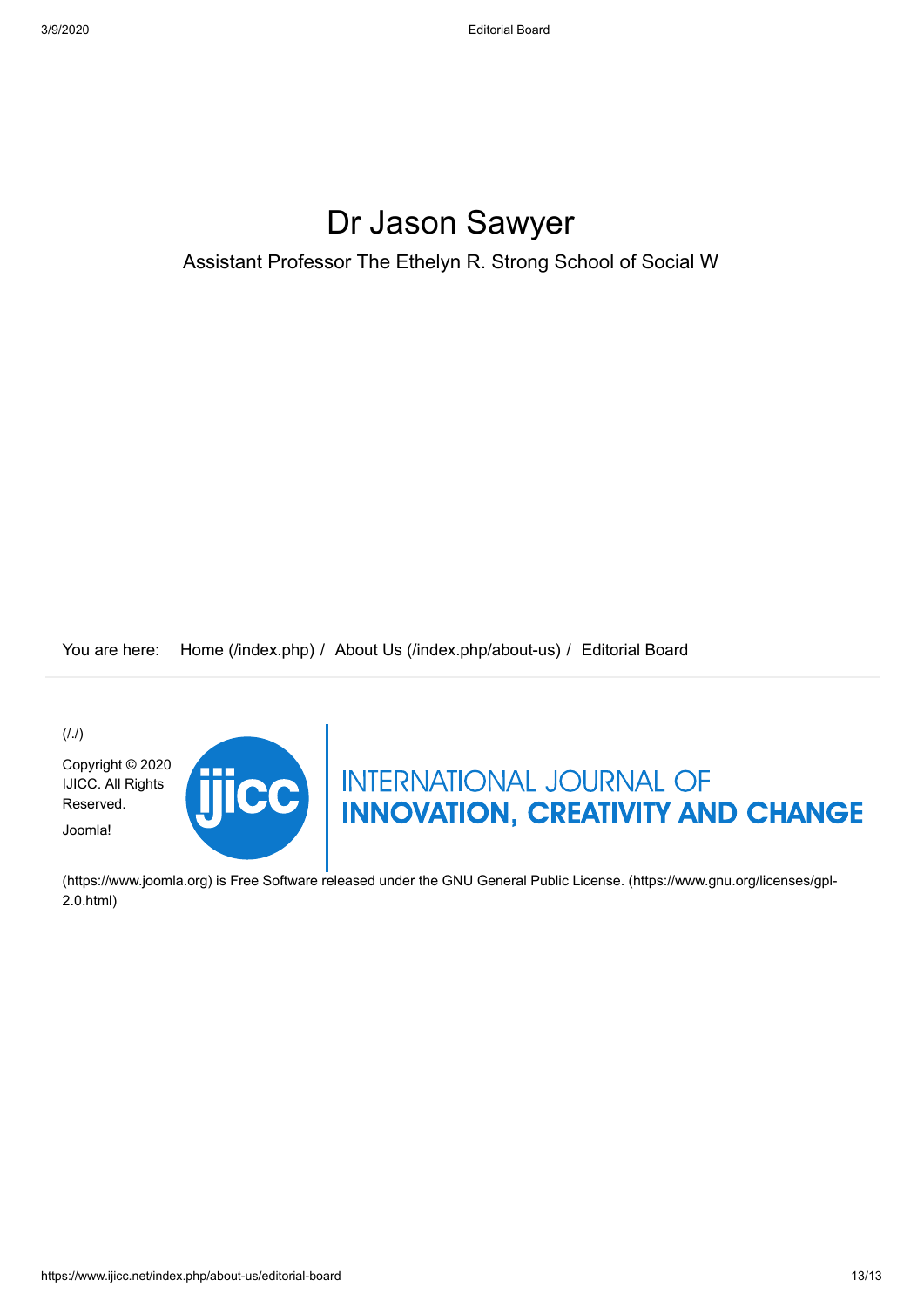# Dr Jason Sawyer

Assistant Professor The Ethelyn R. Strong School of Social W

You are here: Home (/index.php) / About Us (/index.php/about-us) / Editorial Board

(/./)

Copyright © 2020 IJICC. All Rights Reserved.

Joomla!

INTERNATIONAL JOURNAL OF **INNOVATION, CREATIVITY AND CHANGE**

(https://www.joomla.org) is Free Software released under the GNU General Public License. (https://www.gnu.org/licenses/gpl-2.0.html)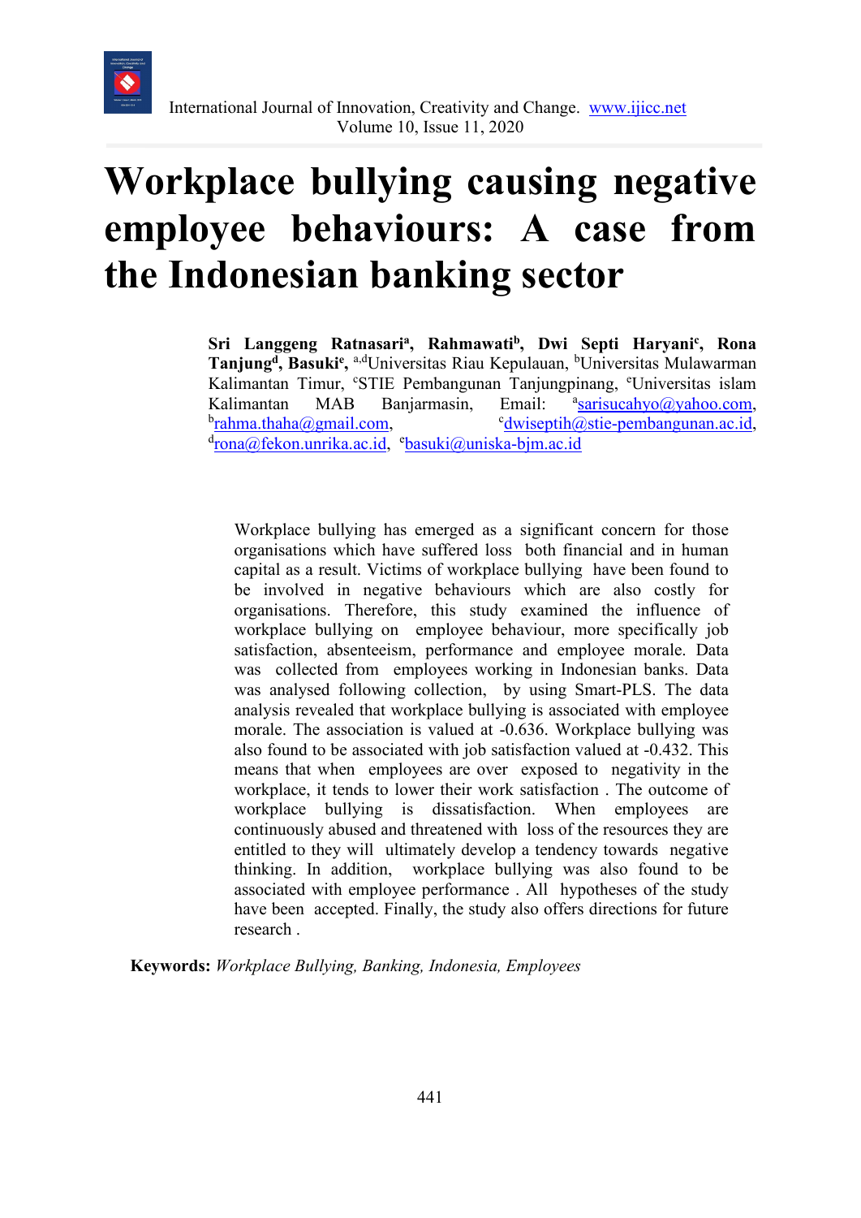# Workplace bullying causing negative employee behaviours: A case from the Indonesian banking sector

**Sri Langgeng Ratnasari**[a], **Rahmawati**[b], **Dwi Septi Haryani**[c], **Rona Tanjung**[d], **Basuki**[e], [a,d]Universitas Riau Kepulauan, [b]Universitas Mulawarman Kalimantan Timur, [c]STIE Pembangunan Tanjungpinang, [e]Universitas islam Kalimantan MAB Banjarmasin, Email: [a]sarisucahyo@yahoo.com, [b]rahma.thaha@gmail.com, [c]dwiseptih@stie-pembangunan.ac.id, [d]rona@fekon.unrika.ac.id, [e]basuki@uniska-bjm.ac.id

Workplace bullying has emerged as a significant concern for those organisations which have suffered loss both financial and in human capital as a result. Victims of workplace bullying have been found to be involved in negative behaviours which are also costly for organisations. Therefore, this study examined the influence of workplace bullying on employee behaviour, more specifically job satisfaction, absenteeism, performance and employee morale. Data was collected from employees working in Indonesian banks. Data was analysed following collection, by using Smart-PLS. The data analysis revealed that workplace bullying is associated with employee morale. The association is valued at -0.636. Workplace bullying was also found to be associated with job satisfaction valued at -0.432. This means that when employees are over exposed to negativity in the workplace, it tends to lower their work satisfaction . The outcome of workplace bullying is dissatisfaction. When employees are continuously abused and threatened with loss of the resources they are entitled to they will ultimately develop a tendency towards negative thinking. In addition, workplace bullying was also found to be associated with employee performance . All hypotheses of the study have been accepted. Finally, the study also offers directions for future research .

**Keywords:** *Workplace Bullying, Banking, Indonesia, Employees*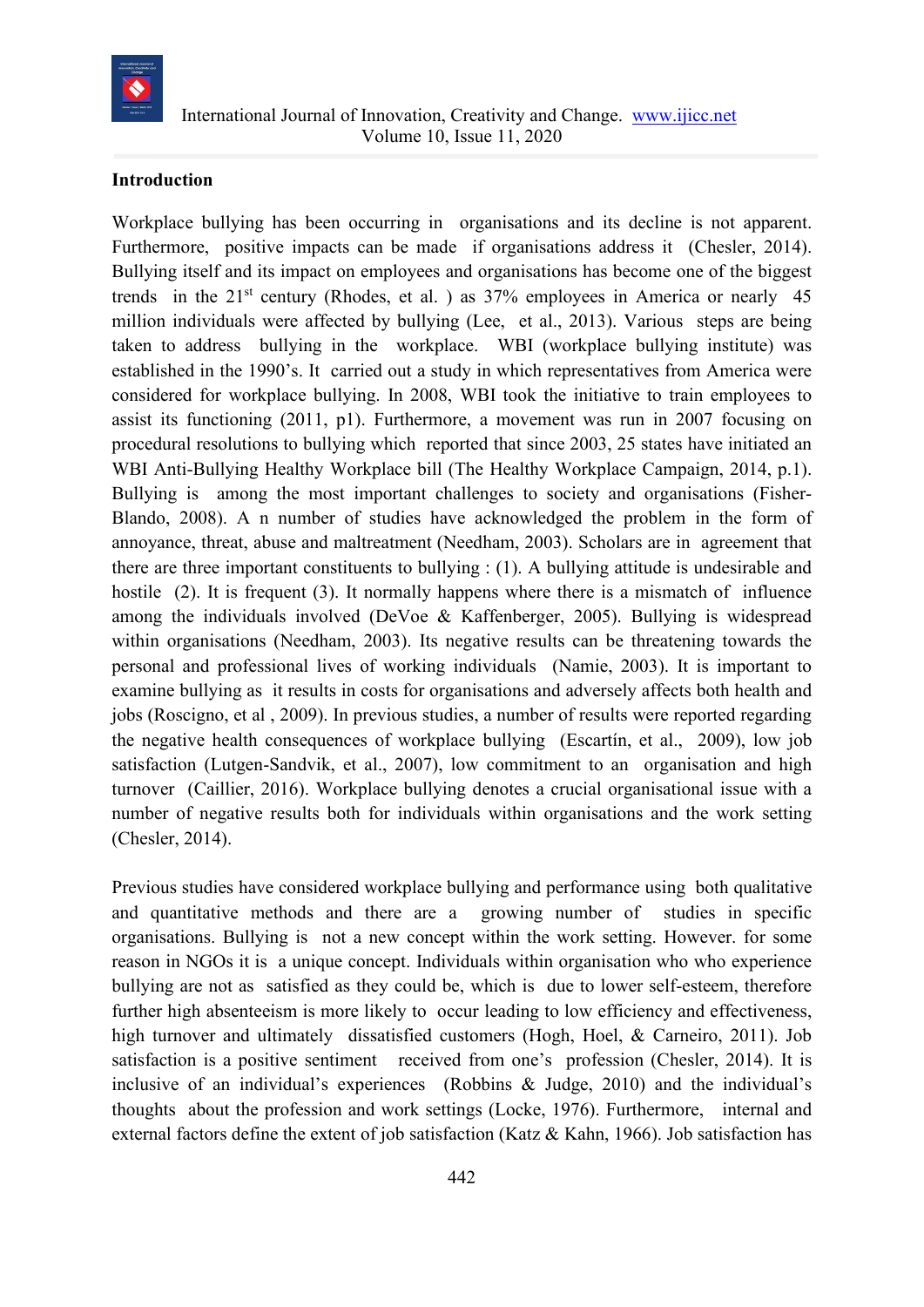## Introduction

Workplace bullying has been occurring in organisations and its decline is not apparent. Furthermore, positive impacts can be made if organisations address it (Chesler, 2014). Bullying itself and its impact on employees and organisations has become one of the biggest trends in the 21st century (Rhodes, et al. ) as 37% employees in America or nearly 45 million individuals were affected by bullying (Lee, et al., 2013). Various steps are being taken to address bullying in the workplace. WBI (workplace bullying institute) was established in the 1990's. It carried out a study in which representatives from America were considered for workplace bullying. In 2008, WBI took the initiative to train employees to assist its functioning (2011, p1). Furthermore, a movement was run in 2007 focusing on procedural resolutions to bullying which reported that since 2003, 25 states have initiated an WBI Anti-Bullying Healthy Workplace bill (The Healthy Workplace Campaign, 2014, p.1). Bullying is among the most important challenges to society and organisations (Fisher-Blando, 2008). A n number of studies have acknowledged the problem in the form of annoyance, threat, abuse and maltreatment (Needham, 2003). Scholars are in agreement that there are three important constituents to bullying : (1). A bullying attitude is undesirable and hostile (2). It is frequent (3). It normally happens where there is a mismatch of influence among the individuals involved (DeVoe & Kaffenberger, 2005). Bullying is widespread within organisations (Needham, 2003). Its negative results can be threatening towards the personal and professional lives of working individuals (Namie, 2003). It is important to examine bullying as it results in costs for organisations and adversely affects both health and jobs (Roscigno, et al , 2009). In previous studies, a number of results were reported regarding the negative health consequences of workplace bullying (Escartín, et al., 2009), low job satisfaction (Lutgen-Sandvik, et al., 2007), low commitment to an organisation and high turnover (Caillier, 2016). Workplace bullying denotes a crucial organisational issue with a number of negative results both for individuals within organisations and the work setting (Chesler, 2014).

Previous studies have considered workplace bullying and performance using both qualitative and quantitative methods and there are a growing number of studies in specific organisations. Bullying is not a new concept within the work setting. However. for some reason in NGOs it is a unique concept. Individuals within organisation who who experience bullying are not as satisfied as they could be, which is due to lower self-esteem, therefore further high absenteeism is more likely to occur leading to low efficiency and effectiveness, high turnover and ultimately dissatisfied customers (Hogh, Hoel, & Carneiro, 2011). Job satisfaction is a positive sentiment received from one's profession (Chesler, 2014). It is inclusive of an individual's experiences (Robbins & Judge, 2010) and the individual's thoughts about the profession and work settings (Locke, 1976). Furthermore, internal and external factors define the extent of job satisfaction (Katz & Kahn, 1966). Job satisfaction has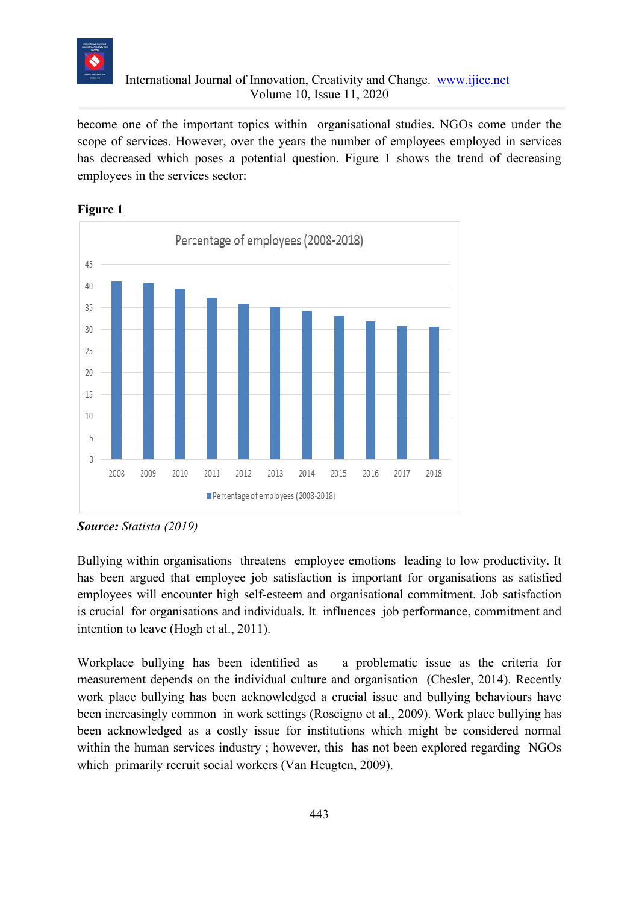become one of the important topics within organisational studies. NGOs come under the scope of services. However, over the years the number of employees employed in services has decreased which poses a potential question. Figure 1 shows the trend of decreasing employees in the services sector:

**Figure 1**

***Source:*** *Statista (2019)*

Bullying within organisations threatens employee emotions leading to low productivity. It has been argued that employee job satisfaction is important for organisations as satisfied employees will encounter high self-esteem and organisational commitment. Job satisfaction is crucial for organisations and individuals. It influences job performance, commitment and intention to leave (Hogh et al., 2011).

Workplace bullying has been identified as a problematic issue as the criteria for measurement depends on the individual culture and organisation (Chesler, 2014). Recently work place bullying has been acknowledged a crucial issue and bullying behaviours have been increasingly common in work settings (Roscigno et al., 2009). Work place bullying has been acknowledged as a costly issue for institutions which might be considered normal within the human services industry ; however, this has not been explored regarding NGOs which primarily recruit social workers (Van Heugten, 2009).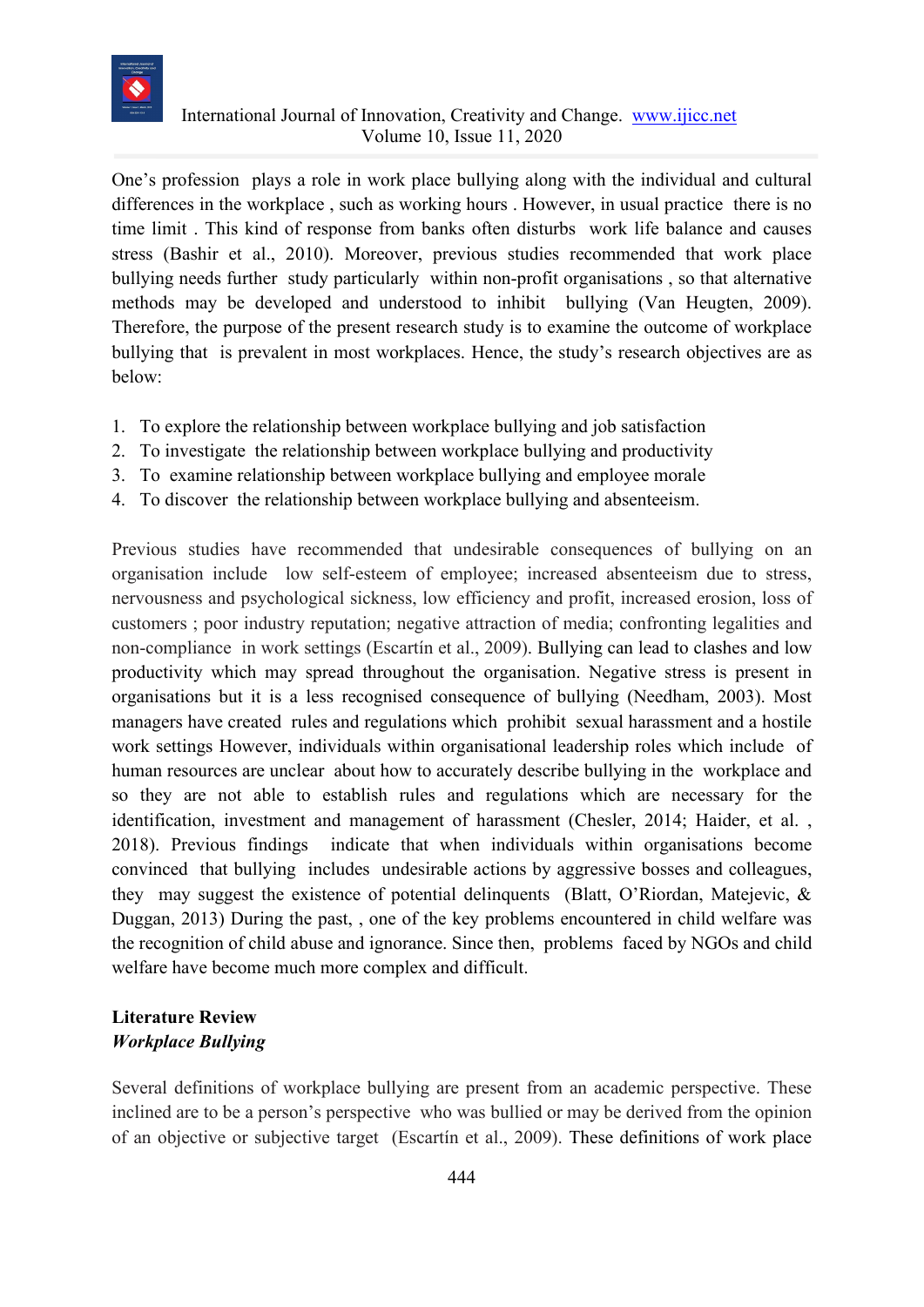One's profession plays a role in work place bullying along with the individual and cultural differences in the workplace , such as working hours . However, in usual practice there is no time limit . This kind of response from banks often disturbs work life balance and causes stress (Bashir et al., 2010). Moreover, previous studies recommended that work place bullying needs further study particularly within non-profit organisations , so that alternative methods may be developed and understood to inhibit bullying (Van Heugten, 2009). Therefore, the purpose of the present research study is to examine the outcome of workplace bullying that is prevalent in most workplaces. Hence, the study's research objectives are as below:

1. To explore the relationship between workplace bullying and job satisfaction
2. To investigate the relationship between workplace bullying and productivity
3. To examine relationship between workplace bullying and employee morale
4. To discover the relationship between workplace bullying and absenteeism.

Previous studies have recommended that undesirable consequences of bullying on an organisation include low self-esteem of employee; increased absenteeism due to stress, nervousness and psychological sickness, low efficiency and profit, increased erosion, loss of customers ; poor industry reputation; negative attraction of media; confronting legalities and non-compliance in work settings (Escartín et al., 2009). Bullying can lead to clashes and low productivity which may spread throughout the organisation. Negative stress is present in organisations but it is a less recognised consequence of bullying (Needham, 2003). Most managers have created rules and regulations which prohibit sexual harassment and a hostile work settings However, individuals within organisational leadership roles which include of human resources are unclear about how to accurately describe bullying in the workplace and so they are not able to establish rules and regulations which are necessary for the identification, investment and management of harassment (Chesler, 2014; Haider, et al. , 2018). Previous findings indicate that when individuals within organisations become convinced that bullying includes undesirable actions by aggressive bosses and colleagues, they may suggest the existence of potential delinquents (Blatt, O'Riordan, Matejevic, & Duggan, 2013) During the past, , one of the key problems encountered in child welfare was the recognition of child abuse and ignorance. Since then, problems faced by NGOs and child welfare have become much more complex and difficult.

## Literature Review

### *Workplace Bullying*

Several definitions of workplace bullying are present from an academic perspective. These inclined are to be a person's perspective who was bullied or may be derived from the opinion of an objective or subjective target (Escartín et al., 2009). These definitions of work place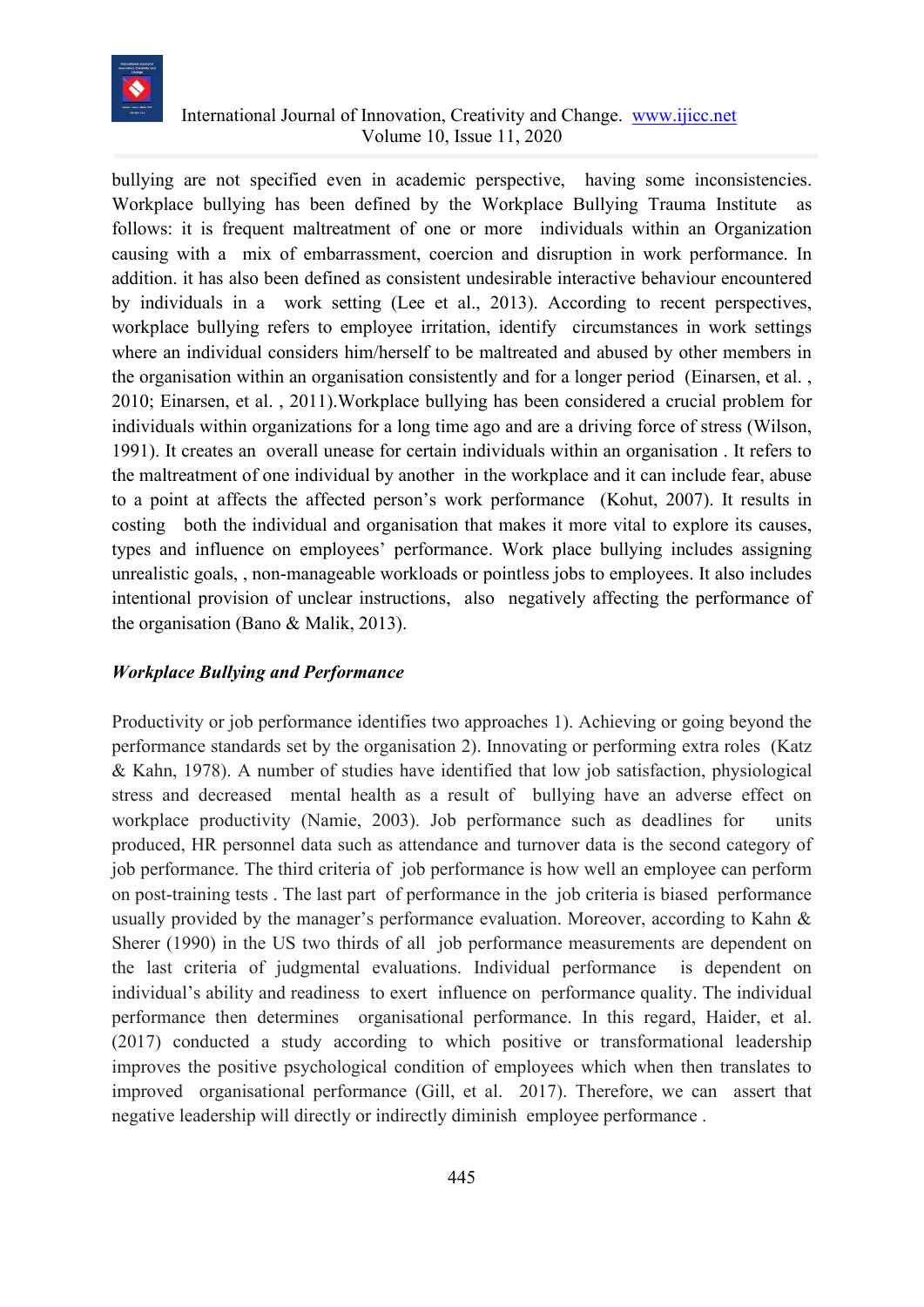bullying are not specified even in academic perspective, having some inconsistencies. Workplace bullying has been defined by the Workplace Bullying Trauma Institute as follows: it is frequent maltreatment of one or more individuals within an Organization causing with a mix of embarrassment, coercion and disruption in work performance. In addition. it has also been defined as consistent undesirable interactive behaviour encountered by individuals in a work setting (Lee et al., 2013). According to recent perspectives, workplace bullying refers to employee irritation, identify circumstances in work settings where an individual considers him/herself to be maltreated and abused by other members in the organisation within an organisation consistently and for a longer period (Einarsen, et al. , 2010; Einarsen, et al. , 2011).Workplace bullying has been considered a crucial problem for individuals within organizations for a long time ago and are a driving force of stress (Wilson, 1991). It creates an overall unease for certain individuals within an organisation . It refers to the maltreatment of one individual by another in the workplace and it can include fear, abuse to a point at affects the affected person's work performance (Kohut, 2007). It results in costing both the individual and organisation that makes it more vital to explore its causes, types and influence on employees' performance. Work place bullying includes assigning unrealistic goals, , non-manageable workloads or pointless jobs to employees. It also includes intentional provision of unclear instructions, also negatively affecting the performance of the organisation (Bano & Malik, 2013).

### *Workplace Bullying and Performance*

Productivity or job performance identifies two approaches 1). Achieving or going beyond the performance standards set by the organisation 2). Innovating or performing extra roles (Katz & Kahn, 1978). A number of studies have identified that low job satisfaction, physiological stress and decreased mental health as a result of bullying have an adverse effect on workplace productivity (Namie, 2003). Job performance such as deadlines for units produced, HR personnel data such as attendance and turnover data is the second category of job performance. The third criteria of job performance is how well an employee can perform on post-training tests . The last part of performance in the job criteria is biased performance usually provided by the manager's performance evaluation. Moreover, according to Kahn & Sherer (1990) in the US two thirds of all job performance measurements are dependent on the last criteria of judgmental evaluations. Individual performance is dependent on individual's ability and readiness to exert influence on performance quality. The individual performance then determines organisational performance. In this regard, Haider, et al. (2017) conducted a study according to which positive or transformational leadership improves the positive psychological condition of employees which when then translates to improved organisational performance (Gill, et al. 2017). Therefore, we can assert that negative leadership will directly or indirectly diminish employee performance .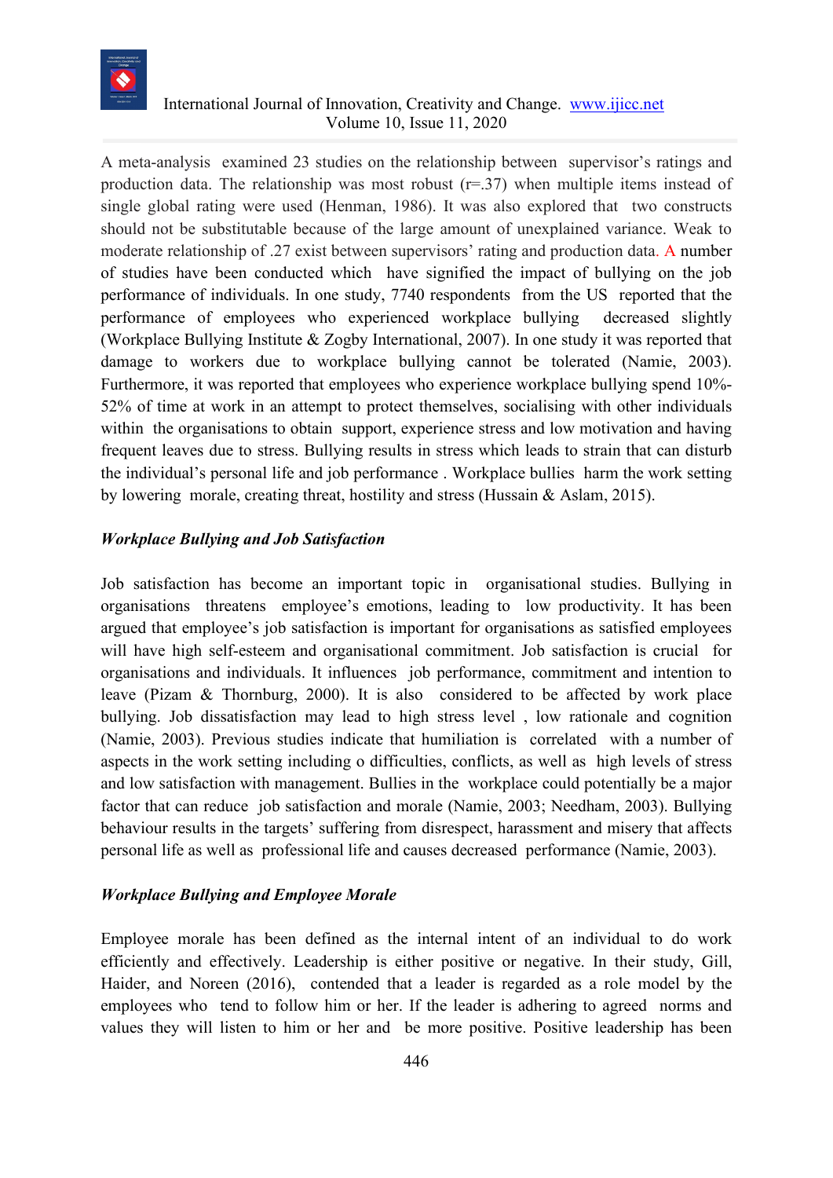A meta-analysis examined 23 studies on the relationship between supervisor's ratings and production data. The relationship was most robust (r=.37) when multiple items instead of single global rating were used (Henman, 1986). It was also explored that two constructs should not be substitutable because of the large amount of unexplained variance. Weak to moderate relationship of .27 exist between supervisors' rating and production data. A number of studies have been conducted which have signified the impact of bullying on the job performance of individuals. In one study, 7740 respondents from the US reported that the performance of employees who experienced workplace bullying decreased slightly (Workplace Bullying Institute & Zogby International, 2007). In one study it was reported that damage to workers due to workplace bullying cannot be tolerated (Namie, 2003). Furthermore, it was reported that employees who experience workplace bullying spend 10%-52% of time at work in an attempt to protect themselves, socialising with other individuals within the organisations to obtain support, experience stress and low motivation and having frequent leaves due to stress. Bullying results in stress which leads to strain that can disturb the individual's personal life and job performance . Workplace bullies harm the work setting by lowering morale, creating threat, hostility and stress (Hussain & Aslam, 2015).

### *Workplace Bullying and Job Satisfaction*

Job satisfaction has become an important topic in organisational studies. Bullying in organisations threatens employee's emotions, leading to low productivity. It has been argued that employee's job satisfaction is important for organisations as satisfied employees will have high self-esteem and organisational commitment. Job satisfaction is crucial for organisations and individuals. It influences job performance, commitment and intention to leave (Pizam & Thornburg, 2000). It is also considered to be affected by work place bullying. Job dissatisfaction may lead to high stress level , low rationale and cognition (Namie, 2003). Previous studies indicate that humiliation is correlated with a number of aspects in the work setting including o difficulties, conflicts, as well as high levels of stress and low satisfaction with management. Bullies in the workplace could potentially be a major factor that can reduce job satisfaction and morale (Namie, 2003; Needham, 2003). Bullying behaviour results in the targets' suffering from disrespect, harassment and misery that affects personal life as well as professional life and causes decreased performance (Namie, 2003).

### *Workplace Bullying and Employee Morale*

Employee morale has been defined as the internal intent of an individual to do work efficiently and effectively. Leadership is either positive or negative. In their study, Gill, Haider, and Noreen (2016), contended that a leader is regarded as a role model by the employees who tend to follow him or her. If the leader is adhering to agreed norms and values they will listen to him or her and be more positive. Positive leadership has been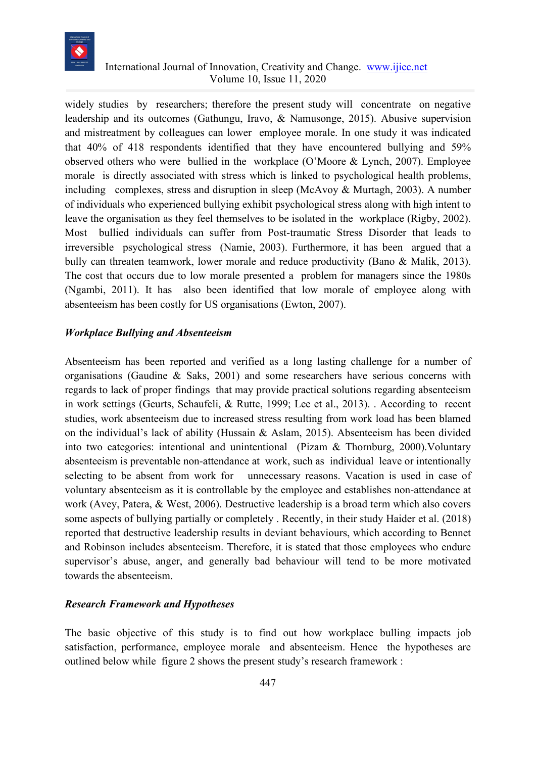widely studies by researchers; therefore the present study will concentrate on negative leadership and its outcomes (Gathungu, Iravo, & Namusonge, 2015). Abusive supervision and mistreatment by colleagues can lower employee morale. In one study it was indicated that 40% of 418 respondents identified that they have encountered bullying and 59% observed others who were bullied in the workplace (O'Moore & Lynch, 2007). Employee morale is directly associated with stress which is linked to psychological health problems, including complexes, stress and disruption in sleep (McAvoy & Murtagh, 2003). A number of individuals who experienced bullying exhibit psychological stress along with high intent to leave the organisation as they feel themselves to be isolated in the workplace (Rigby, 2002). Most bullied individuals can suffer from Post-traumatic Stress Disorder that leads to irreversible psychological stress (Namie, 2003). Furthermore, it has been argued that a bully can threaten teamwork, lower morale and reduce productivity (Bano & Malik, 2013). The cost that occurs due to low morale presented a problem for managers since the 1980s (Ngambi, 2011). It has also been identified that low morale of employee along with absenteeism has been costly for US organisations (Ewton, 2007).

### *Workplace Bullying and Absenteeism*

Absenteeism has been reported and verified as a long lasting challenge for a number of organisations (Gaudine & Saks, 2001) and some researchers have serious concerns with regards to lack of proper findings that may provide practical solutions regarding absenteeism in work settings (Geurts, Schaufeli, & Rutte, 1999; Lee et al., 2013). . According to recent studies, work absenteeism due to increased stress resulting from work load has been blamed on the individual's lack of ability (Hussain & Aslam, 2015). Absenteeism has been divided into two categories: intentional and unintentional (Pizam & Thornburg, 2000).Voluntary absenteeism is preventable non-attendance at work, such as individual leave or intentionally selecting to be absent from work for unnecessary reasons. Vacation is used in case of voluntary absenteeism as it is controllable by the employee and establishes non-attendance at work (Avey, Patera, & West, 2006). Destructive leadership is a broad term which also covers some aspects of bullying partially or completely . Recently, in their study Haider et al. (2018) reported that destructive leadership results in deviant behaviours, which according to Bennet and Robinson includes absenteeism. Therefore, it is stated that those employees who endure supervisor's abuse, anger, and generally bad behaviour will tend to be more motivated towards the absenteeism.

### *Research Framework and Hypotheses*

The basic objective of this study is to find out how workplace bulling impacts job satisfaction, performance, employee morale and absenteeism. Hence the hypotheses are outlined below while figure 2 shows the present study's research framework :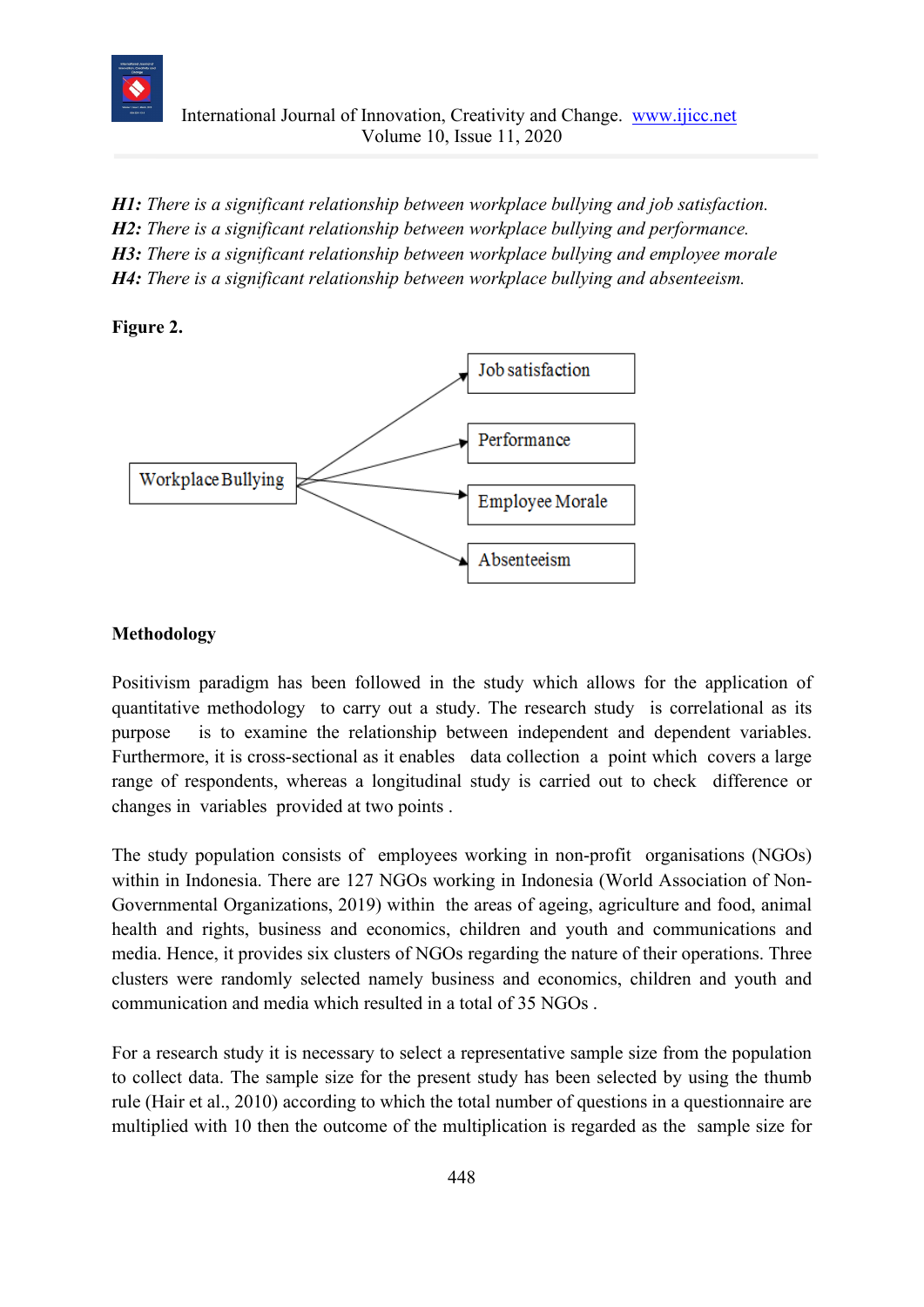***H1:*** *There is a significant relationship between workplace bullying and job satisfaction.*
***H2:*** *There is a significant relationship between workplace bullying and performance.*
***H3:*** *There is a significant relationship between workplace bullying and employee morale*
***H4:*** *There is a significant relationship between workplace bullying and absenteeism.*

**Figure 2.**

Workplace Bullying → Job satisfaction
Workplace Bullying → Performance
Workplace Bullying → Employee Morale
Workplace Bullying → Absenteeism

**Methodology**

Positivism paradigm has been followed in the study which allows for the application of quantitative methodology to carry out a study. The research study is correlational as its purpose is to examine the relationship between independent and dependent variables. Furthermore, it is cross-sectional as it enables data collection a point which covers a large range of respondents, whereas a longitudinal study is carried out to check difference or changes in variables provided at two points .

The study population consists of employees working in non-profit organisations (NGOs) within in Indonesia. There are 127 NGOs working in Indonesia (World Association of Non-Governmental Organizations, 2019) within the areas of ageing, agriculture and food, animal health and rights, business and economics, children and youth and communications and media. Hence, it provides six clusters of NGOs regarding the nature of their operations. Three clusters were randomly selected namely business and economics, children and youth and communication and media which resulted in a total of 35 NGOs .

For a research study it is necessary to select a representative sample size from the population to collect data. The sample size for the present study has been selected by using the thumb rule (Hair et al., 2010) according to which the total number of questions in a questionnaire are multiplied with 10 then the outcome of the multiplication is regarded as the sample size for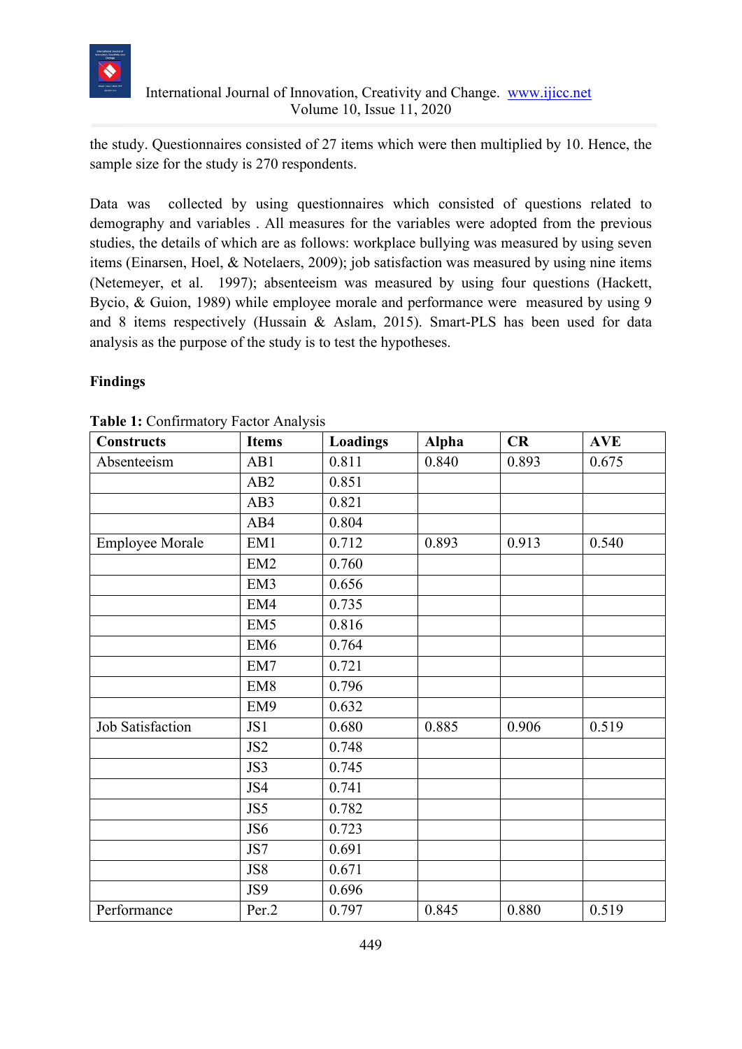the study. Questionnaires consisted of 27 items which were then multiplied by 10. Hence, the sample size for the study is 270 respondents.

Data was collected by using questionnaires which consisted of questions related to demography and variables . All measures for the variables were adopted from the previous studies, the details of which are as follows: workplace bullying was measured by using seven items (Einarsen, Hoel, & Notelaers, 2009); job satisfaction was measured by using nine items (Netemeyer, et al. 1997); absenteeism was measured by using four questions (Hackett, Bycio, & Guion, 1989) while employee morale and performance were measured by using 9 and 8 items respectively (Hussain & Aslam, 2015). Smart-PLS has been used for data analysis as the purpose of the study is to test the hypotheses.

**Findings**

**Table 1:** Confirmatory Factor Analysis

| Constructs | Items | Loadings | Alpha | CR | AVE |
|---|---|---|---|---|---|
| Absenteeism | AB1 | 0.811 | 0.840 | 0.893 | 0.675 |
| | AB2 | 0.851 | | | |
| | AB3 | 0.821 | | | |
| | AB4 | 0.804 | | | |
| Employee Morale | EM1 | 0.712 | 0.893 | 0.913 | 0.540 |
| | EM2 | 0.760 | | | |
| | EM3 | 0.656 | | | |
| | EM4 | 0.735 | | | |
| | EM5 | 0.816 | | | |
| | EM6 | 0.764 | | | |
| | EM7 | 0.721 | | | |
| | EM8 | 0.796 | | | |
| | EM9 | 0.632 | | | |
| Job Satisfaction | JS1 | 0.680 | 0.885 | 0.906 | 0.519 |
| | JS2 | 0.748 | | | |
| | JS3 | 0.745 | | | |
| | JS4 | 0.741 | | | |
| | JS5 | 0.782 | | | |
| | JS6 | 0.723 | | | |
| | JS7 | 0.691 | | | |
| | JS8 | 0.671 | | | |
| | JS9 | 0.696 | | | |
| Performance | Per.2 | 0.797 | 0.845 | 0.880 | 0.519 |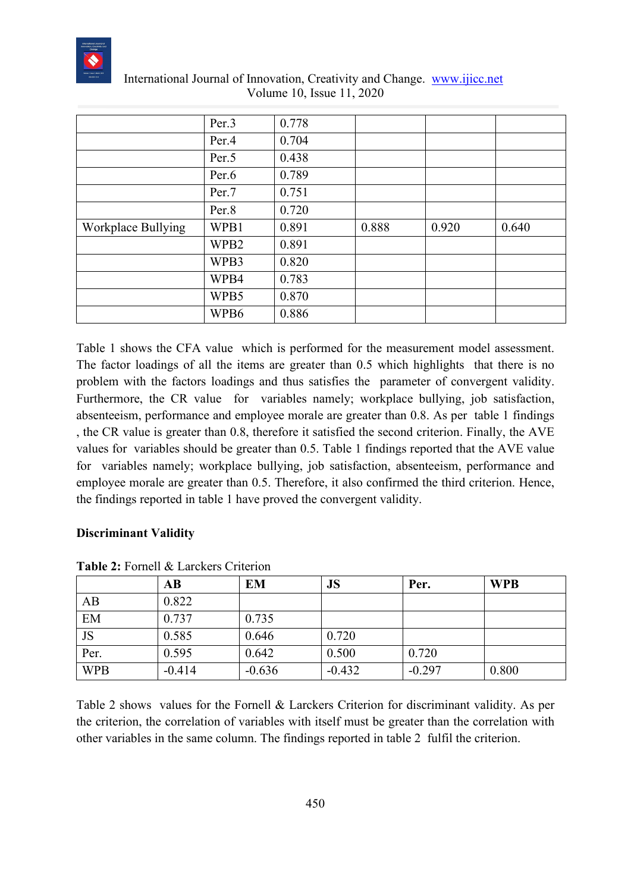|  | Per.3 | 0.778 |  |  |  |
|---|---|---|---|---|---|
|  | Per.4 | 0.704 |  |  |  |
|  | Per.5 | 0.438 |  |  |  |
|  | Per.6 | 0.789 |  |  |  |
|  | Per.7 | 0.751 |  |  |  |
|  | Per.8 | 0.720 |  |  |  |
| Workplace Bullying | WPB1 | 0.891 | 0.888 | 0.920 | 0.640 |
|  | WPB2 | 0.891 |  |  |  |
|  | WPB3 | 0.820 |  |  |  |
|  | WPB4 | 0.783 |  |  |  |
|  | WPB5 | 0.870 |  |  |  |
|  | WPB6 | 0.886 |  |  |  |

Table 1 shows the CFA value which is performed for the measurement model assessment. The factor loadings of all the items are greater than 0.5 which highlights that there is no problem with the factors loadings and thus satisfies the parameter of convergent validity. Furthermore, the CR value for variables namely; workplace bullying, job satisfaction, absenteeism, performance and employee morale are greater than 0.8. As per table 1 findings , the CR value is greater than 0.8, therefore it satisfied the second criterion. Finally, the AVE values for variables should be greater than 0.5. Table 1 findings reported that the AVE value for variables namely; workplace bullying, job satisfaction, absenteeism, performance and employee morale are greater than 0.5. Therefore, it also confirmed the third criterion. Hence, the findings reported in table 1 have proved the convergent validity.

**Discriminant Validity**

**Table 2:** Fornell & Larckers Criterion

|  | **AB** | **EM** | **JS** | **Per.** | **WPB** |
|---|---|---|---|---|---|
| AB | 0.822 |  |  |  |  |
| EM | 0.737 | 0.735 |  |  |  |
| JS | 0.585 | 0.646 | 0.720 |  |  |
| Per. | 0.595 | 0.642 | 0.500 | 0.720 |  |
| WPB | -0.414 | -0.636 | -0.432 | -0.297 | 0.800 |

Table 2 shows values for the Fornell & Larckers Criterion for discriminant validity. As per the criterion, the correlation of variables with itself must be greater than the correlation with other variables in the same column. The findings reported in table 2 fulfil the criterion.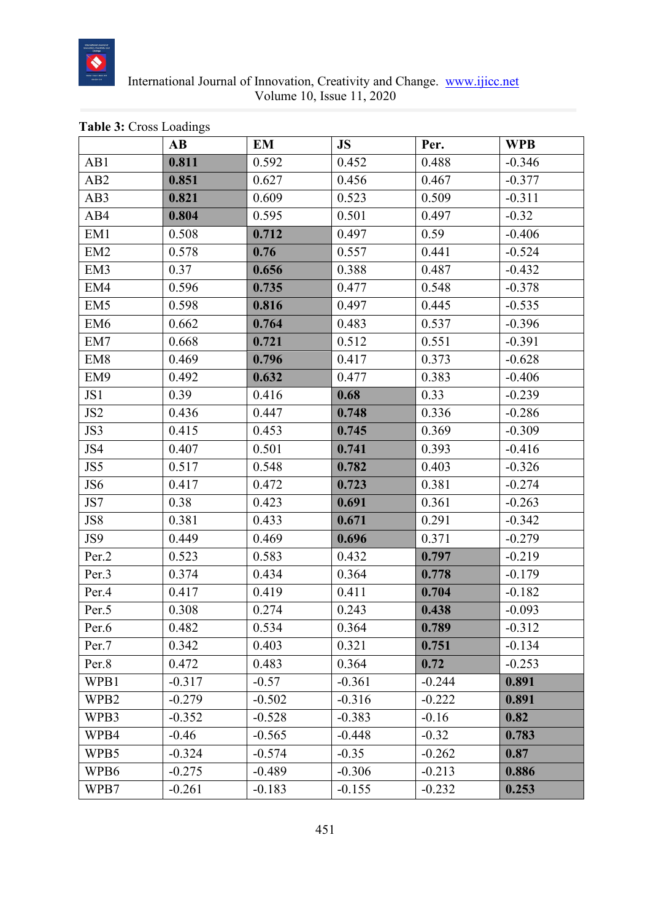**Table 3:** Cross Loadings

| | AB | EM | JS | Per. | WPB |
|---|---|---|---|---|---|
| AB1 | **0.811** | 0.592 | 0.452 | 0.488 | -0.346 |
| AB2 | **0.851** | 0.627 | 0.456 | 0.467 | -0.377 |
| AB3 | **0.821** | 0.609 | 0.523 | 0.509 | -0.311 |
| AB4 | **0.804** | 0.595 | 0.501 | 0.497 | -0.32 |
| EM1 | 0.508 | **0.712** | 0.497 | 0.59 | -0.406 |
| EM2 | 0.578 | **0.76** | 0.557 | 0.441 | -0.524 |
| EM3 | 0.37 | **0.656** | 0.388 | 0.487 | -0.432 |
| EM4 | 0.596 | **0.735** | 0.477 | 0.548 | -0.378 |
| EM5 | 0.598 | **0.816** | 0.497 | 0.445 | -0.535 |
| EM6 | 0.662 | **0.764** | 0.483 | 0.537 | -0.396 |
| EM7 | 0.668 | **0.721** | 0.512 | 0.551 | -0.391 |
| EM8 | 0.469 | **0.796** | 0.417 | 0.373 | -0.628 |
| EM9 | 0.492 | **0.632** | 0.477 | 0.383 | -0.406 |
| JS1 | 0.39 | 0.416 | **0.68** | 0.33 | -0.239 |
| JS2 | 0.436 | 0.447 | **0.748** | 0.336 | -0.286 |
| JS3 | 0.415 | 0.453 | **0.745** | 0.369 | -0.309 |
| JS4 | 0.407 | 0.501 | **0.741** | 0.393 | -0.416 |
| JS5 | 0.517 | 0.548 | **0.782** | 0.403 | -0.326 |
| JS6 | 0.417 | 0.472 | **0.723** | 0.381 | -0.274 |
| JS7 | 0.38 | 0.423 | **0.691** | 0.361 | -0.263 |
| JS8 | 0.381 | 0.433 | **0.671** | 0.291 | -0.342 |
| JS9 | 0.449 | 0.469 | **0.696** | 0.371 | -0.279 |
| Per.2 | 0.523 | 0.583 | 0.432 | **0.797** | -0.219 |
| Per.3 | 0.374 | 0.434 | 0.364 | **0.778** | -0.179 |
| Per.4 | 0.417 | 0.419 | 0.411 | **0.704** | -0.182 |
| Per.5 | 0.308 | 0.274 | 0.243 | **0.438** | -0.093 |
| Per.6 | 0.482 | 0.534 | 0.364 | **0.789** | -0.312 |
| Per.7 | 0.342 | 0.403 | 0.321 | **0.751** | -0.134 |
| Per.8 | 0.472 | 0.483 | 0.364 | **0.72** | -0.253 |
| WPB1 | -0.317 | -0.57 | -0.361 | -0.244 | **0.891** |
| WPB2 | -0.279 | -0.502 | -0.316 | -0.222 | **0.891** |
| WPB3 | -0.352 | -0.528 | -0.383 | -0.16 | **0.82** |
| WPB4 | -0.46 | -0.565 | -0.448 | -0.32 | **0.783** |
| WPB5 | -0.324 | -0.574 | -0.35 | -0.262 | **0.87** |
| WPB6 | -0.275 | -0.489 | -0.306 | -0.213 | **0.886** |
| WPB7 | -0.261 | -0.183 | -0.155 | -0.232 | **0.253** |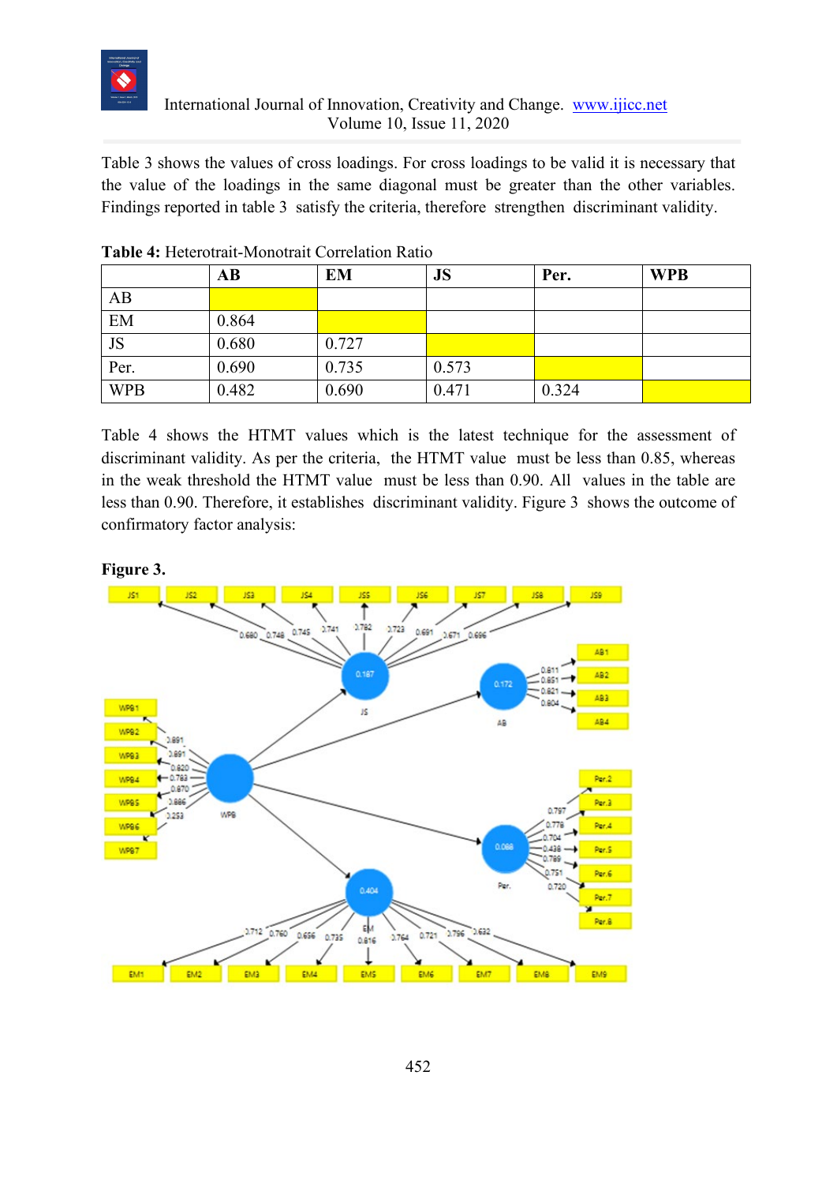Table 3 shows the values of cross loadings. For cross loadings to be valid it is necessary that the value of the loadings in the same diagonal must be greater than the other variables. Findings reported in table 3 satisfy the criteria, therefore strengthen discriminant validity.

**Table 4:** Heterotrait-Monotrait Correlation Ratio

| | AB | EM | JS | Per. | WPB |
|---|---|---|---|---|---|
| AB | | | | | |
| EM | 0.864 | | | | |
| JS | 0.680 | 0.727 | | | |
| Per. | 0.690 | 0.735 | 0.573 | | |
| WPB | 0.482 | 0.690 | 0.471 | 0.324 | |

Table 4 shows the HTMT values which is the latest technique for the assessment of discriminant validity. As per the criteria, the HTMT value must be less than 0.85, whereas in the weak threshold the HTMT value must be less than 0.90. All values in the table are less than 0.90. Therefore, it establishes discriminant validity. Figure 3 shows the outcome of confirmatory factor analysis:

**Figure 3.**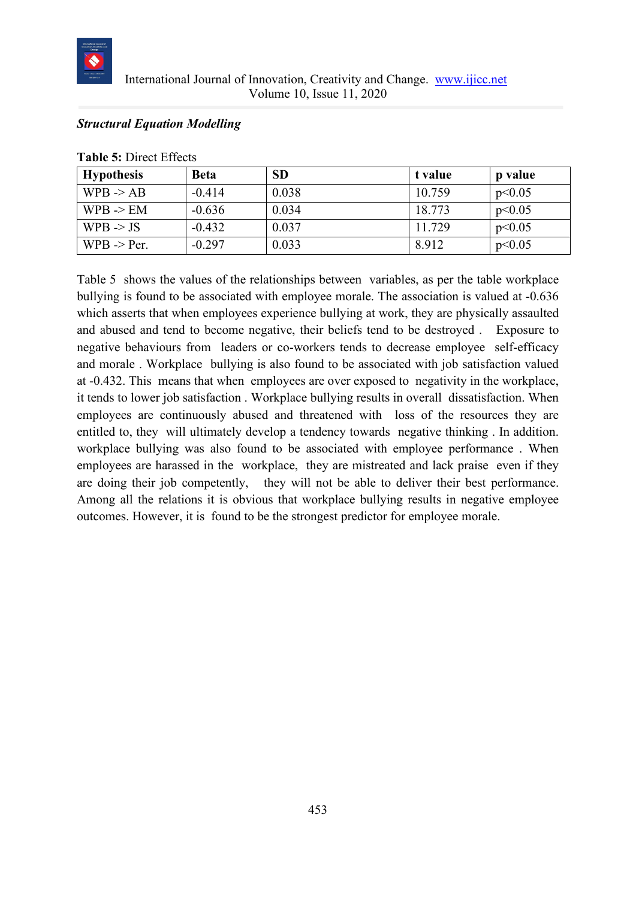***Structural Equation Modelling***

**Table 5:** Direct Effects

| Hypothesis | Beta | SD | t value | p value |
|---|---|---|---|---|
| WPB -> AB | -0.414 | 0.038 | 10.759 | $p<0.05$ |
| WPB -> EM | -0.636 | 0.034 | 18.773 | $p<0.05$ |
| WPB -> JS | -0.432 | 0.037 | 11.729 | $p<0.05$ |
| WPB -> Per. | -0.297 | 0.033 | 8.912 | $p<0.05$ |

Table 5 shows the values of the relationships between variables, as per the table workplace bullying is found to be associated with employee morale. The association is valued at -0.636 which asserts that when employees experience bullying at work, they are physically assaulted and abused and tend to become negative, their beliefs tend to be destroyed . Exposure to negative behaviours from leaders or co-workers tends to decrease employee self-efficacy and morale . Workplace bullying is also found to be associated with job satisfaction valued at -0.432. This means that when employees are over exposed to negativity in the workplace, it tends to lower job satisfaction . Workplace bullying results in overall dissatisfaction. When employees are continuously abused and threatened with loss of the resources they are entitled to, they will ultimately develop a tendency towards negative thinking . In addition. workplace bullying was also found to be associated with employee performance . When employees are harassed in the workplace, they are mistreated and lack praise even if they are doing their job competently, they will not be able to deliver their best performance. Among all the relations it is obvious that workplace bullying results in negative employee outcomes. However, it is found to be the strongest predictor for employee morale.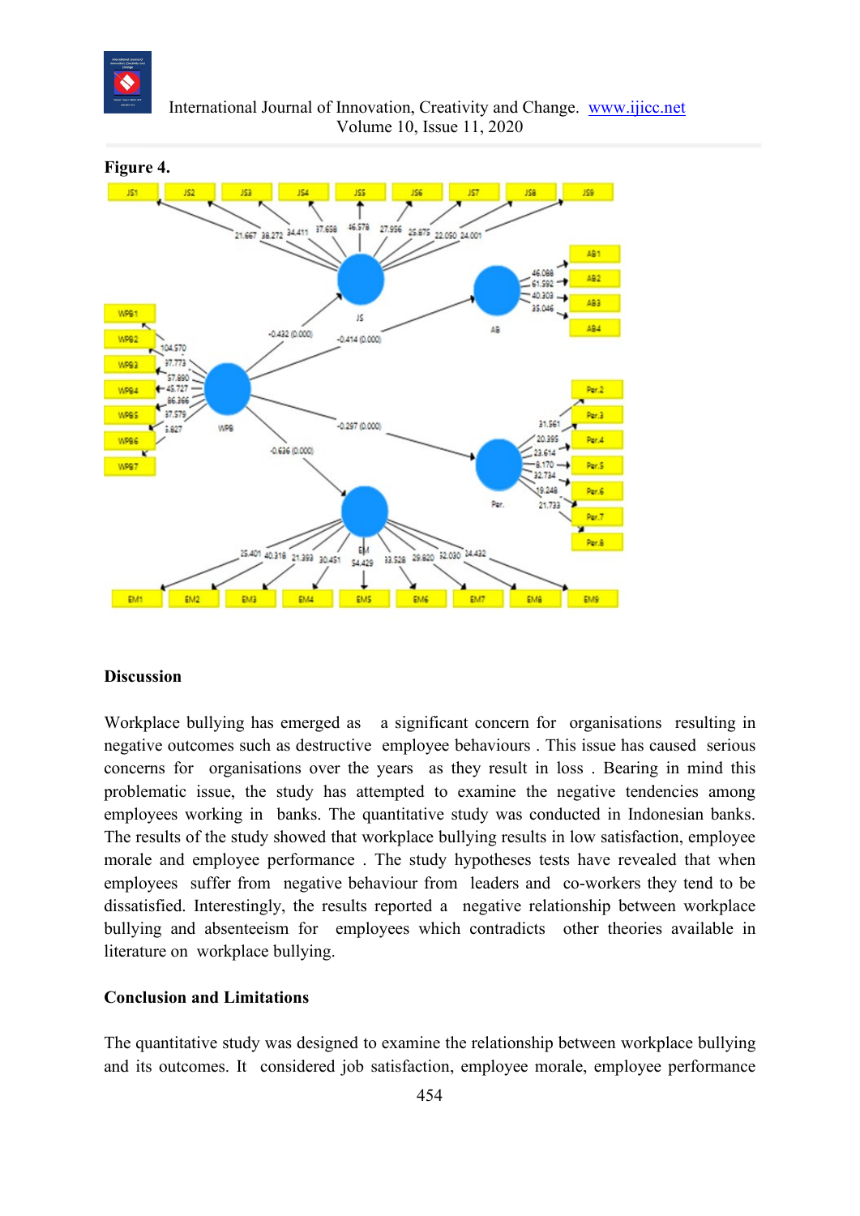**Figure 4.**

## Discussion

Workplace bullying has emerged as a significant concern for organisations resulting in negative outcomes such as destructive employee behaviours . This issue has caused serious concerns for organisations over the years as they result in loss . Bearing in mind this problematic issue, the study has attempted to examine the negative tendencies among employees working in banks. The quantitative study was conducted in Indonesian banks. The results of the study showed that workplace bullying results in low satisfaction, employee morale and employee performance . The study hypotheses tests have revealed that when employees suffer from negative behaviour from leaders and co-workers they tend to be dissatisfied. Interestingly, the results reported a negative relationship between workplace bullying and absenteeism for employees which contradicts other theories available in literature on workplace bullying.

## Conclusion and Limitations

The quantitative study was designed to examine the relationship between workplace bullying and its outcomes. It considered job satisfaction, employee morale, employee performance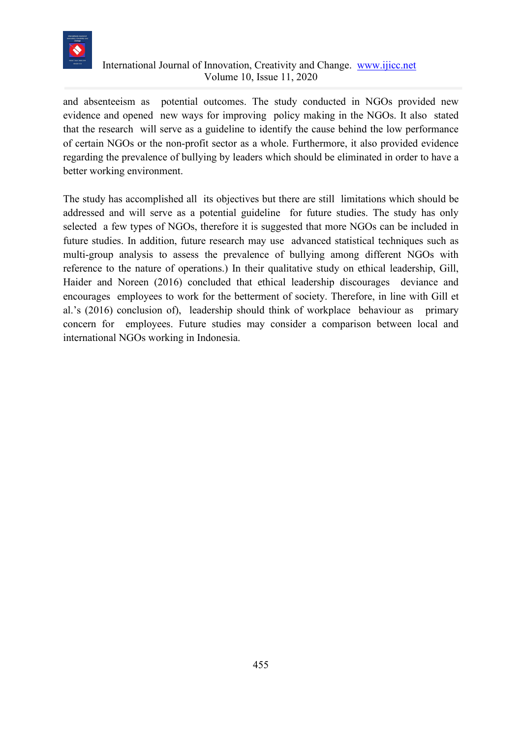and absenteeism as potential outcomes. The study conducted in NGOs provided new evidence and opened new ways for improving policy making in the NGOs. It also stated that the research will serve as a guideline to identify the cause behind the low performance of certain NGOs or the non-profit sector as a whole. Furthermore, it also provided evidence regarding the prevalence of bullying by leaders which should be eliminated in order to have a better working environment.

The study has accomplished all its objectives but there are still limitations which should be addressed and will serve as a potential guideline for future studies. The study has only selected a few types of NGOs, therefore it is suggested that more NGOs can be included in future studies. In addition, future research may use advanced statistical techniques such as multi-group analysis to assess the prevalence of bullying among different NGOs with reference to the nature of operations.) In their qualitative study on ethical leadership, Gill, Haider and Noreen (2016) concluded that ethical leadership discourages deviance and encourages employees to work for the betterment of society. Therefore, in line with Gill et al.'s (2016) conclusion of), leadership should think of workplace behaviour as primary concern for employees. Future studies may consider a comparison between local and international NGOs working in Indonesia.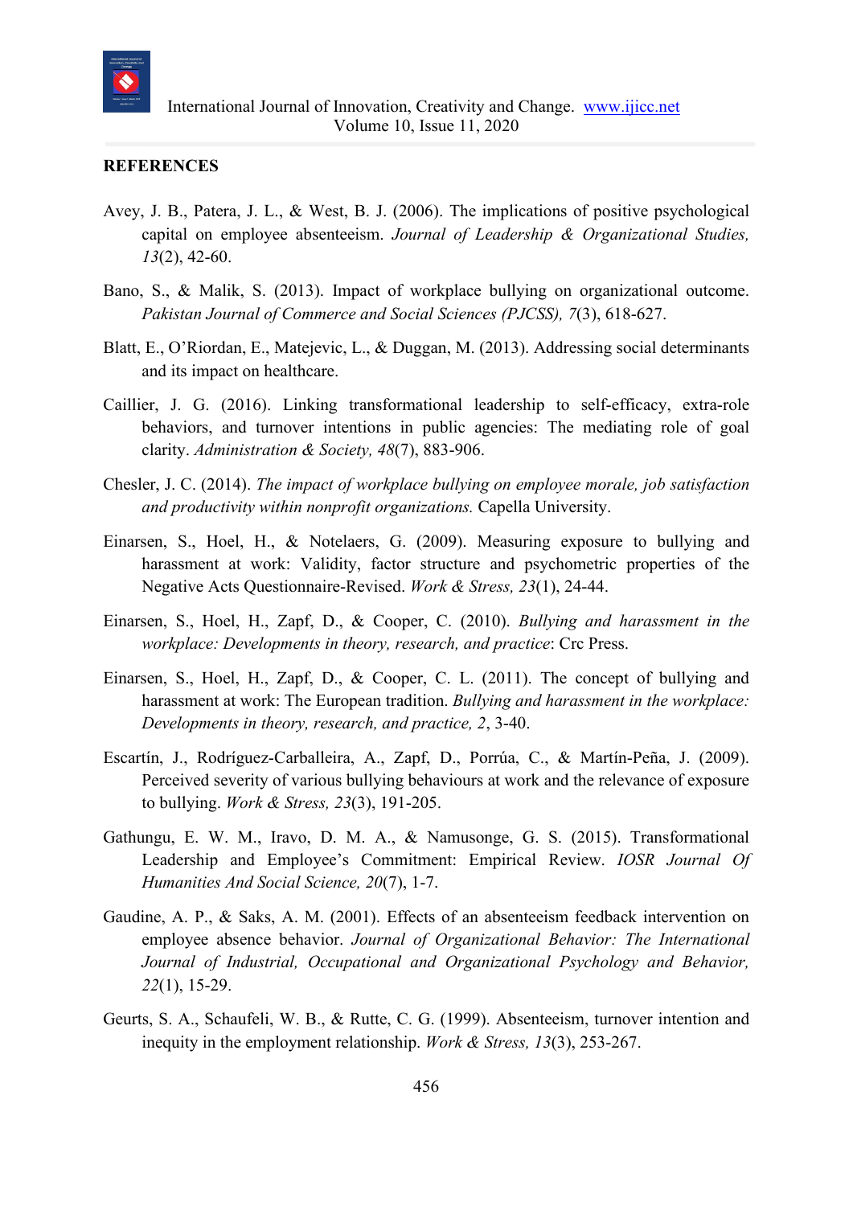**REFERENCES**

Avey, J. B., Patera, J. L., & West, B. J. (2006). The implications of positive psychological capital on employee absenteeism. *Journal of Leadership & Organizational Studies, 13*(2), 42-60.

Bano, S., & Malik, S. (2013). Impact of workplace bullying on organizational outcome. *Pakistan Journal of Commerce and Social Sciences (PJCSS), 7*(3), 618-627.

Blatt, E., O'Riordan, E., Matejevic, L., & Duggan, M. (2013). Addressing social determinants and its impact on healthcare.

Caillier, J. G. (2016). Linking transformational leadership to self-efficacy, extra-role behaviors, and turnover intentions in public agencies: The mediating role of goal clarity. *Administration & Society, 48*(7), 883-906.

Chesler, J. C. (2014). *The impact of workplace bullying on employee morale, job satisfaction and productivity within nonprofit organizations.* Capella University.

Einarsen, S., Hoel, H., & Notelaers, G. (2009). Measuring exposure to bullying and harassment at work: Validity, factor structure and psychometric properties of the Negative Acts Questionnaire-Revised. *Work & Stress, 23*(1), 24-44.

Einarsen, S., Hoel, H., Zapf, D., & Cooper, C. (2010). *Bullying and harassment in the workplace: Developments in theory, research, and practice*: Crc Press.

Einarsen, S., Hoel, H., Zapf, D., & Cooper, C. L. (2011). The concept of bullying and harassment at work: The European tradition. *Bullying and harassment in the workplace: Developments in theory, research, and practice, 2*, 3-40.

Escartín, J., Rodríguez-Carballeira, A., Zapf, D., Porrúa, C., & Martín-Peña, J. (2009). Perceived severity of various bullying behaviours at work and the relevance of exposure to bullying. *Work & Stress, 23*(3), 191-205.

Gathungu, E. W. M., Iravo, D. M. A., & Namusonge, G. S. (2015). Transformational Leadership and Employee's Commitment: Empirical Review. *IOSR Journal Of Humanities And Social Science, 20*(7), 1-7.

Gaudine, A. P., & Saks, A. M. (2001). Effects of an absenteeism feedback intervention on employee absence behavior. *Journal of Organizational Behavior: The International Journal of Industrial, Occupational and Organizational Psychology and Behavior, 22*(1), 15-29.

Geurts, S. A., Schaufeli, W. B., & Rutte, C. G. (1999). Absenteeism, turnover intention and inequity in the employment relationship. *Work & Stress, 13*(3), 253-267.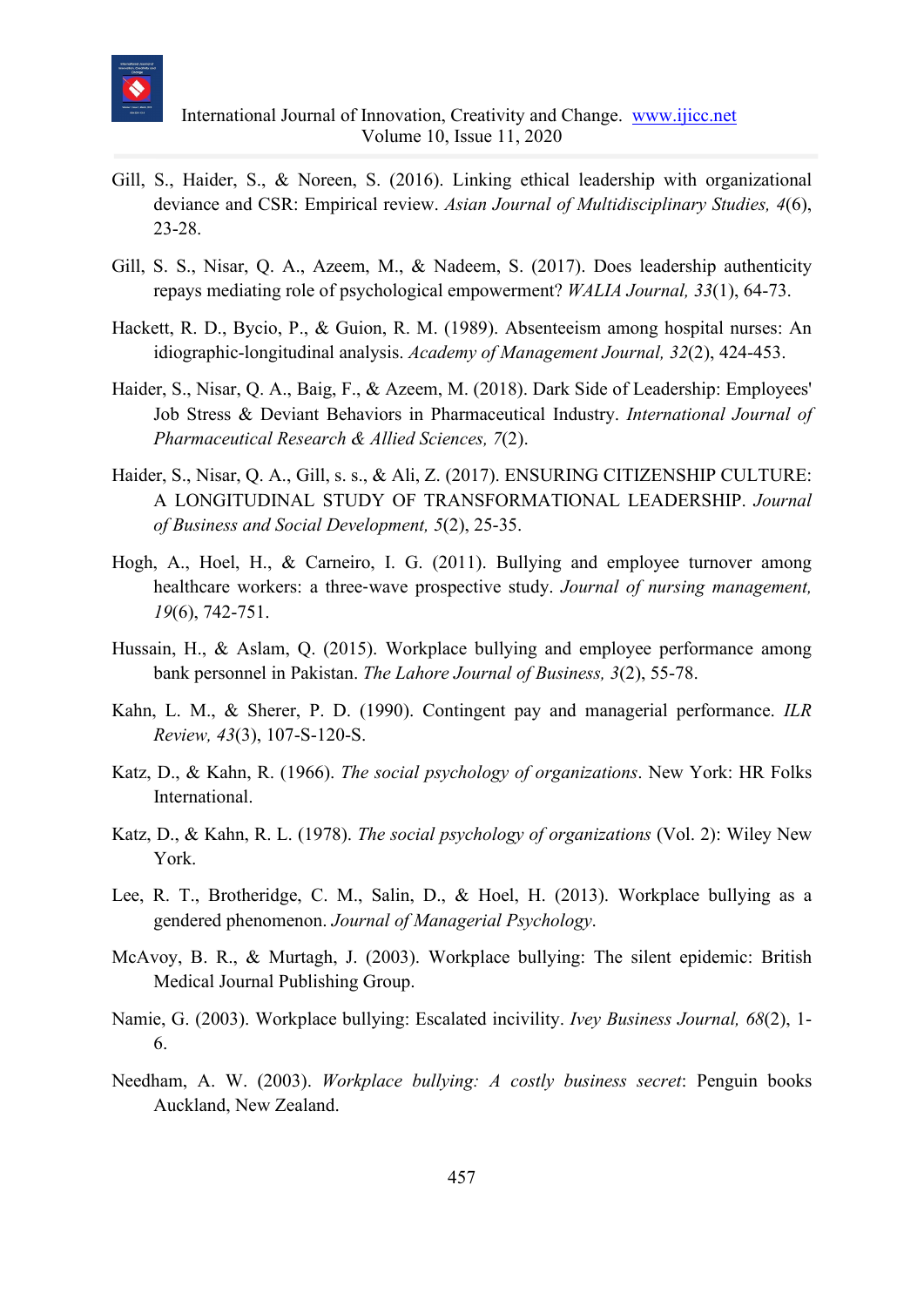Gill, S., Haider, S., & Noreen, S. (2016). Linking ethical leadership with organizational deviance and CSR: Empirical review. *Asian Journal of Multidisciplinary Studies, 4*(6), 23-28.

Gill, S. S., Nisar, Q. A., Azeem, M., & Nadeem, S. (2017). Does leadership authenticity repays mediating role of psychological empowerment? *WALIA Journal, 33*(1), 64-73.

Hackett, R. D., Bycio, P., & Guion, R. M. (1989). Absenteeism among hospital nurses: An idiographic-longitudinal analysis. *Academy of Management Journal, 32*(2), 424-453.

Haider, S., Nisar, Q. A., Baig, F., & Azeem, M. (2018). Dark Side of Leadership: Employees' Job Stress & Deviant Behaviors in Pharmaceutical Industry. *International Journal of Pharmaceutical Research & Allied Sciences, 7*(2).

Haider, S., Nisar, Q. A., Gill, s. s., & Ali, Z. (2017). ENSURING CITIZENSHIP CULTURE: A LONGITUDINAL STUDY OF TRANSFORMATIONAL LEADERSHIP. *Journal of Business and Social Development, 5*(2), 25-35.

Hogh, A., Hoel, H., & Carneiro, I. G. (2011). Bullying and employee turnover among healthcare workers: a three-wave prospective study. *Journal of nursing management, 19*(6), 742-751.

Hussain, H., & Aslam, Q. (2015). Workplace bullying and employee performance among bank personnel in Pakistan. *The Lahore Journal of Business, 3*(2), 55-78.

Kahn, L. M., & Sherer, P. D. (1990). Contingent pay and managerial performance. *ILR Review, 43*(3), 107-S-120-S.

Katz, D., & Kahn, R. (1966). *The social psychology of organizations*. New York: HR Folks International.

Katz, D., & Kahn, R. L. (1978). *The social psychology of organizations* (Vol. 2): Wiley New York.

Lee, R. T., Brotheridge, C. M., Salin, D., & Hoel, H. (2013). Workplace bullying as a gendered phenomenon. *Journal of Managerial Psychology*.

McAvoy, B. R., & Murtagh, J. (2003). Workplace bullying: The silent epidemic: British Medical Journal Publishing Group.

Namie, G. (2003). Workplace bullying: Escalated incivility. *Ivey Business Journal, 68*(2), 1-6.

Needham, A. W. (2003). *Workplace bullying: A costly business secret*: Penguin books Auckland, New Zealand.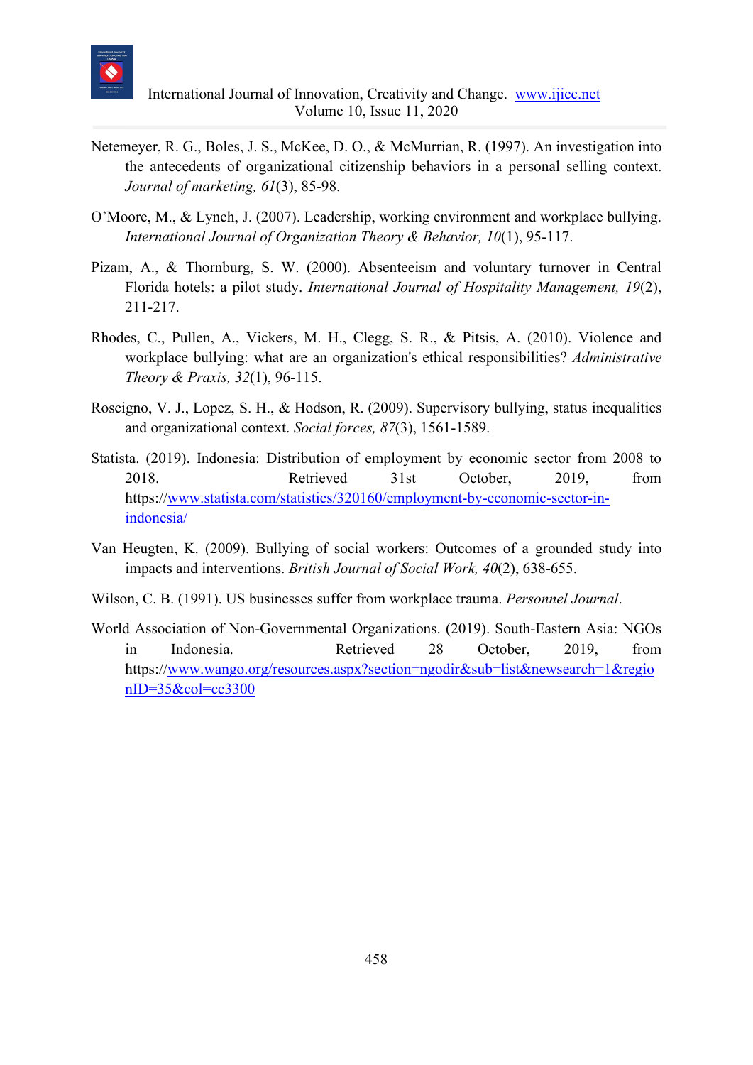Netemeyer, R. G., Boles, J. S., McKee, D. O., & McMurrian, R. (1997). An investigation into the antecedents of organizational citizenship behaviors in a personal selling context. *Journal of marketing, 61*(3), 85-98.

O'Moore, M., & Lynch, J. (2007). Leadership, working environment and workplace bullying. *International Journal of Organization Theory & Behavior, 10*(1), 95-117.

Pizam, A., & Thornburg, S. W. (2000). Absenteeism and voluntary turnover in Central Florida hotels: a pilot study. *International Journal of Hospitality Management, 19*(2), 211-217.

Rhodes, C., Pullen, A., Vickers, M. H., Clegg, S. R., & Pitsis, A. (2010). Violence and workplace bullying: what are an organization's ethical responsibilities? *Administrative Theory & Praxis, 32*(1), 96-115.

Roscigno, V. J., Lopez, S. H., & Hodson, R. (2009). Supervisory bullying, status inequalities and organizational context. *Social forces, 87*(3), 1561-1589.

Statista. (2019). Indonesia: Distribution of employment by economic sector from 2008 to 2018. Retrieved 31st October, 2019, from https://www.statista.com/statistics/320160/employment-by-economic-sector-in-indonesia/

Van Heugten, K. (2009). Bullying of social workers: Outcomes of a grounded study into impacts and interventions. *British Journal of Social Work, 40*(2), 638-655.

Wilson, C. B. (1991). US businesses suffer from workplace trauma. *Personnel Journal*.

World Association of Non-Governmental Organizations. (2019). South-Eastern Asia: NGOs in Indonesia. Retrieved 28 October, 2019, from https://www.wango.org/resources.aspx?section=ngodir&sub=list&newsearch=1&regionID=35&col=cc3300